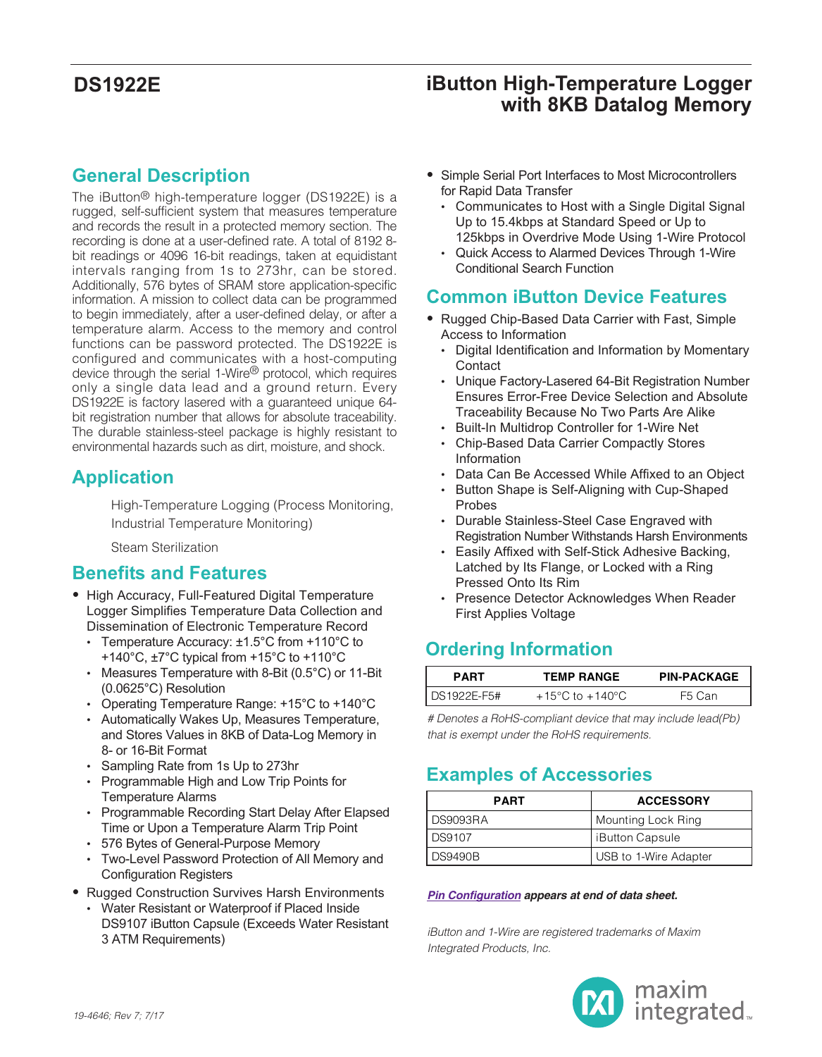# DS1922E

# iButton High-Temperature Logger with 8KB Datalog Memory

## General Description

The iButton® high-temperature logger (DS1922E) is a rugged, self-sufficient system that measures temperature and records the result in a protected memory section. The recording is done at a user-defined rate. A total of 8192 8-bit readings or 4096 16-bit readings, taken at equidistant intervals ranging from 1s to 273hr, can be stored. Additionally, 576 bytes of SRAM store application-specific information. A mission to collect data can be programmed to begin immediately, after a user-defined delay, or after a temperature alarm. Access to the memory and control functions can be password protected. The DS1922E is configured and communicates with a host-computing device through the serial 1-Wire® protocol, which requires only a single data lead and a ground return. Every DS1922E is factory lasered with a guaranteed unique 64-bit registration number that allows for absolute traceability. The durable stainless-steel package is highly resistant to environmental hazards such as dirt, moisture, and shock.

## Application

High-Temperature Logging (Process Monitoring, Industrial Temperature Monitoring)

Steam Sterilization

## Benefits and Features

- High Accuracy, Full-Featured Digital Temperature Logger Simplifies Temperature Data Collection and Dissemination of Electronic Temperature Record
  - Temperature Accuracy: ±1.5°C from +110°C to +140°C, ±7°C typical from +15°C to +110°C
  - Measures Temperature with 8-Bit (0.5°C) or 11-Bit (0.0625°C) Resolution
  - Operating Temperature Range: +15°C to +140°C
  - Automatically Wakes Up, Measures Temperature, and Stores Values in 8KB of Data-Log Memory in 8- or 16-Bit Format
  - Sampling Rate from 1s Up to 273hr
  - Programmable High and Low Trip Points for Temperature Alarms
  - Programmable Recording Start Delay After Elapsed Time or Upon a Temperature Alarm Trip Point
  - 576 Bytes of General-Purpose Memory
  - Two-Level Password Protection of All Memory and Configuration Registers
- Rugged Construction Survives Harsh Environments
  - Water Resistant or Waterproof if Placed Inside DS9107 iButton Capsule (Exceeds Water Resistant 3 ATM Requirements)
- Simple Serial Port Interfaces to Most Microcontrollers for Rapid Data Transfer
  - Communicates to Host with a Single Digital Signal Up to 15.4kbps at Standard Speed or Up to 125kbps in Overdrive Mode Using 1-Wire Protocol
  - Quick Access to Alarmed Devices Through 1-Wire Conditional Search Function

## Common iButton Device Features

- Rugged Chip-Based Data Carrier with Fast, Simple Access to Information
  - Digital Identification and Information by Momentary Contact
  - Unique Factory-Lasered 64-Bit Registration Number Ensures Error-Free Device Selection and Absolute Traceability Because No Two Parts Are Alike
  - Built-In Multidrop Controller for 1-Wire Net
  - Chip-Based Data Carrier Compactly Stores Information
  - Data Can Be Accessed While Affixed to an Object
  - Button Shape is Self-Aligning with Cup-Shaped Probes
  - Durable Stainless-Steel Case Engraved with Registration Number Withstands Harsh Environments
  - Easily Affixed with Self-Stick Adhesive Backing, Latched by Its Flange, or Locked with a Ring Pressed Onto Its Rim
  - Presence Detector Acknowledges When Reader First Applies Voltage

## Ordering Information

| PART | TEMP RANGE | PIN-PACKAGE |
|---|---|---|
| DS1922E-F5# | +15°C to +140°C | F5 Can |

*# Denotes a RoHS-compliant device that may include lead(Pb) that is exempt under the RoHS requirements.*

## Examples of Accessories

| PART | ACCESSORY |
|---|---|
| DS9093RA | Mounting Lock Ring |
| DS9107 | iButton Capsule |
| DS9490B | USB to 1-Wire Adapter |

***Pin Configuration** appears at end of data sheet.*

*iButton and 1-Wire are registered trademarks of Maxim Integrated Products, Inc.*

*19-4646; Rev 7; 7/17*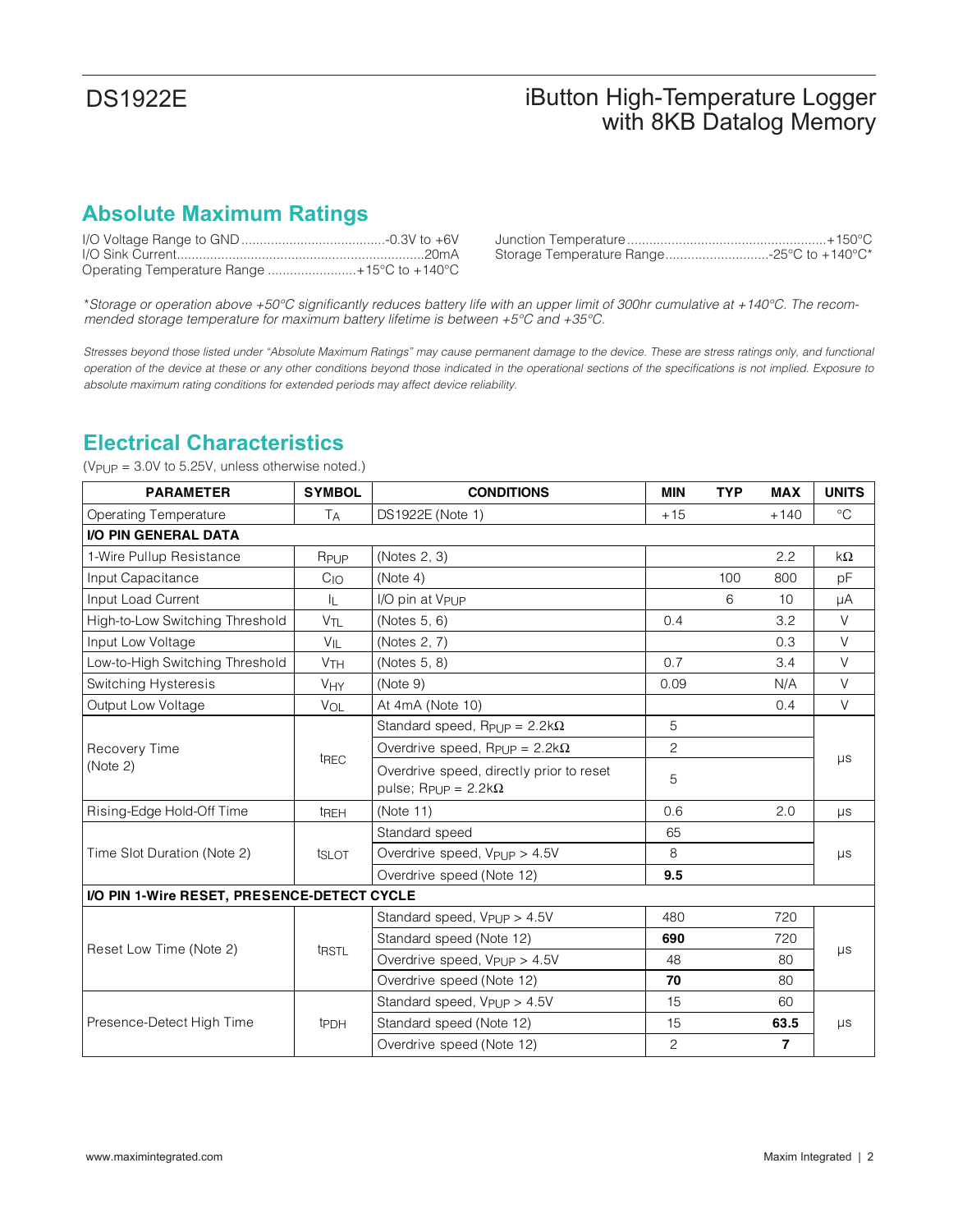## Absolute Maximum Ratings

I/O Voltage Range to GND ......................................-0.3V to +6V
I/O Sink Current..................................................................20mA
Operating Temperature Range ........................+15°C to +140°C
Junction Temperature .....................................................+150°C
Storage Temperature Range............................-25°C to +140°C*

*\*Storage or operation above +50°C significantly reduces battery life with an upper limit of 300hr cumulative at +140°C. The recommended storage temperature for maximum battery lifetime is between +5°C and +35°C.*

*Stresses beyond those listed under "Absolute Maximum Ratings" may cause permanent damage to the device. These are stress ratings only, and functional operation of the device at these or any other conditions beyond those indicated in the operational sections of the specifications is not implied. Exposure to absolute maximum rating conditions for extended periods may affect device reliability.*

## Electrical Characteristics

($V_{PUP}$ = 3.0V to 5.25V, unless otherwise noted.)

| PARAMETER | SYMBOL | CONDITIONS | MIN | TYP | MAX | UNITS |
|---|---|---|---|---|---|---|
| Operating Temperature | $T_A$ | DS1922E (Note 1) | +15 | | +140 | °C |
| **I/O PIN GENERAL DATA** | | | | | | |
| 1-Wire Pullup Resistance | $R_{PUP}$ | (Notes 2, 3) | | | 2.2 | kΩ |
| Input Capacitance | $C_{IO}$ | (Note 4) | | 100 | 800 | pF |
| Input Load Current | $I_L$ | I/O pin at $V_{PUP}$ | | 6 | 10 | µA |
| High-to-Low Switching Threshold | $V_{TL}$ | (Notes 5, 6) | 0.4 | | 3.2 | V |
| Input Low Voltage | $V_{IL}$ | (Notes 2, 7) | | | 0.3 | V |
| Low-to-High Switching Threshold | $V_{TH}$ | (Notes 5, 8) | 0.7 | | 3.4 | V |
| Switching Hysteresis | $V_{HY}$ | (Note 9) | 0.09 | | N/A | V |
| Output Low Voltage | $V_{OL}$ | At 4mA (Note 10) | | | 0.4 | V |
| Recovery Time (Note 2) | $t_{REC}$ | Standard speed, $R_{PUP}$ = 2.2kΩ | 5 | | | µs |
| | | Overdrive speed, $R_{PUP}$ = 2.2kΩ | 2 | | | |
| | | Overdrive speed, directly prior to reset pulse; $R_{PUP}$ = 2.2kΩ | 5 | | | |
| Rising-Edge Hold-Off Time | $t_{REH}$ | (Note 11) | 0.6 | | 2.0 | µs |
| Time Slot Duration (Note 2) | $t_{SLOT}$ | Standard speed | 65 | | | µs |
| | | Overdrive speed, $V_{PUP}$ > 4.5V | 8 | | | |
| | | Overdrive speed (Note 12) | **9.5** | | | |
| **I/O PIN 1-Wire RESET, PRESENCE-DETECT CYCLE** | | | | | | |
| Reset Low Time (Note 2) | $t_{RSTL}$ | Standard speed, $V_{PUP}$ > 4.5V | 480 | | 720 | µs |
| | | Standard speed (Note 12) | **690** | | 720 | |
| | | Overdrive speed, $V_{PUP}$ > 4.5V | 48 | | 80 | |
| | | Overdrive speed (Note 12) | **70** | | 80 | |
| Presence-Detect High Time | $t_{PDH}$ | Standard speed, $V_{PUP}$ > 4.5V | 15 | | 60 | µs |
| | | Standard speed (Note 12) | 15 | | **63.5** | |
| | | Overdrive speed (Note 12) | 2 | | **7** | |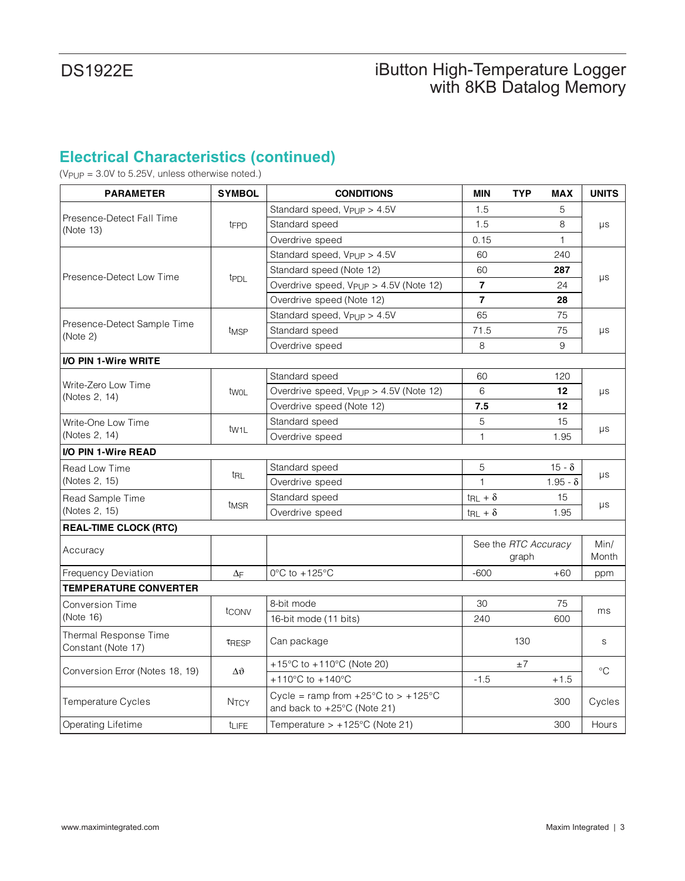## Electrical Characteristics (continued)

($V_{PUP}$ = 3.0V to 5.25V, unless otherwise noted.)

| PARAMETER | SYMBOL | CONDITIONS | MIN | TYP | MAX | UNITS |
|---|---|---|---|---|---|---|
| Presence-Detect Fall Time (Note 13) | $t_{FPD}$ | Standard speed, $V_{PUP}$ > 4.5V | 1.5 | | 5 | µs |
| | | Standard speed | 1.5 | | 8 | |
| | | Overdrive speed | 0.15 | | 1 | |
| Presence-Detect Low Time | $t_{PDL}$ | Standard speed, $V_{PUP}$ > 4.5V | 60 | | 240 | µs |
| | | Standard speed (Note 12) | 60 | | **287** | |
| | | Overdrive speed, $V_{PUP}$ > 4.5V (Note 12) | **7** | | 24 | |
| | | Overdrive speed (Note 12) | **7** | | **28** | |
| Presence-Detect Sample Time (Note 2) | $t_{MSP}$ | Standard speed, $V_{PUP}$ > 4.5V | 65 | | 75 | µs |
| | | Standard speed | 71.5 | | 75 | |
| | | Overdrive speed | 8 | | 9 | |
| **I/O PIN 1-Wire WRITE** | | | | | | |
| Write-Zero Low Time (Notes 2, 14) | $t_{W0L}$ | Standard speed | 60 | | 120 | µs |
| | | Overdrive speed, $V_{PUP}$ > 4.5V (Note 12) | 6 | | **12** | |
| | | Overdrive speed (Note 12) | **7.5** | | **12** | |
| Write-One Low Time (Notes 2, 14) | $t_{W1L}$ | Standard speed | 5 | | 15 | µs |
| | | Overdrive speed | 1 | | 1.95 | |
| **I/O PIN 1-Wire READ** | | | | | | |
| Read Low Time (Notes 2, 15) | $t_{RL}$ | Standard speed | 5 | | $15 - \delta$ | µs |
| | | Overdrive speed | 1 | | $1.95 - \delta$ | |
| Read Sample Time (Notes 2, 15) | $t_{MSR}$ | Standard speed | $t_{RL} + \delta$ | | 15 | µs |
| | | Overdrive speed | $t_{RL} + \delta$ | | 1.95 | |
| **REAL-TIME CLOCK (RTC)** | | | | | | |
| Accuracy | | | | See the *RTC Accuracy* graph | | Min/ Month |
| Frequency Deviation | $\Delta_F$ | 0°C to +125°C | -600 | | +60 | ppm |
| **TEMPERATURE CONVERTER** | | | | | | |
| Conversion Time (Note 16) | $t_{CONV}$ | 8-bit mode | 30 | | 75 | ms |
| | | 16-bit mode (11 bits) | 240 | | 600 | |
| Thermal Response Time Constant (Note 17) | $\tau_{RESP}$ | Can package | | 130 | | s |
| Conversion Error (Notes 18, 19) | $\Delta\vartheta$ | +15°C to +110°C (Note 20) | | ±7 | | °C |
| | | +110°C to +140°C | -1.5 | | +1.5 | |
| Temperature Cycles | $N_{TCY}$ | Cycle = ramp from +25°C to > +125°C and back to +25°C (Note 21) | | | 300 | Cycles |
| Operating Lifetime | $t_{LIFE}$ | Temperature > +125°C (Note 21) | | | 300 | Hours |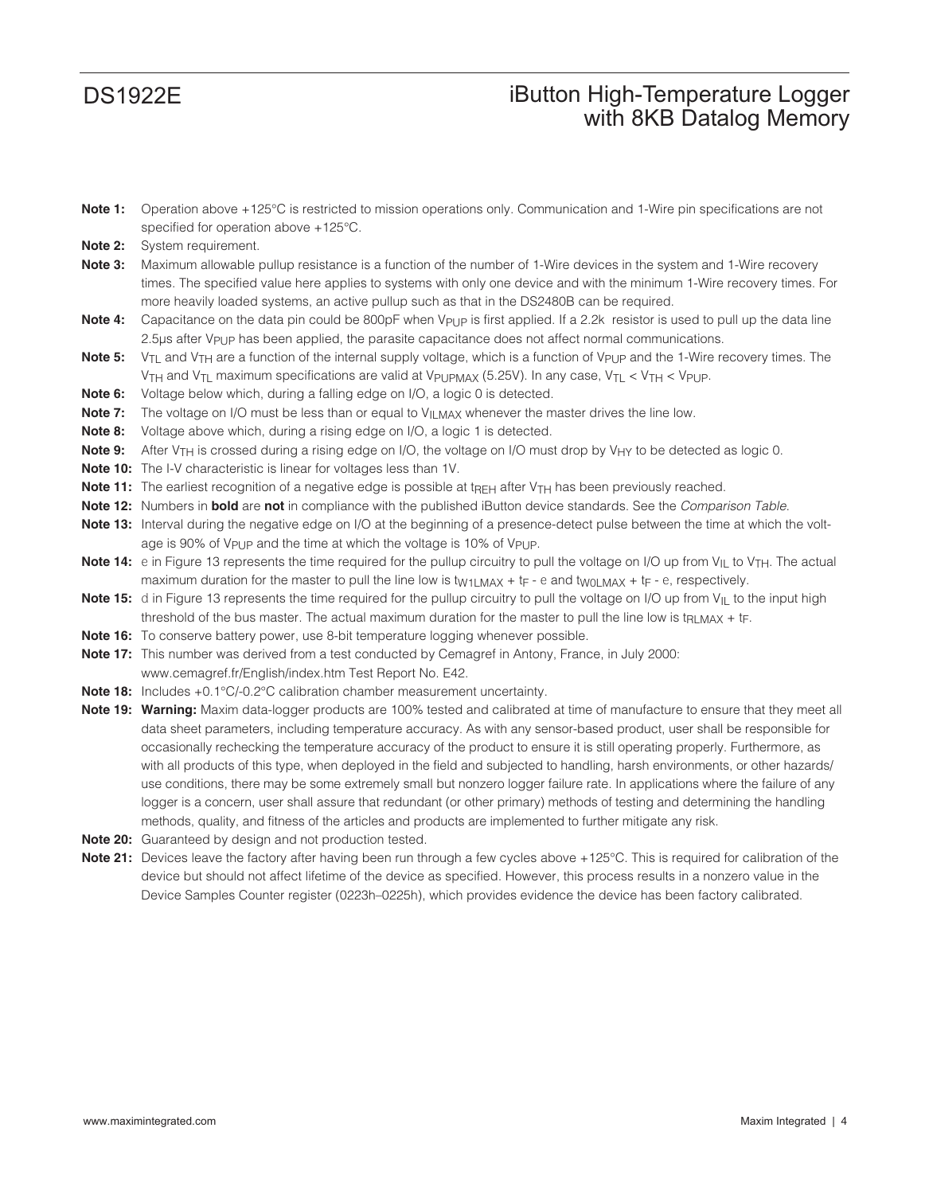**Note 1:** Operation above +125°C is restricted to mission operations only. Communication and 1-Wire pin specifications are not specified for operation above +125°C.

**Note 2:** System requirement.

**Note 3:** Maximum allowable pullup resistance is a function of the number of 1-Wire devices in the system and 1-Wire recovery times. The specified value here applies to systems with only one device and with the minimum 1-Wire recovery times. For more heavily loaded systems, an active pullup such as that in the DS2480B can be required.

**Note 4:** Capacitance on the data pin could be 800pF when $V_{PUP}$ is first applied. If a 2.2k resistor is used to pull up the data line 2.5μs after $V_{PUP}$ has been applied, the parasite capacitance does not affect normal communications.

**Note 5:** $V_{TL}$ and $V_{TH}$ are a function of the internal supply voltage, which is a function of $V_{PUP}$ and the 1-Wire recovery times. The $V_{TH}$ and $V_{TL}$ maximum specifications are valid at $V_{PUPMAX}$ (5.25V). In any case, $V_{TL} < V_{TH} < V_{PUP}$.

**Note 6:** Voltage below which, during a falling edge on I/O, a logic 0 is detected.

**Note 7:** The voltage on I/O must be less than or equal to $V_{ILMAX}$ whenever the master drives the line low.

**Note 8:** Voltage above which, during a rising edge on I/O, a logic 1 is detected.

**Note 9:** After $V_{TH}$ is crossed during a rising edge on I/O, the voltage on I/O must drop by $V_{HY}$ to be detected as logic 0.

**Note 10:** The I-V characteristic is linear for voltages less than 1V.

**Note 11:** The earliest recognition of a negative edge is possible at $t_{REH}$ after $V_{TH}$ has been previously reached.

**Note 12:** Numbers in **bold** are **not** in compliance with the published iButton device standards. See the *Comparison Table.*

**Note 13:** Interval during the negative edge on I/O at the beginning of a presence-detect pulse between the time at which the voltage is 90% of $V_{PUP}$ and the time at which the voltage is 10% of $V_{PUP}$.

**Note 14:** ε in Figure 13 represents the time required for the pullup circuitry to pull the voltage on I/O up from $V_{IL}$ to $V_{TH}$. The actual maximum duration for the master to pull the line low is $t_{W1LMAX} + t_F - \varepsilon$ and $t_{W0LMAX} + t_F - \varepsilon$, respectively.

**Note 15:** δ in Figure 13 represents the time required for the pullup circuitry to pull the voltage on I/O up from $V_{IL}$ to the input high threshold of the bus master. The actual maximum duration for the master to pull the line low is $t_{RLMAX} + t_F$.

**Note 16:** To conserve battery power, use 8-bit temperature logging whenever possible.

**Note 17:** This number was derived from a test conducted by Cemagref in Antony, France, in July 2000: www.cemagref.fr/English/index.htm Test Report No. E42.

**Note 18:** Includes +0.1°C/-0.2°C calibration chamber measurement uncertainty.

**Note 19:** **Warning:** Maxim data-logger products are 100% tested and calibrated at time of manufacture to ensure that they meet all data sheet parameters, including temperature accuracy. As with any sensor-based product, user shall be responsible for occasionally rechecking the temperature accuracy of the product to ensure it is still operating properly. Furthermore, as with all products of this type, when deployed in the field and subjected to handling, harsh environments, or other hazards/use conditions, there may be some extremely small but nonzero logger failure rate. In applications where the failure of any logger is a concern, user shall assure that redundant (or other primary) methods of testing and determining the handling methods, quality, and fitness of the articles and products are implemented to further mitigate any risk.

**Note 20:** Guaranteed by design and not production tested.

**Note 21:** Devices leave the factory after having been run through a few cycles above +125°C. This is required for calibration of the device but should not affect lifetime of the device as specified. However, this process results in a nonzero value in the Device Samples Counter register (0223h–0225h), which provides evidence the device has been factory calibrated.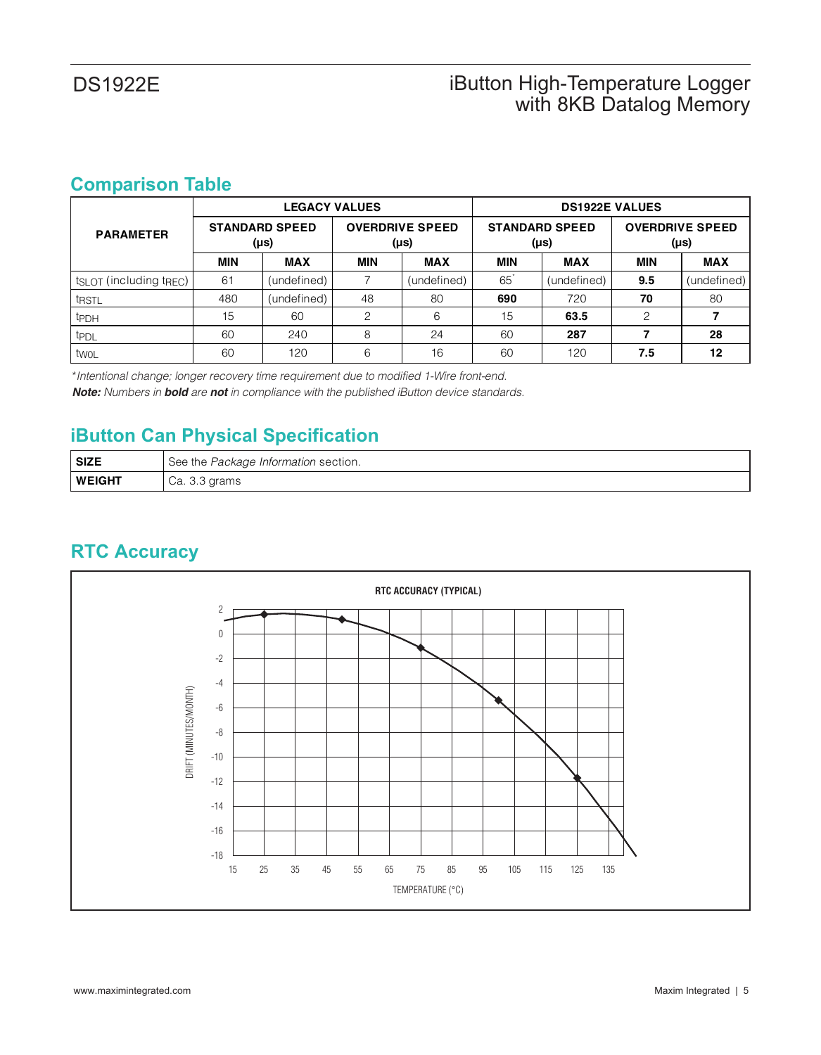## Comparison Table

| PARAMETER | LEGACY VALUES | | | | DS1922E VALUES | | | |
|---|---|---|---|---|---|---|---|---|
| | STANDARD SPEED (µs) | | OVERDRIVE SPEED (µs) | | STANDARD SPEED (µs) | | OVERDRIVE SPEED (µs) | |
| | MIN | MAX | MIN | MAX | MIN | MAX | MIN | MAX |
| $t_{SLOT}$ (including $t_{REC}$) | 61 | (undefined) | 7 | (undefined) | 65* | (undefined) | **9.5** | (undefined) |
| $t_{RSTL}$ | 480 | (undefined) | 48 | 80 | **690** | 720 | **70** | 80 |
| $t_{PDH}$ | 15 | 60 | 2 | 6 | 15 | **63.5** | 2 | **7** |
| $t_{PDL}$ | 60 | 240 | 8 | 24 | 60 | **287** | **7** | **28** |
| $t_{WOL}$ | 60 | 120 | 6 | 16 | 60 | 120 | **7.5** | **12** |

**Intentional change; longer recovery time requirement due to modified 1-Wire front-end.*

***Note:** Numbers in **bold** are **not** in compliance with the published iButton device standards.*

## iButton Can Physical Specification

| | |
|---|---|
| **SIZE** | See the *Package Information* section. |
| **WEIGHT** | Ca. 3.3 grams |

## RTC Accuracy

RTC ACCURACY (TYPICAL)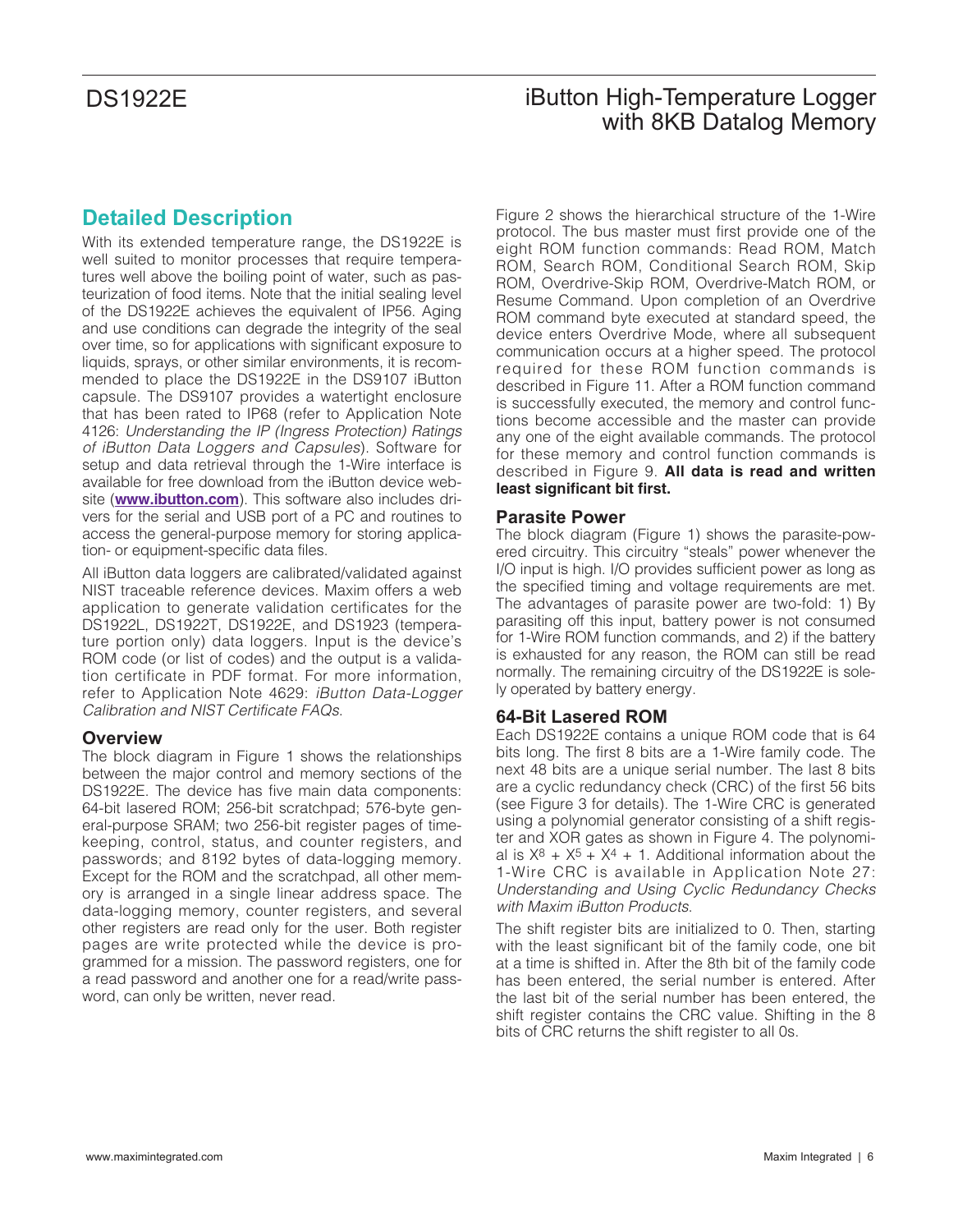## Detailed Description

With its extended temperature range, the DS1922E is well suited to monitor processes that require temperatures well above the boiling point of water, such as pasteurization of food items. Note that the initial sealing level of the DS1922E achieves the equivalent of IP56. Aging and use conditions can degrade the integrity of the seal over time, so for applications with significant exposure to liquids, sprays, or other similar environments, it is recommended to place the DS1922E in the DS9107 iButton capsule. The DS9107 provides a watertight enclosure that has been rated to IP68 (refer to Application Note 4126: *Understanding the IP (Ingress Protection) Ratings of iButton Data Loggers and Capsules*). Software for setup and data retrieval through the 1-Wire interface is available for free download from the iButton device website (**www.ibutton.com**). This software also includes drivers for the serial and USB port of a PC and routines to access the general-purpose memory for storing application- or equipment-specific data files.

All iButton data loggers are calibrated/validated against NIST traceable reference devices. Maxim offers a web application to generate validation certificates for the DS1922L, DS1922T, DS1922E, and DS1923 (temperature portion only) data loggers. Input is the device's ROM code (or list of codes) and the output is a validation certificate in PDF format. For more information, refer to Application Note 4629: *iButton Data-Logger Calibration and NIST Certificate FAQs*.

### Overview

The block diagram in Figure 1 shows the relationships between the major control and memory sections of the DS1922E. The device has five main data components: 64-bit lasered ROM; 256-bit scratchpad; 576-byte general-purpose SRAM; two 256-bit register pages of timekeeping, control, status, and counter registers, and passwords; and 8192 bytes of data-logging memory. Except for the ROM and the scratchpad, all other memory is arranged in a single linear address space. The data-logging memory, counter registers, and several other registers are read only for the user. Both register pages are write protected while the device is programmed for a mission. The password registers, one for a read password and another one for a read/write password, can only be written, never read.

Figure 2 shows the hierarchical structure of the 1-Wire protocol. The bus master must first provide one of the eight ROM function commands: Read ROM, Match ROM, Search ROM, Conditional Search ROM, Skip ROM, Overdrive-Skip ROM, Overdrive-Match ROM, or Resume Command. Upon completion of an Overdrive ROM command byte executed at standard speed, the device enters Overdrive Mode, where all subsequent communication occurs at a higher speed. The protocol required for these ROM function commands is described in Figure 11. After a ROM function command is successfully executed, the memory and control functions become accessible and the master can provide any one of the eight available commands. The protocol for these memory and control function commands is described in Figure 9. **All data is read and written least significant bit first.**

### Parasite Power

The block diagram (Figure 1) shows the parasite-powered circuitry. This circuitry "steals" power whenever the I/O input is high. I/O provides sufficient power as long as the specified timing and voltage requirements are met. The advantages of parasite power are two-fold: 1) By parasiting off this input, battery power is not consumed for 1-Wire ROM function commands, and 2) if the battery is exhausted for any reason, the ROM can still be read normally. The remaining circuitry of the DS1922E is solely operated by battery energy.

### 64-Bit Lasered ROM

Each DS1922E contains a unique ROM code that is 64 bits long. The first 8 bits are a 1-Wire family code. The next 48 bits are a unique serial number. The last 8 bits are a cyclic redundancy check (CRC) of the first 56 bits (see Figure 3 for details). The 1-Wire CRC is generated using a polynomial generator consisting of a shift register and XOR gates as shown in Figure 4. The polynomial is $X^8 + X^5 + X^4 + 1$. Additional information about the 1-Wire CRC is available in Application Note 27: *Understanding and Using Cyclic Redundancy Checks with Maxim iButton Products*.

The shift register bits are initialized to 0. Then, starting with the least significant bit of the family code, one bit at a time is shifted in. After the 8th bit of the family code has been entered, the serial number is entered. After the last bit of the serial number has been entered, the shift register contains the CRC value. Shifting in the 8 bits of CRC returns the shift register to all 0s.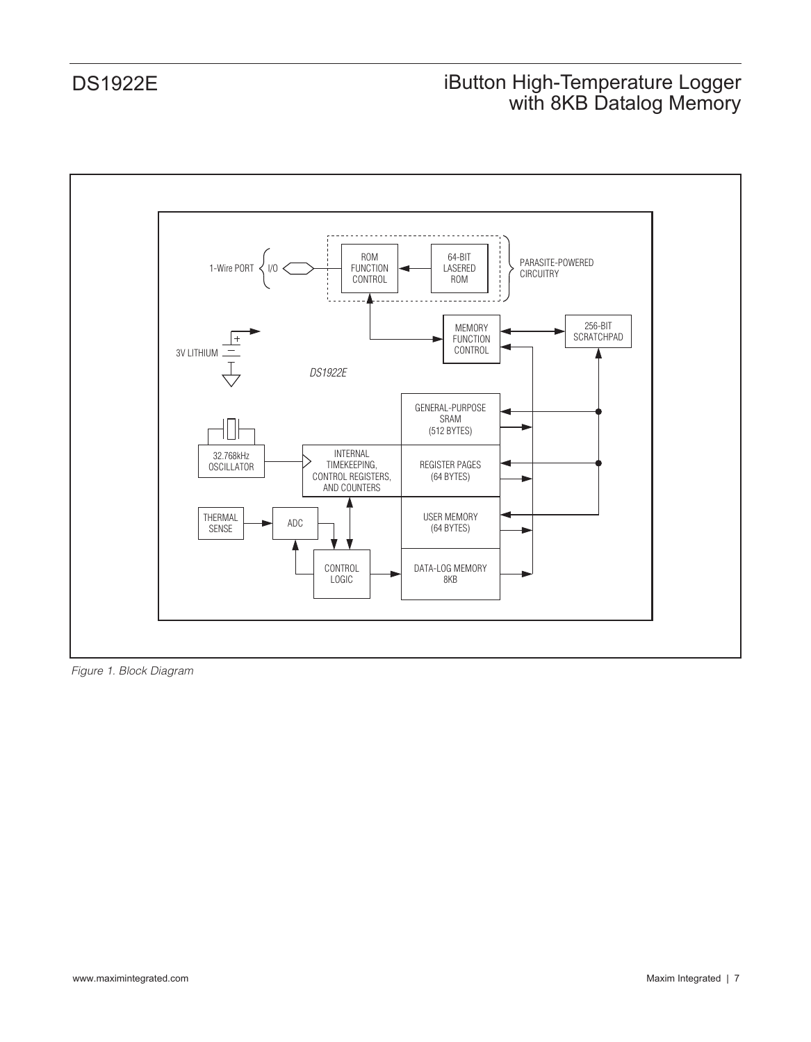*Figure 1. Block Diagram*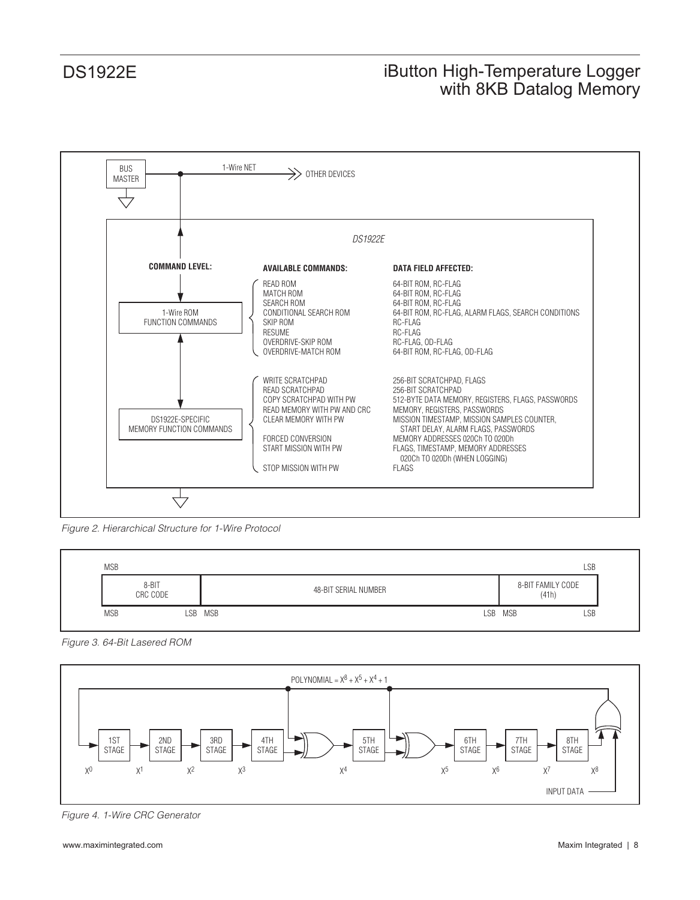| COMMAND LEVEL: | AVAILABLE COMMANDS: | DATA FIELD AFFECTED: |
|---|---|---|
| 1-Wire ROM FUNCTION COMMANDS | READ ROM | 64-BIT ROM, RC-FLAG |
| | MATCH ROM | 64-BIT ROM, RC-FLAG |
| | SEARCH ROM | 64-BIT ROM, RC-FLAG |
| | CONDITIONAL SEARCH ROM | 64-BIT ROM, RC-FLAG, ALARM FLAGS, SEARCH CONDITIONS |
| | SKIP ROM | RC-FLAG |
| | RESUME | RC-FLAG |
| | OVERDRIVE-SKIP ROM | RC-FLAG, OD-FLAG |
| | OVERDRIVE-MATCH ROM | 64-BIT ROM, RC-FLAG, OD-FLAG |
| DS1922E-SPECIFIC MEMORY FUNCTION COMMANDS | WRITE SCRATCHPAD | 256-BIT SCRATCHPAD, FLAGS |
| | READ SCRATCHPAD | 256-BIT SCRATCHPAD |
| | COPY SCRATCHPAD WITH PW | 512-BYTE DATA MEMORY, REGISTERS, FLAGS, PASSWORDS |
| | READ MEMORY WITH PW AND CRC | MEMORY, REGISTERS, PASSWORDS |
| | CLEAR MEMORY WITH PW | MISSION TIMESTAMP, MISSION SAMPLES COUNTER, START DELAY, ALARM FLAGS, PASSWORDS |
| | FORCED CONVERSION | MEMORY ADDRESSES 020Ch TO 020Dh |
| | START MISSION WITH PW | FLAGS, TIMESTAMP, MEMORY ADDRESSES 020Ch TO 020Dh (WHEN LOGGING) |
| | STOP MISSION WITH PW | FLAGS |

*Figure 2. Hierarchical Structure for 1-Wire Protocol*

| 8-BIT CRC CODE (MSB ... LSB) | 48-BIT SERIAL NUMBER (MSB ... LSB) | 8-BIT FAMILY CODE (41h) (MSB ... LSB) |
|---|---|---|

*Figure 3. 64-Bit Lasered ROM*

POLYNOMIAL = $X^8 + X^5 + X^4 + 1$

*Figure 4. 1-Wire CRC Generator*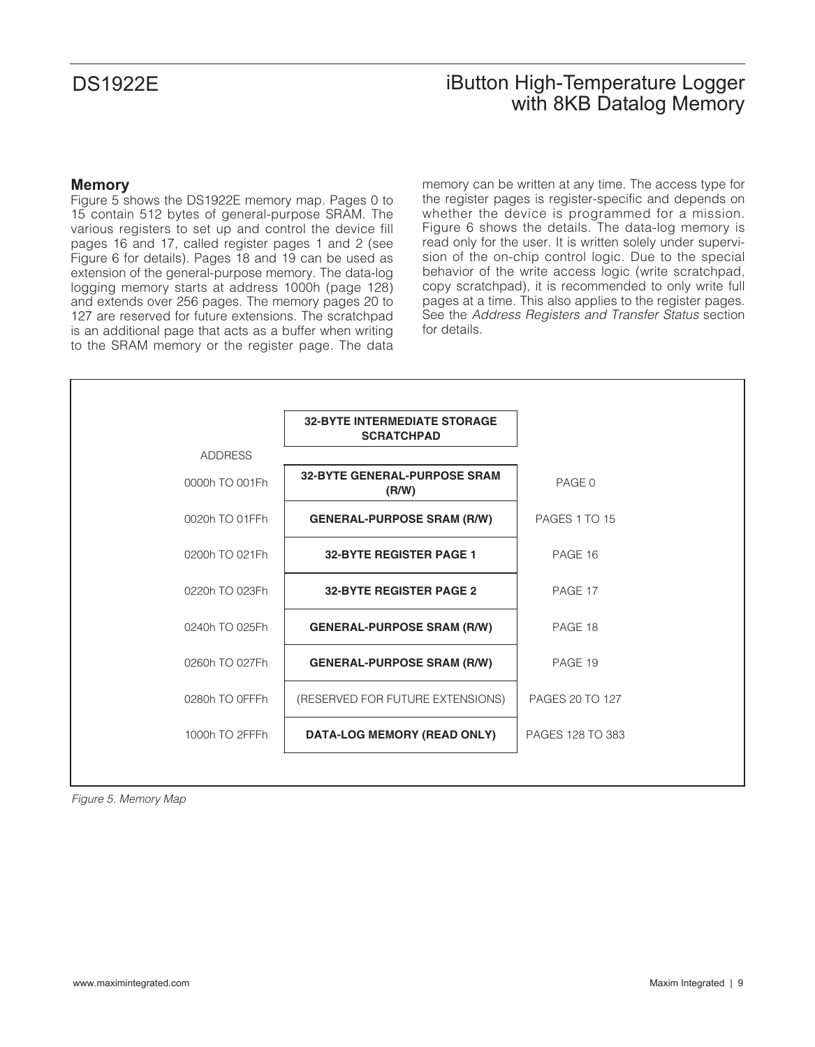## Memory

Figure 5 shows the DS1922E memory map. Pages 0 to 15 contain 512 bytes of general-purpose SRAM. The various registers to set up and control the device fill pages 16 and 17, called register pages 1 and 2 (see Figure 6 for details). Pages 18 and 19 can be used as extension of the general-purpose memory. The data-log logging memory starts at address 1000h (page 128) and extends over 256 pages. The memory pages 20 to 127 are reserved for future extensions. The scratchpad is an additional page that acts as a buffer when writing to the SRAM memory or the register page. The data memory can be written at any time. The access type for the register pages is register-specific and depends on whether the device is programmed for a mission. Figure 6 shows the details. The data-log memory is read only for the user. It is written solely under supervision of the on-chip control logic. Due to the special behavior of the write access logic (write scratchpad, copy scratchpad), it is recommended to only write full pages at a time. This also applies to the register pages. See the *Address Registers and Transfer Status* section for details.

| ADDRESS | | |
|---|---|---|
| | **32-BYTE INTERMEDIATE STORAGE SCRATCHPAD** | |
| 0000h TO 001Fh | **32-BYTE GENERAL-PURPOSE SRAM (R/W)** | PAGE 0 |
| 0020h TO 01FFh | **GENERAL-PURPOSE SRAM (R/W)** | PAGES 1 TO 15 |
| 0200h TO 021Fh | **32-BYTE REGISTER PAGE 1** | PAGE 16 |
| 0220h TO 023Fh | **32-BYTE REGISTER PAGE 2** | PAGE 17 |
| 0240h TO 025Fh | **GENERAL-PURPOSE SRAM (R/W)** | PAGE 18 |
| 0260h TO 027Fh | **GENERAL-PURPOSE SRAM (R/W)** | PAGE 19 |
| 0280h TO 0FFFh | (RESERVED FOR FUTURE EXTENSIONS) | PAGES 20 TO 127 |
| 1000h TO 2FFFh | **DATA-LOG MEMORY (READ ONLY)** | PAGES 128 TO 383 |

*Figure 5. Memory Map*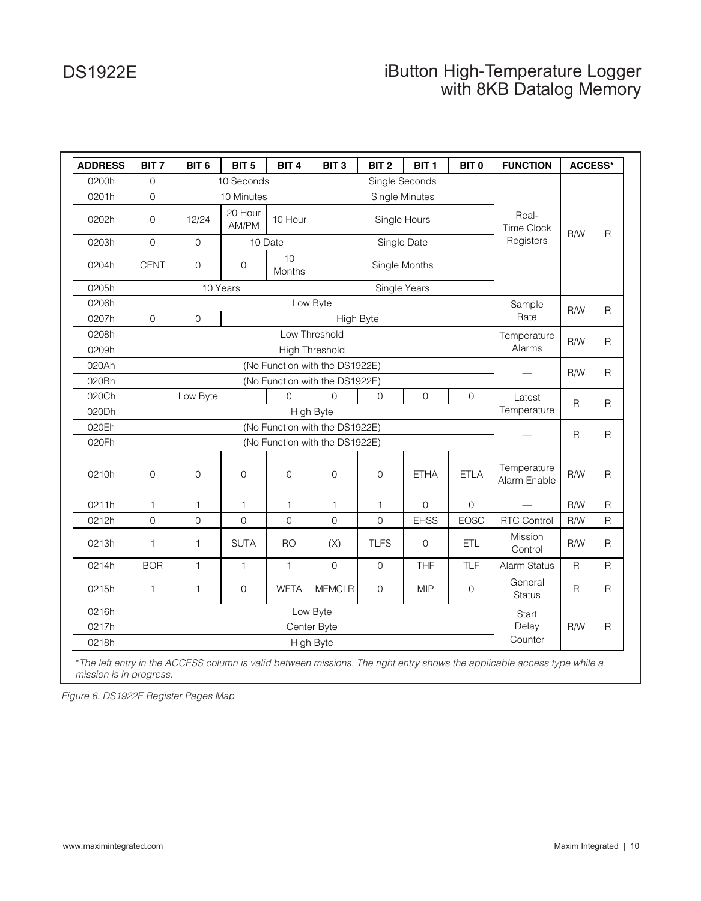| ADDRESS | BIT 7 | BIT 6 | BIT 5 | BIT 4 | BIT 3 | BIT 2 | BIT 1 | BIT 0 | FUNCTION | ACCESS* | |
|---|---|---|---|---|---|---|---|---|---|---|---|
| 0200h | 0 | 10 Seconds | | | Single Seconds | | | | Real-Time Clock Registers | R/W | R |
| 0201h | 0 | 10 Minutes | | | Single Minutes | | | | | | |
| 0202h | 0 | 12/24 | 20 Hour AM/PM | 10 Hour | Single Hours | | | | | | |
| 0203h | 0 | 0 | 10 Date | | Single Date | | | | | | |
| 0204h | CENT | 0 | 0 | 10 Months | Single Months | | | | | | |
| 0205h | 10 Years | | | | Single Years | | | | | | |
| 0206h | Low Byte | | | | | | | | Sample Rate | R/W | R |
| 0207h | 0 | 0 | High Byte | | | | | | | | |
| 0208h | Low Threshold | | | | | | | | Temperature Alarms | R/W | R |
| 0209h | High Threshold | | | | | | | | | | |
| 020Ah | (No Function with the DS1922E) | | | | | | | | — | R/W | R |
| 020Bh | (No Function with the DS1922E) | | | | | | | | | | |
| 020Ch | Low Byte | | | 0 | 0 | 0 | 0 | 0 | Latest Temperature | R | R |
| 020Dh | High Byte | | | | | | | | | | |
| 020Eh | (No Function with the DS1922E) | | | | | | | | — | R | R |
| 020Fh | (No Function with the DS1922E) | | | | | | | | | | |
| 0210h | 0 | 0 | 0 | 0 | 0 | 0 | ETHA | ETLA | Temperature Alarm Enable | R/W | R |
| 0211h | 1 | 1 | 1 | 1 | 1 | 1 | 0 | 0 | — | R/W | R |
| 0212h | 0 | 0 | 0 | 0 | 0 | 0 | EHSS | EOSC | RTC Control | R/W | R |
| 0213h | 1 | 1 | SUTA | RO | (X) | TLFS | 0 | ETL | Mission Control | R/W | R |
| 0214h | BOR | 1 | 1 | 1 | 0 | 0 | THF | TLF | Alarm Status | R | R |
| 0215h | 1 | 1 | 0 | WFTA | MEMCLR | 0 | MIP | 0 | General Status | R | R |
| 0216h | Low Byte | | | | | | | | Start Delay Counter | R/W | R |
| 0217h | Center Byte | | | | | | | | | | |
| 0218h | High Byte | | | | | | | | | | |

*\*The left entry in the ACCESS column is valid between missions. The right entry shows the applicable access type while a mission is in progress.*

*Figure 6. DS1922E Register Pages Map*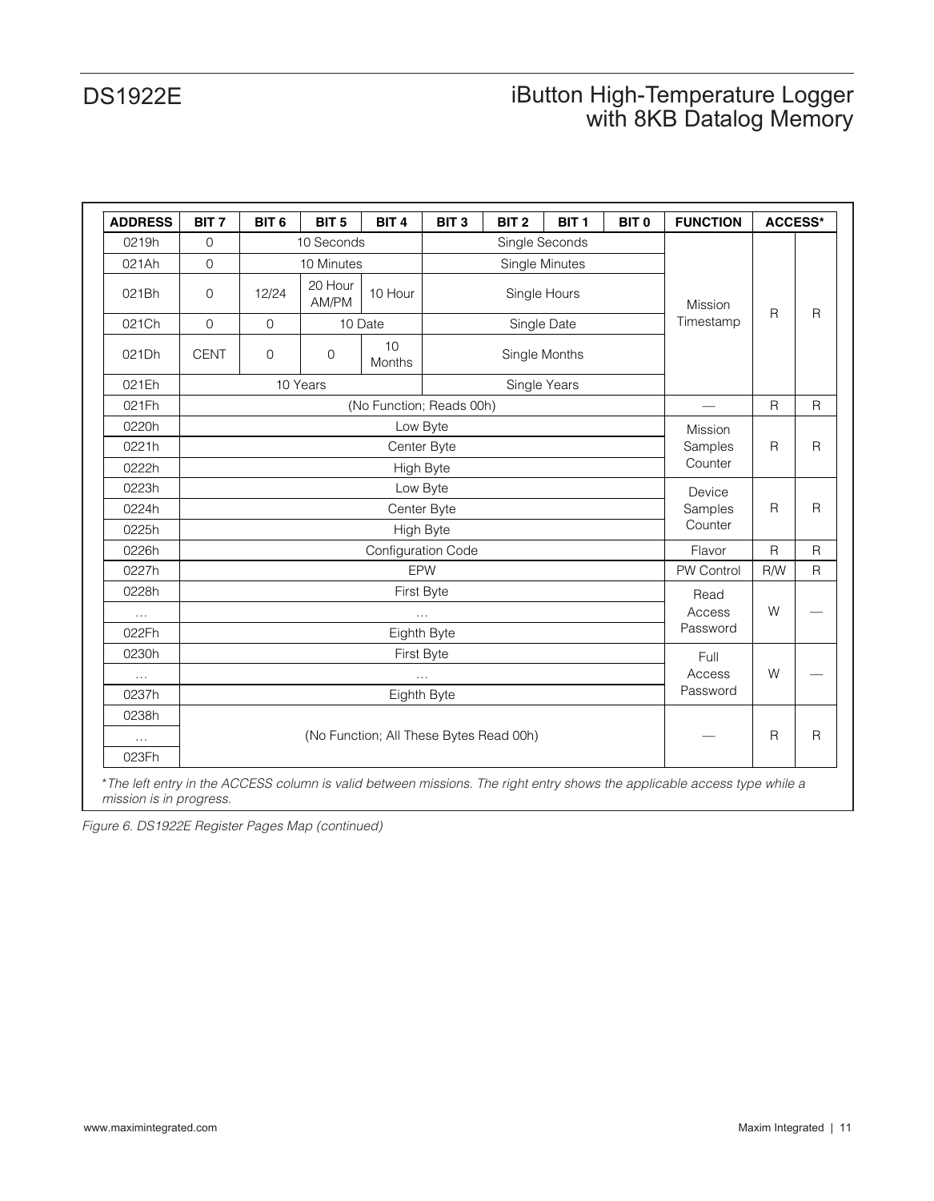| ADDRESS | BIT 7 | BIT 6 | BIT 5 | BIT 4 | BIT 3 | BIT 2 | BIT 1 | BIT 0 | FUNCTION | ACCESS* | |
|---|---|---|---|---|---|---|---|---|---|---|---|
| 0219h | 0 | 10 Seconds | | | Single Seconds | | | | Mission Timestamp | R | R |
| 021Ah | 0 | 10 Minutes | | | Single Minutes | | | | | | |
| 021Bh | 0 | 12/24 | 20 Hour AM/PM | 10 Hour | Single Hours | | | | | | |
| 021Ch | 0 | 0 | 10 Date | | Single Date | | | | | | |
| 021Dh | CENT | 0 | 0 | 10 Months | Single Months | | | | | | |
| 021Eh | 10 Years | | | | Single Years | | | | | | |
| 021Fh | (No Function; Reads 00h) | | | | | | | | — | R | R |
| 0220h | Low Byte | | | | | | | | Mission Samples Counter | R | R |
| 0221h | Center Byte | | | | | | | | | | |
| 0222h | High Byte | | | | | | | | | | |
| 0223h | Low Byte | | | | | | | | Device Samples Counter | R | R |
| 0224h | Center Byte | | | | | | | | | | |
| 0225h | High Byte | | | | | | | | | | |
| 0226h | Configuration Code | | | | | | | | Flavor | R | R |
| 0227h | EPW | | | | | | | | PW Control | R/W | R |
| 0228h | First Byte | | | | | | | | Read Access Password | W | — |
| … | … | | | | | | | | | | |
| 022Fh | Eighth Byte | | | | | | | | | | |
| 0230h | First Byte | | | | | | | | Full Access Password | W | — |
| … | … | | | | | | | | | | |
| 0237h | Eighth Byte | | | | | | | | | | |
| 0238h | (No Function; All These Bytes Read 00h) | | | | | | | | — | R | R |
| … | | | | | | | | | | | |
| 023Fh | | | | | | | | | | | |

**The left entry in the ACCESS column is valid between missions. The right entry shows the applicable access type while a mission is in progress.*

*Figure 6. DS1922E Register Pages Map (continued)*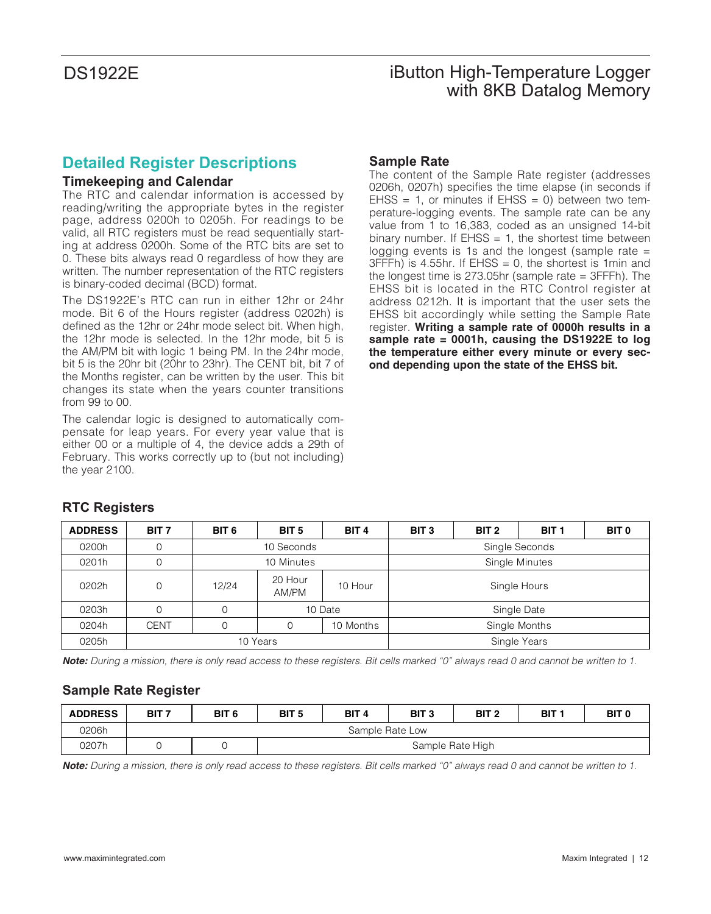## Detailed Register Descriptions

### Timekeeping and Calendar

The RTC and calendar information is accessed by reading/writing the appropriate bytes in the register page, address 0200h to 0205h. For readings to be valid, all RTC registers must be read sequentially starting at address 0200h. Some of the RTC bits are set to 0. These bits always read 0 regardless of how they are written. The number representation of the RTC registers is binary-coded decimal (BCD) format.

The DS1922E's RTC can run in either 12hr or 24hr mode. Bit 6 of the Hours register (address 0202h) is defined as the 12hr or 24hr mode select bit. When high, the 12hr mode is selected. In the 12hr mode, bit 5 is the AM/PM bit with logic 1 being PM. In the 24hr mode, bit 5 is the 20hr bit (20hr to 23hr). The CENT bit, bit 7 of the Months register, can be written by the user. This bit changes its state when the years counter transitions from 99 to 00.

The calendar logic is designed to automatically compensate for leap years. For every year value that is either 00 or a multiple of 4, the device adds a 29th of February. This works correctly up to (but not including) the year 2100.

### Sample Rate

The content of the Sample Rate register (addresses 0206h, 0207h) specifies the time elapse (in seconds if EHSS = 1, or minutes if EHSS = 0) between two temperature-logging events. The sample rate can be any value from 1 to 16,383, coded as an unsigned 14-bit binary number. If EHSS = 1, the shortest time between logging events is 1s and the longest (sample rate = 3FFFh) is 4.55hr. If EHSS = 0, the shortest is 1min and the longest time is 273.05hr (sample rate = 3FFFh). The EHSS bit is located in the RTC Control register at address 0212h. It is important that the user sets the EHSS bit accordingly while setting the Sample Rate register. **Writing a sample rate of 0000h results in a sample rate = 0001h, causing the DS1922E to log the temperature either every minute or every second depending upon the state of the EHSS bit.**

### RTC Registers

| ADDRESS | BIT 7 | BIT 6 | BIT 5 | BIT 4 | BIT 3 | BIT 2 | BIT 1 | BIT 0 |
|---|---|---|---|---|---|---|---|---|
| 0200h | 0 | 10 Seconds | | | Single Seconds | | | |
| 0201h | 0 | 10 Minutes | | | Single Minutes | | | |
| 0202h | 0 | 12/24 | 20 Hour AM/PM | 10 Hour | Single Hours | | | |
| 0203h | 0 | 0 | 10 Date | | Single Date | | | |
| 0204h | CENT | 0 | 0 | 10 Months | Single Months | | | |
| 0205h | 10 Years | | | | Single Years | | | |

***Note:*** *During a mission, there is only read access to these registers. Bit cells marked "0" always read 0 and cannot be written to 1.*

### Sample Rate Register

| ADDRESS | BIT 7 | BIT 6 | BIT 5 | BIT 4 | BIT 3 | BIT 2 | BIT 1 | BIT 0 |
|---|---|---|---|---|---|---|---|---|
| 0206h | Sample Rate Low | | | | | | | |
| 0207h | 0 | 0 | Sample Rate High | | | | | |

***Note:*** *During a mission, there is only read access to these registers. Bit cells marked "0" always read 0 and cannot be written to 1.*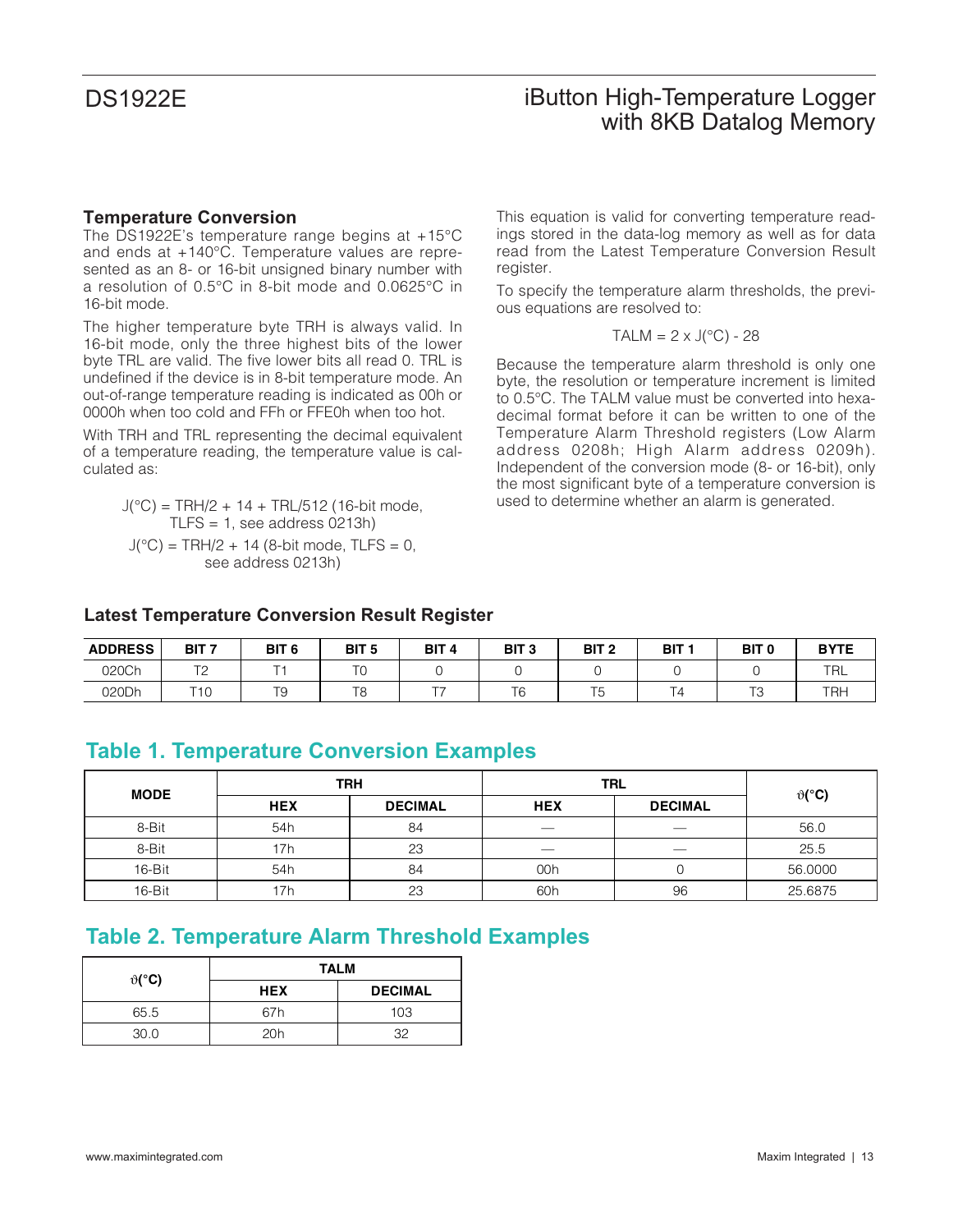### Temperature Conversion

The DS1922E's temperature range begins at +15°C and ends at +140°C. Temperature values are represented as an 8- or 16-bit unsigned binary number with a resolution of 0.5°C in 8-bit mode and 0.0625°C in 16-bit mode.

The higher temperature byte TRH is always valid. In 16-bit mode, only the three highest bits of the lower byte TRL are valid. The five lower bits all read 0. TRL is undefined if the device is in 8-bit temperature mode. An out-of-range temperature reading is indicated as 00h or 0000h when too cold and FFh or FFE0h when too hot.

With TRH and TRL representing the decimal equivalent of a temperature reading, the temperature value is calculated as:

$$J(°C) = TRH/2 + 14 + TRL/512 \text{ (16-bit mode, TLFS = 1, see address 0213h)}$$

$$J(°C) = TRH/2 + 14 \text{ (8-bit mode, TLFS = 0, see address 0213h)}$$

This equation is valid for converting temperature readings stored in the data-log memory as well as for data read from the Latest Temperature Conversion Result register.

To specify the temperature alarm thresholds, the previous equations are resolved to:

$$TALM = 2 \times J(°C) - 28$$

Because the temperature alarm threshold is only one byte, the resolution or temperature increment is limited to 0.5°C. The TALM value must be converted into hexadecimal format before it can be written to one of the Temperature Alarm Threshold registers (Low Alarm address 0208h; High Alarm address 0209h). Independent of the conversion mode (8- or 16-bit), only the most significant byte of a temperature conversion is used to determine whether an alarm is generated.

### Latest Temperature Conversion Result Register

| ADDRESS | BIT 7 | BIT 6 | BIT 5 | BIT 4 | BIT 3 | BIT 2 | BIT 1 | BIT 0 | BYTE |
|---|---|---|---|---|---|---|---|---|---|
| 020Ch | T2 | T1 | T0 | 0 | 0 | 0 | 0 | 0 | TRL |
| 020Dh | T10 | T9 | T8 | T7 | T6 | T5 | T4 | T3 | TRH |

## Table 1. Temperature Conversion Examples

| MODE | TRH | | TRL | | ϑ(°C) |
|---|---|---|---|---|---|
| | HEX | DECIMAL | HEX | DECIMAL | |
| 8-Bit | 54h | 84 | — | — | 56.0 |
| 8-Bit | 17h | 23 | — | — | 25.5 |
| 16-Bit | 54h | 84 | 00h | 0 | 56.0000 |
| 16-Bit | 17h | 23 | 60h | 96 | 25.6875 |

## Table 2. Temperature Alarm Threshold Examples

| ϑ(°C) | TALM | |
|---|---|---|
| | HEX | DECIMAL |
| 65.5 | 67h | 103 |
| 30.0 | 20h | 32 |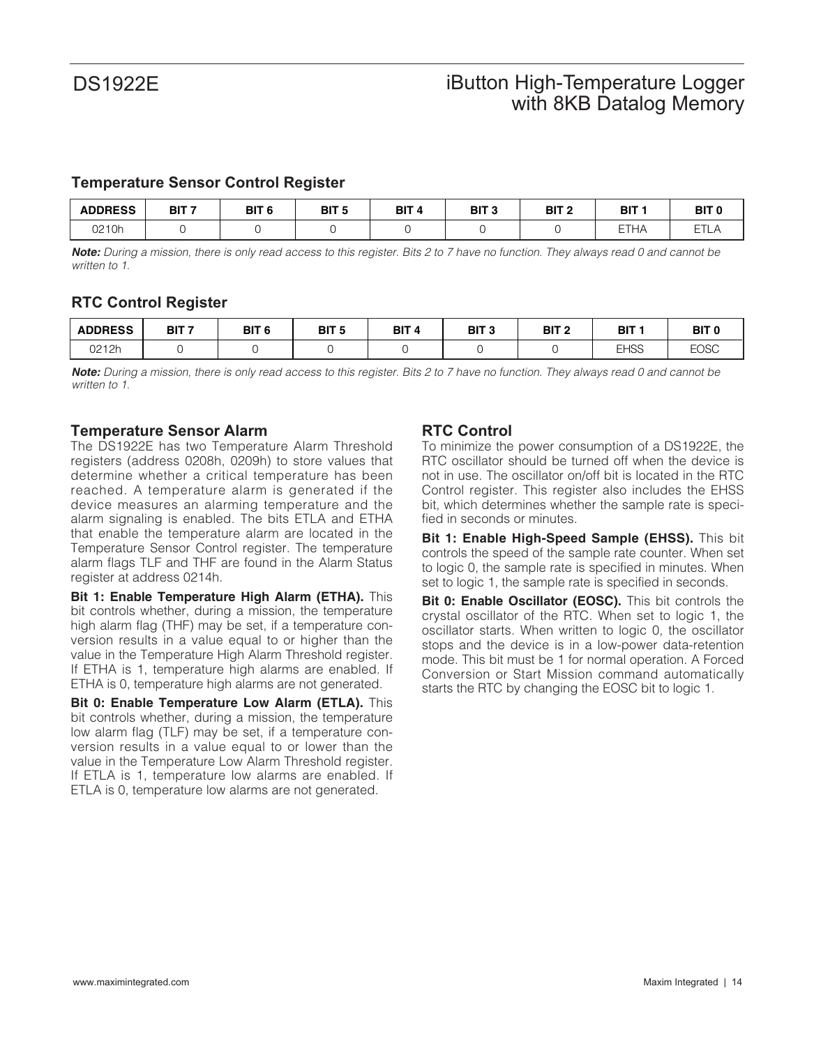### Temperature Sensor Control Register

| ADDRESS | BIT 7 | BIT 6 | BIT 5 | BIT 4 | BIT 3 | BIT 2 | BIT 1 | BIT 0 |
|---|---|---|---|---|---|---|---|---|
| 0210h | 0 | 0 | 0 | 0 | 0 | 0 | ETHA | ETLA |

***Note:*** *During a mission, there is only read access to this register. Bits 2 to 7 have no function. They always read 0 and cannot be written to 1.*

### RTC Control Register

| ADDRESS | BIT 7 | BIT 6 | BIT 5 | BIT 4 | BIT 3 | BIT 2 | BIT 1 | BIT 0 |
|---|---|---|---|---|---|---|---|---|
| 0212h | 0 | 0 | 0 | 0 | 0 | 0 | EHSS | EOSC |

***Note:*** *During a mission, there is only read access to this register. Bits 2 to 7 have no function. They always read 0 and cannot be written to 1.*

### Temperature Sensor Alarm

The DS1922E has two Temperature Alarm Threshold registers (address 0208h, 0209h) to store values that determine whether a critical temperature has been reached. A temperature alarm is generated if the device measures an alarming temperature and the alarm signaling is enabled. The bits ETLA and ETHA that enable the temperature alarm are located in the Temperature Sensor Control register. The temperature alarm flags TLF and THF are found in the Alarm Status register at address 0214h.

**Bit 1: Enable Temperature High Alarm (ETHA).** This bit controls whether, during a mission, the temperature high alarm flag (THF) may be set, if a temperature conversion results in a value equal to or higher than the value in the Temperature High Alarm Threshold register. If ETHA is 1, temperature high alarms are enabled. If ETHA is 0, temperature high alarms are not generated.

**Bit 0: Enable Temperature Low Alarm (ETLA).** This bit controls whether, during a mission, the temperature low alarm flag (TLF) may be set, if a temperature conversion results in a value equal to or lower than the value in the Temperature Low Alarm Threshold register. If ETLA is 1, temperature low alarms are enabled. If ETLA is 0, temperature low alarms are not generated.

### RTC Control

To minimize the power consumption of a DS1922E, the RTC oscillator should be turned off when the device is not in use. The oscillator on/off bit is located in the RTC Control register. This register also includes the EHSS bit, which determines whether the sample rate is specified in seconds or minutes.

**Bit 1: Enable High-Speed Sample (EHSS).** This bit controls the speed of the sample rate counter. When set to logic 0, the sample rate is specified in minutes. When set to logic 1, the sample rate is specified in seconds.

**Bit 0: Enable Oscillator (EOSC).** This bit controls the crystal oscillator of the RTC. When set to logic 1, the oscillator starts. When written to logic 0, the oscillator stops and the device is in a low-power data-retention mode. This bit must be 1 for normal operation. A Forced Conversion or Start Mission command automatically starts the RTC by changing the EOSC bit to logic 1.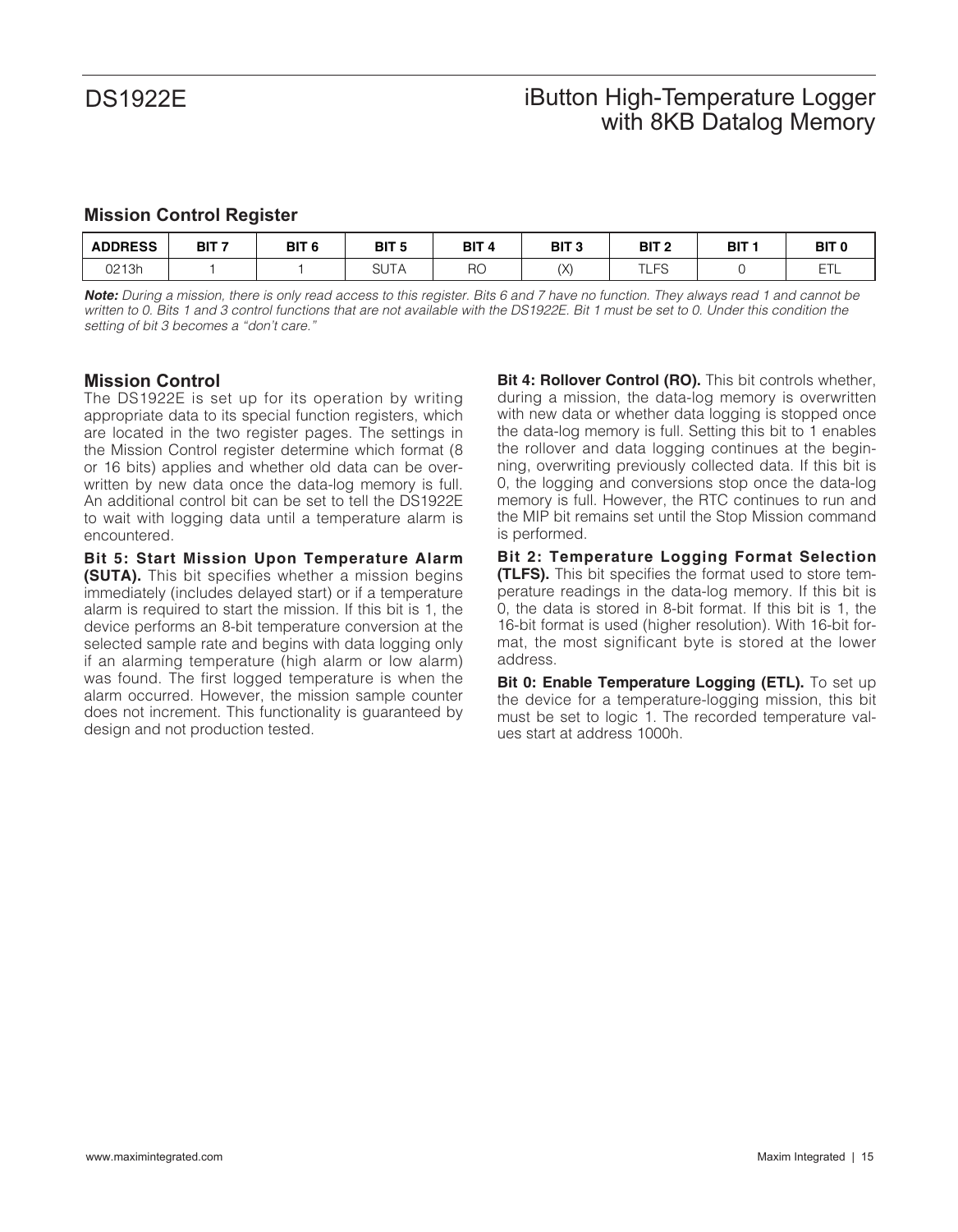## Mission Control Register

| ADDRESS | BIT 7 | BIT 6 | BIT 5 | BIT 4 | BIT 3 | BIT 2 | BIT 1 | BIT 0 |
|---|---|---|---|---|---|---|---|---|
| 0213h | 1 | 1 | SUTA | RO | (X) | TLFS | 0 | ETL |

***Note:*** *During a mission, there is only read access to this register. Bits 6 and 7 have no function. They always read 1 and cannot be written to 0. Bits 1 and 3 control functions that are not available with the DS1922E. Bit 1 must be set to 0. Under this condition the setting of bit 3 becomes a "don't care."*

## Mission Control

The DS1922E is set up for its operation by writing appropriate data to its special function registers, which are located in the two register pages. The settings in the Mission Control register determine which format (8 or 16 bits) applies and whether old data can be overwritten by new data once the data-log memory is full. An additional control bit can be set to tell the DS1922E to wait with logging data until a temperature alarm is encountered.

**Bit 5: Start Mission Upon Temperature Alarm (SUTA).** This bit specifies whether a mission begins immediately (includes delayed start) or if a temperature alarm is required to start the mission. If this bit is 1, the device performs an 8-bit temperature conversion at the selected sample rate and begins with data logging only if an alarming temperature (high alarm or low alarm) was found. The first logged temperature is when the alarm occurred. However, the mission sample counter does not increment. This functionality is guaranteed by design and not production tested.

**Bit 4: Rollover Control (RO).** This bit controls whether, during a mission, the data-log memory is overwritten with new data or whether data logging is stopped once the data-log memory is full. Setting this bit to 1 enables the rollover and data logging continues at the beginning, overwriting previously collected data. If this bit is 0, the logging and conversions stop once the data-log memory is full. However, the RTC continues to run and the MIP bit remains set until the Stop Mission command is performed.

**Bit 2: Temperature Logging Format Selection (TLFS).** This bit specifies the format used to store temperature readings in the data-log memory. If this bit is 0, the data is stored in 8-bit format. If this bit is 1, the 16-bit format is used (higher resolution). With 16-bit format, the most significant byte is stored at the lower address.

**Bit 0: Enable Temperature Logging (ETL).** To set up the device for a temperature-logging mission, this bit must be set to logic 1. The recorded temperature values start at address 1000h.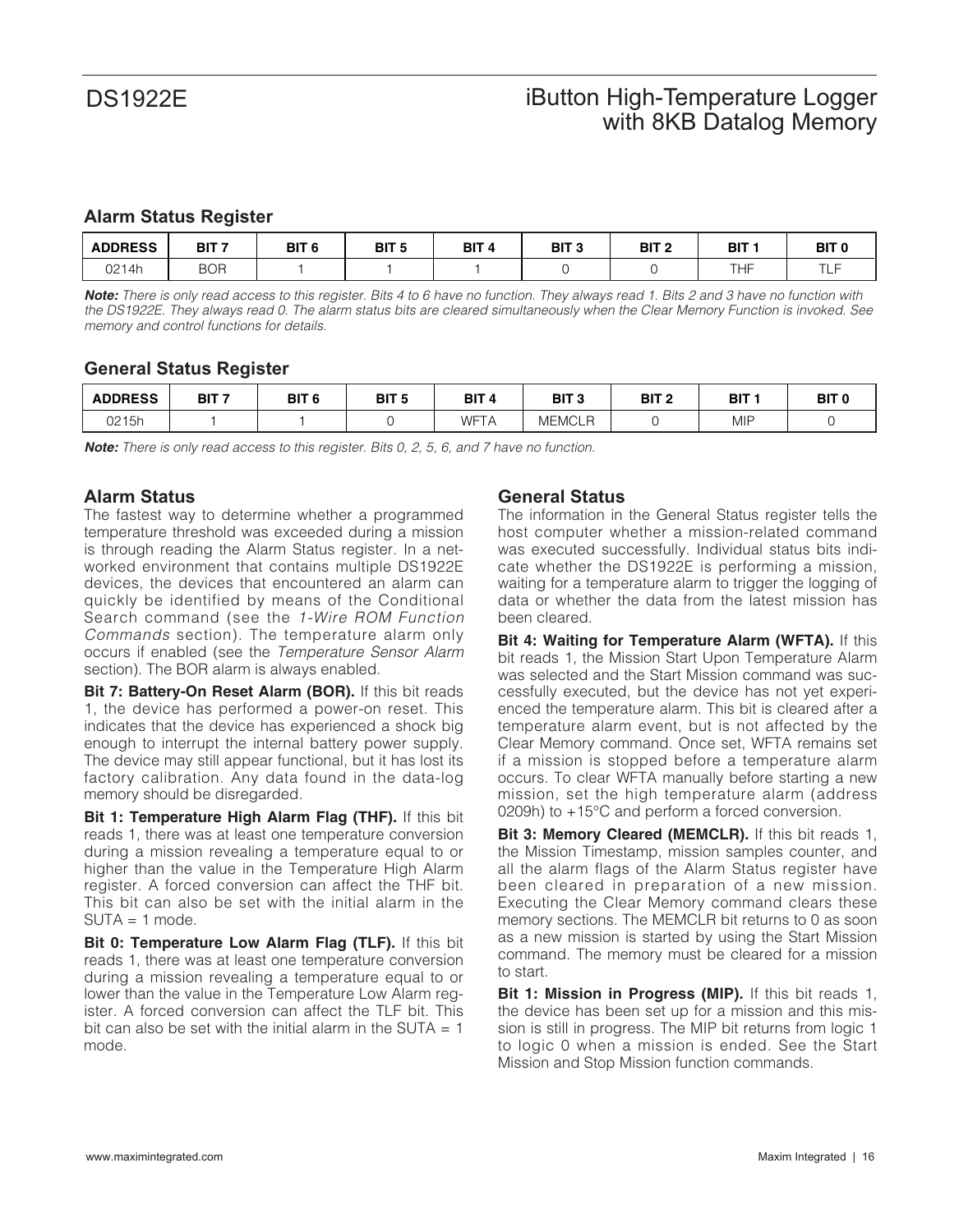## Alarm Status Register

| ADDRESS | BIT 7 | BIT 6 | BIT 5 | BIT 4 | BIT 3 | BIT 2 | BIT 1 | BIT 0 |
|---|---|---|---|---|---|---|---|---|
| 0214h | BOR | 1 | 1 | 1 | 0 | 0 | THF | TLF |

***Note:*** *There is only read access to this register. Bits 4 to 6 have no function. They always read 1. Bits 2 and 3 have no function with the DS1922E. They always read 0. The alarm status bits are cleared simultaneously when the Clear Memory Function is invoked. See memory and control functions for details.*

## General Status Register

| ADDRESS | BIT 7 | BIT 6 | BIT 5 | BIT 4 | BIT 3 | BIT 2 | BIT 1 | BIT 0 |
|---|---|---|---|---|---|---|---|---|
| 0215h | 1 | 1 | 0 | WFTA | MEMCLR | 0 | MIP | 0 |

***Note:*** *There is only read access to this register. Bits 0, 2, 5, 6, and 7 have no function.*

## Alarm Status

The fastest way to determine whether a programmed temperature threshold was exceeded during a mission is through reading the Alarm Status register. In a networked environment that contains multiple DS1922E devices, the devices that encountered an alarm can quickly be identified by means of the Conditional Search command (see the *1-Wire ROM Function Commands* section). The temperature alarm only occurs if enabled (see the *Temperature Sensor Alarm* section). The BOR alarm is always enabled.

**Bit 7: Battery-On Reset Alarm (BOR).** If this bit reads 1, the device has performed a power-on reset. This indicates that the device has experienced a shock big enough to interrupt the internal battery power supply. The device may still appear functional, but it has lost its factory calibration. Any data found in the data-log memory should be disregarded.

**Bit 1: Temperature High Alarm Flag (THF).** If this bit reads 1, there was at least one temperature conversion during a mission revealing a temperature equal to or higher than the value in the Temperature High Alarm register. A forced conversion can affect the THF bit. This bit can also be set with the initial alarm in the SUTA = 1 mode.

**Bit 0: Temperature Low Alarm Flag (TLF).** If this bit reads 1, there was at least one temperature conversion during a mission revealing a temperature equal to or lower than the value in the Temperature Low Alarm register. A forced conversion can affect the TLF bit. This bit can also be set with the initial alarm in the SUTA = 1 mode.

## General Status

The information in the General Status register tells the host computer whether a mission-related command was executed successfully. Individual status bits indicate whether the DS1922E is performing a mission, waiting for a temperature alarm to trigger the logging of data or whether the data from the latest mission has been cleared.

**Bit 4: Waiting for Temperature Alarm (WFTA).** If this bit reads 1, the Mission Start Upon Temperature Alarm was selected and the Start Mission command was successfully executed, but the device has not yet experienced the temperature alarm. This bit is cleared after a temperature alarm event, but is not affected by the Clear Memory command. Once set, WFTA remains set if a mission is stopped before a temperature alarm occurs. To clear WFTA manually before starting a new mission, set the high temperature alarm (address 0209h) to +15°C and perform a forced conversion.

**Bit 3: Memory Cleared (MEMCLR).** If this bit reads 1, the Mission Timestamp, mission samples counter, and all the alarm flags of the Alarm Status register have been cleared in preparation of a new mission. Executing the Clear Memory command clears these memory sections. The MEMCLR bit returns to 0 as soon as a new mission is started by using the Start Mission command. The memory must be cleared for a mission to start.

**Bit 1: Mission in Progress (MIP).** If this bit reads 1, the device has been set up for a mission and this mission is still in progress. The MIP bit returns from logic 1 to logic 0 when a mission is ended. See the Start Mission and Stop Mission function commands.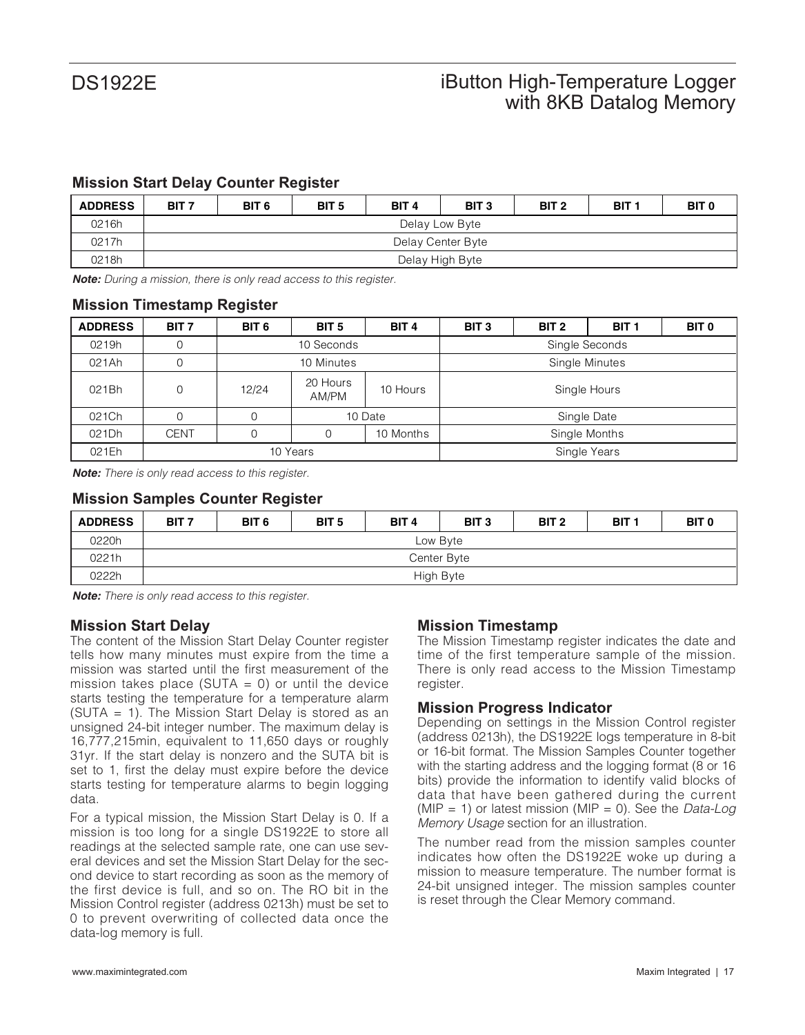### Mission Start Delay Counter Register

| ADDRESS | BIT 7 | BIT 6 | BIT 5 | BIT 4 | BIT 3 | BIT 2 | BIT 1 | BIT 0 |
|---|---|---|---|---|---|---|---|---|
| 0216h | Delay Low Byte | | | | | | | |
| 0217h | Delay Center Byte | | | | | | | |
| 0218h | Delay High Byte | | | | | | | |

***Note:*** *During a mission, there is only read access to this register.*

### Mission Timestamp Register

| ADDRESS | BIT 7 | BIT 6 | BIT 5 | BIT 4 | BIT 3 | BIT 2 | BIT 1 | BIT 0 |
|---|---|---|---|---|---|---|---|---|
| 0219h | 0 | 10 Seconds | | | Single Seconds | | | |
| 021Ah | 0 | 10 Minutes | | | Single Minutes | | | |
| 021Bh | 0 | 12/24 | 20 Hours AM/PM | 10 Hours | Single Hours | | | |
| 021Ch | 0 | 0 | 10 Date | | Single Date | | | |
| 021Dh | CENT | 0 | 0 | 10 Months | Single Months | | | |
| 021Eh | 10 Years | | | | Single Years | | | |

***Note:*** *There is only read access to this register.*

### Mission Samples Counter Register

| ADDRESS | BIT 7 | BIT 6 | BIT 5 | BIT 4 | BIT 3 | BIT 2 | BIT 1 | BIT 0 |
|---|---|---|---|---|---|---|---|---|
| 0220h | Low Byte | | | | | | | |
| 0221h | Center Byte | | | | | | | |
| 0222h | High Byte | | | | | | | |

***Note:*** *There is only read access to this register.*

### Mission Start Delay

The content of the Mission Start Delay Counter register tells how many minutes must expire from the time a mission was started until the first measurement of the mission takes place (SUTA = 0) or until the device starts testing the temperature for a temperature alarm (SUTA = 1). The Mission Start Delay is stored as an unsigned 24-bit integer number. The maximum delay is 16,777,215min, equivalent to 11,650 days or roughly 31yr. If the start delay is nonzero and the SUTA bit is set to 1, first the delay must expire before the device starts testing for temperature alarms to begin logging data.

For a typical mission, the Mission Start Delay is 0. If a mission is too long for a single DS1922E to store all readings at the selected sample rate, one can use several devices and set the Mission Start Delay for the second device to start recording as soon as the memory of the first device is full, and so on. The RO bit in the Mission Control register (address 0213h) must be set to 0 to prevent overwriting of collected data once the data-log memory is full.

### Mission Timestamp

The Mission Timestamp register indicates the date and time of the first temperature sample of the mission. There is only read access to the Mission Timestamp register.

### Mission Progress Indicator

Depending on settings in the Mission Control register (address 0213h), the DS1922E logs temperature in 8-bit or 16-bit format. The Mission Samples Counter together with the starting address and the logging format (8 or 16 bits) provide the information to identify valid blocks of data that have been gathered during the current (MIP = 1) or latest mission (MIP = 0). See the *Data-Log Memory Usage* section for an illustration.

The number read from the mission samples counter indicates how often the DS1922E woke up during a mission to measure temperature. The number format is 24-bit unsigned integer. The mission samples counter is reset through the Clear Memory command.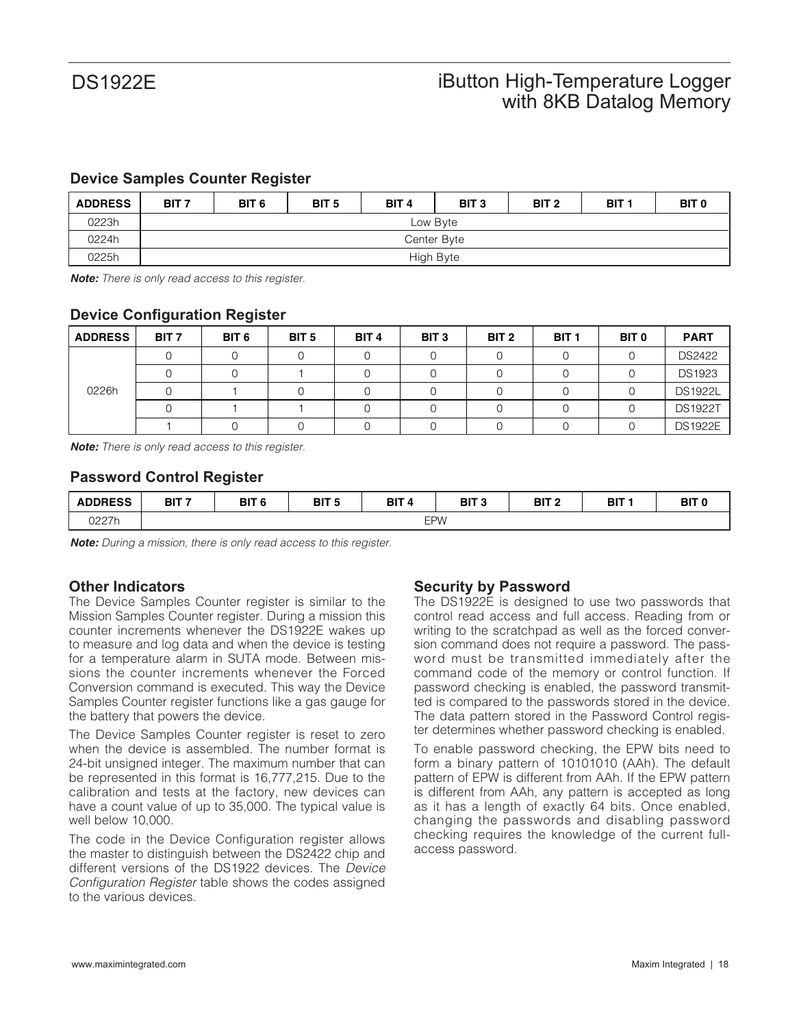### Device Samples Counter Register

| ADDRESS | BIT 7 | BIT 6 | BIT 5 | BIT 4 | BIT 3 | BIT 2 | BIT 1 | BIT 0 |
|---|---|---|---|---|---|---|---|---|
| 0223h | Low Byte | | | | | | | |
| 0224h | Center Byte | | | | | | | |
| 0225h | High Byte | | | | | | | |

***Note:*** *There is only read access to this register.*

### Device Configuration Register

| ADDRESS | BIT 7 | BIT 6 | BIT 5 | BIT 4 | BIT 3 | BIT 2 | BIT 1 | BIT 0 | PART |
|---|---|---|---|---|---|---|---|---|---|
| 0226h | 0 | 0 | 0 | 0 | 0 | 0 | 0 | 0 | DS2422 |
| | 0 | 0 | 1 | 0 | 0 | 0 | 0 | 0 | DS1923 |
| | 0 | 1 | 0 | 0 | 0 | 0 | 0 | 0 | DS1922L |
| | 0 | 1 | 1 | 0 | 0 | 0 | 0 | 0 | DS1922T |
| | 1 | 0 | 0 | 0 | 0 | 0 | 0 | 0 | DS1922E |

***Note:*** *There is only read access to this register.*

### Password Control Register

| ADDRESS | BIT 7 | BIT 6 | BIT 5 | BIT 4 | BIT 3 | BIT 2 | BIT 1 | BIT 0 |
|---|---|---|---|---|---|---|---|---|
| 0227h | EPW | | | | | | | |

***Note:*** *During a mission, there is only read access to this register.*

### Other Indicators

The Device Samples Counter register is similar to the Mission Samples Counter register. During a mission this counter increments whenever the DS1922E wakes up to measure and log data and when the device is testing for a temperature alarm in SUTA mode. Between missions the counter increments whenever the Forced Conversion command is executed. This way the Device Samples Counter register functions like a gas gauge for the battery that powers the device.

The Device Samples Counter register is reset to zero when the device is assembled. The number format is 24-bit unsigned integer. The maximum number that can be represented in this format is 16,777,215. Due to the calibration and tests at the factory, new devices can have a count value of up to 35,000. The typical value is well below 10,000.

The code in the Device Configuration register allows the master to distinguish between the DS2422 chip and different versions of the DS1922 devices. The *Device Configuration Register* table shows the codes assigned to the various devices.

### Security by Password

The DS1922E is designed to use two passwords that control read access and full access. Reading from or writing to the scratchpad as well as the forced conversion command does not require a password. The password must be transmitted immediately after the command code of the memory or control function. If password checking is enabled, the password transmitted is compared to the passwords stored in the device. The data pattern stored in the Password Control register determines whether password checking is enabled.

To enable password checking, the EPW bits need to form a binary pattern of 10101010 (AAh). The default pattern of EPW is different from AAh. If the EPW pattern is different from AAh, any pattern is accepted as long as it has a length of exactly 64 bits. Once enabled, changing the passwords and disabling password checking requires the knowledge of the current full-access password.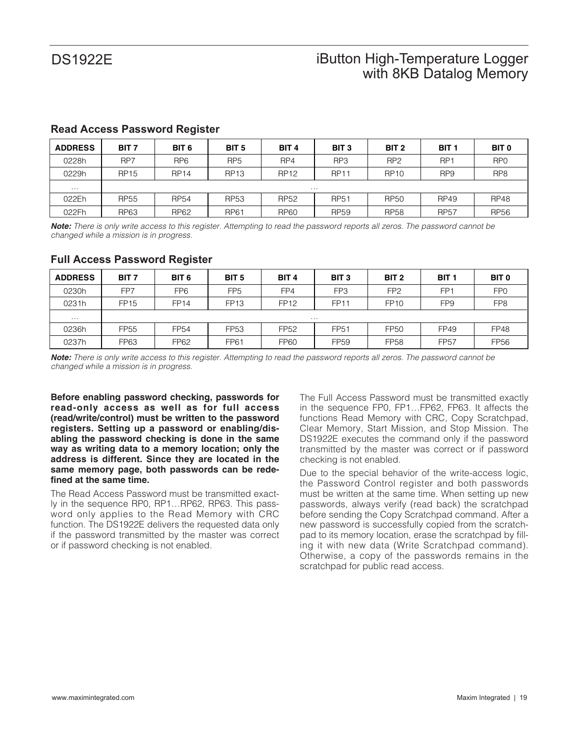## Read Access Password Register

| ADDRESS | BIT 7 | BIT 6 | BIT 5 | BIT 4 | BIT 3 | BIT 2 | BIT 1 | BIT 0 |
|---|---|---|---|---|---|---|---|---|
| 0228h | RP7 | RP6 | RP5 | RP4 | RP3 | RP2 | RP1 | RP0 |
| 0229h | RP15 | RP14 | RP13 | RP12 | RP11 | RP10 | RP9 | RP8 |
| … | … | | | | | | | |
| 022Eh | RP55 | RP54 | RP53 | RP52 | RP51 | RP50 | RP49 | RP48 |
| 022Fh | RP63 | RP62 | RP61 | RP60 | RP59 | RP58 | RP57 | RP56 |

***Note:*** *There is only write access to this register. Attempting to read the password reports all zeros. The password cannot be changed while a mission is in progress.*

## Full Access Password Register

| ADDRESS | BIT 7 | BIT 6 | BIT 5 | BIT 4 | BIT 3 | BIT 2 | BIT 1 | BIT 0 |
|---|---|---|---|---|---|---|---|---|
| 0230h | FP7 | FP6 | FP5 | FP4 | FP3 | FP2 | FP1 | FP0 |
| 0231h | FP15 | FP14 | FP13 | FP12 | FP11 | FP10 | FP9 | FP8 |
| … | … | | | | | | | |
| 0236h | FP55 | FP54 | FP53 | FP52 | FP51 | FP50 | FP49 | FP48 |
| 0237h | FP63 | FP62 | FP61 | FP60 | FP59 | FP58 | FP57 | FP56 |

***Note:*** *There is only write access to this register. Attempting to read the password reports all zeros. The password cannot be changed while a mission is in progress.*

**Before enabling password checking, passwords for read-only access as well as for full access (read/write/control) must be written to the password registers. Setting up a password or enabling/disabling the password checking is done in the same way as writing data to a memory location; only the address is different. Since they are located in the same memory page, both passwords can be redefined at the same time.**

The Read Access Password must be transmitted exactly in the sequence RP0, RP1…RP62, RP63. This password only applies to the Read Memory with CRC function. The DS1922E delivers the requested data only if the password transmitted by the master was correct or if password checking is not enabled.

The Full Access Password must be transmitted exactly in the sequence FP0, FP1…FP62, FP63. It affects the functions Read Memory with CRC, Copy Scratchpad, Clear Memory, Start Mission, and Stop Mission. The DS1922E executes the command only if the password transmitted by the master was correct or if password checking is not enabled.

Due to the special behavior of the write-access logic, the Password Control register and both passwords must be written at the same time. When setting up new passwords, always verify (read back) the scratchpad before sending the Copy Scratchpad command. After a new password is successfully copied from the scratchpad to its memory location, erase the scratchpad by filling it with new data (Write Scratchpad command). Otherwise, a copy of the passwords remains in the scratchpad for public read access.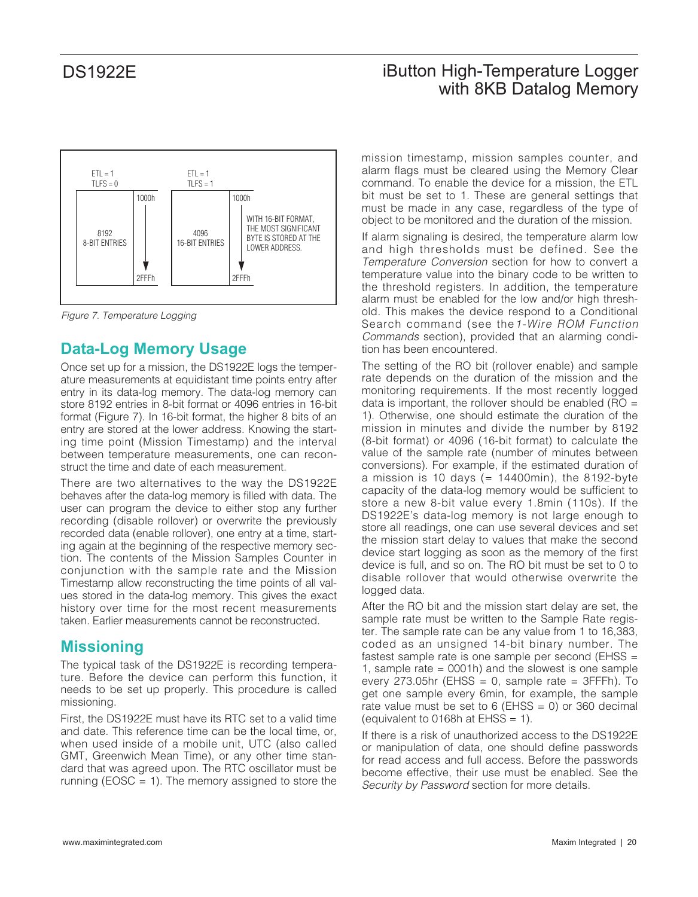Figure 7. Temperature Logging

## Data-Log Memory Usage

Once set up for a mission, the DS1922E logs the temperature measurements at equidistant time points entry after entry in its data-log memory. The data-log memory can store 8192 entries in 8-bit format or 4096 entries in 16-bit format (Figure 7). In 16-bit format, the higher 8 bits of an entry are stored at the lower address. Knowing the starting time point (Mission Timestamp) and the interval between temperature measurements, one can reconstruct the time and date of each measurement.

There are two alternatives to the way the DS1922E behaves after the data-log memory is filled with data. The user can program the device to either stop any further recording (disable rollover) or overwrite the previously recorded data (enable rollover), one entry at a time, starting again at the beginning of the respective memory section. The contents of the Mission Samples Counter in conjunction with the sample rate and the Mission Timestamp allow reconstructing the time points of all values stored in the data-log memory. This gives the exact history over time for the most recent measurements taken. Earlier measurements cannot be reconstructed.

## Missioning

The typical task of the DS1922E is recording temperature. Before the device can perform this function, it needs to be set up properly. This procedure is called missioning.

First, the DS1922E must have its RTC set to a valid time and date. This reference time can be the local time, or, when used inside of a mobile unit, UTC (also called GMT, Greenwich Mean Time), or any other time standard that was agreed upon. The RTC oscillator must be running (EOSC = 1). The memory assigned to store the mission timestamp, mission samples counter, and alarm flags must be cleared using the Memory Clear command. To enable the device for a mission, the ETL bit must be set to 1. These are general settings that must be made in any case, regardless of the type of object to be monitored and the duration of the mission.

If alarm signaling is desired, the temperature alarm low and high thresholds must be defined. See the *Temperature Conversion* section for how to convert a temperature value into the binary code to be written to the threshold registers. In addition, the temperature alarm must be enabled for the low and/or high threshold. This makes the device respond to a Conditional Search command (see the *1-Wire ROM Function Commands* section), provided that an alarming condition has been encountered.

The setting of the RO bit (rollover enable) and sample rate depends on the duration of the mission and the monitoring requirements. If the most recently logged data is important, the rollover should be enabled (RO = 1). Otherwise, one should estimate the duration of the mission in minutes and divide the number by 8192 (8-bit format) or 4096 (16-bit format) to calculate the value of the sample rate (number of minutes between conversions). For example, if the estimated duration of a mission is 10 days (= 14400min), the 8192-byte capacity of the data-log memory would be sufficient to store a new 8-bit value every 1.8min (110s). If the DS1922E's data-log memory is not large enough to store all readings, one can use several devices and set the mission start delay to values that make the second device start logging as soon as the memory of the first device is full, and so on. The RO bit must be set to 0 to disable rollover that would otherwise overwrite the logged data.

After the RO bit and the mission start delay are set, the sample rate must be written to the Sample Rate register. The sample rate can be any value from 1 to 16,383, coded as an unsigned 14-bit binary number. The fastest sample rate is one sample per second (EHSS = 1, sample rate = 0001h) and the slowest is one sample every 273.05hr (EHSS = 0, sample rate = 3FFFh). To get one sample every 6min, for example, the sample rate value must be set to 6 (EHSS = 0) or 360 decimal (equivalent to 0168h at EHSS = 1).

If there is a risk of unauthorized access to the DS1922E or manipulation of data, one should define passwords for read access and full access. Before the passwords become effective, their use must be enabled. See the *Security by Password* section for more details.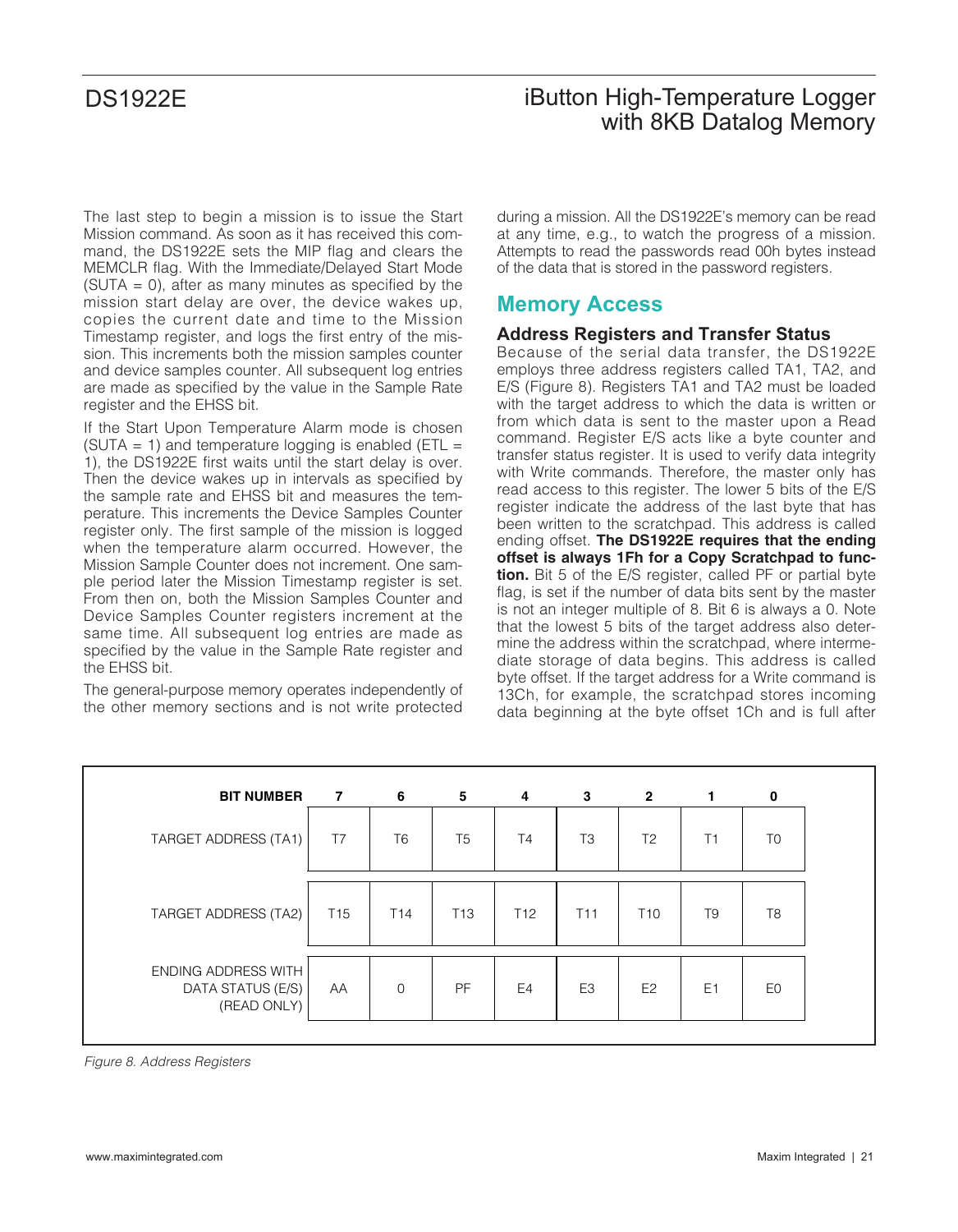The last step to begin a mission is to issue the Start Mission command. As soon as it has received this command, the DS1922E sets the MIP flag and clears the MEMCLR flag. With the Immediate/Delayed Start Mode (SUTA = 0), after as many minutes as specified by the mission start delay are over, the device wakes up, copies the current date and time to the Mission Timestamp register, and logs the first entry of the mission. This increments both the mission samples counter and device samples counter. All subsequent log entries are made as specified by the value in the Sample Rate register and the EHSS bit.

If the Start Upon Temperature Alarm mode is chosen (SUTA = 1) and temperature logging is enabled (ETL = 1), the DS1922E first waits until the start delay is over. Then the device wakes up in intervals as specified by the sample rate and EHSS bit and measures the temperature. This increments the Device Samples Counter register only. The first sample of the mission is logged when the temperature alarm occurred. However, the Mission Sample Counter does not increment. One sample period later the Mission Timestamp register is set. From then on, both the Mission Samples Counter and Device Samples Counter registers increment at the same time. All subsequent log entries are made as specified by the value in the Sample Rate register and the EHSS bit.

The general-purpose memory operates independently of the other memory sections and is not write protected during a mission. All the DS1922E's memory can be read at any time, e.g., to watch the progress of a mission. Attempts to read the passwords read 00h bytes instead of the data that is stored in the password registers.

## Memory Access

### Address Registers and Transfer Status

Because of the serial data transfer, the DS1922E employs three address registers called TA1, TA2, and E/S (Figure 8). Registers TA1 and TA2 must be loaded with the target address to which the data is written or from which data is sent to the master upon a Read command. Register E/S acts like a byte counter and transfer status register. It is used to verify data integrity with Write commands. Therefore, the master only has read access to this register. The lower 5 bits of the E/S register indicate the address of the last byte that has been written to the scratchpad. This address is called ending offset. **The DS1922E requires that the ending offset is always 1Fh for a Copy Scratchpad to function.** Bit 5 of the E/S register, called PF or partial byte flag, is set if the number of data bits sent by the master is not an integer multiple of 8. Bit 6 is always a 0. Note that the lowest 5 bits of the target address also determine the address within the scratchpad, where intermediate storage of data begins. This address is called byte offset. If the target address for a Write command is 13Ch, for example, the scratchpad stores incoming data beginning at the byte offset 1Ch and is full after

| BIT NUMBER | 7 | 6 | 5 | 4 | 3 | 2 | 1 | 0 |
|---|---|---|---|---|---|---|---|---|
| TARGET ADDRESS (TA1) | T7 | T6 | T5 | T4 | T3 | T2 | T1 | T0 |
| TARGET ADDRESS (TA2) | T15 | T14 | T13 | T12 | T11 | T10 | T9 | T8 |
| ENDING ADDRESS WITH DATA STATUS (E/S) (READ ONLY) | AA | 0 | PF | E4 | E3 | E2 | E1 | E0 |

*Figure 8. Address Registers*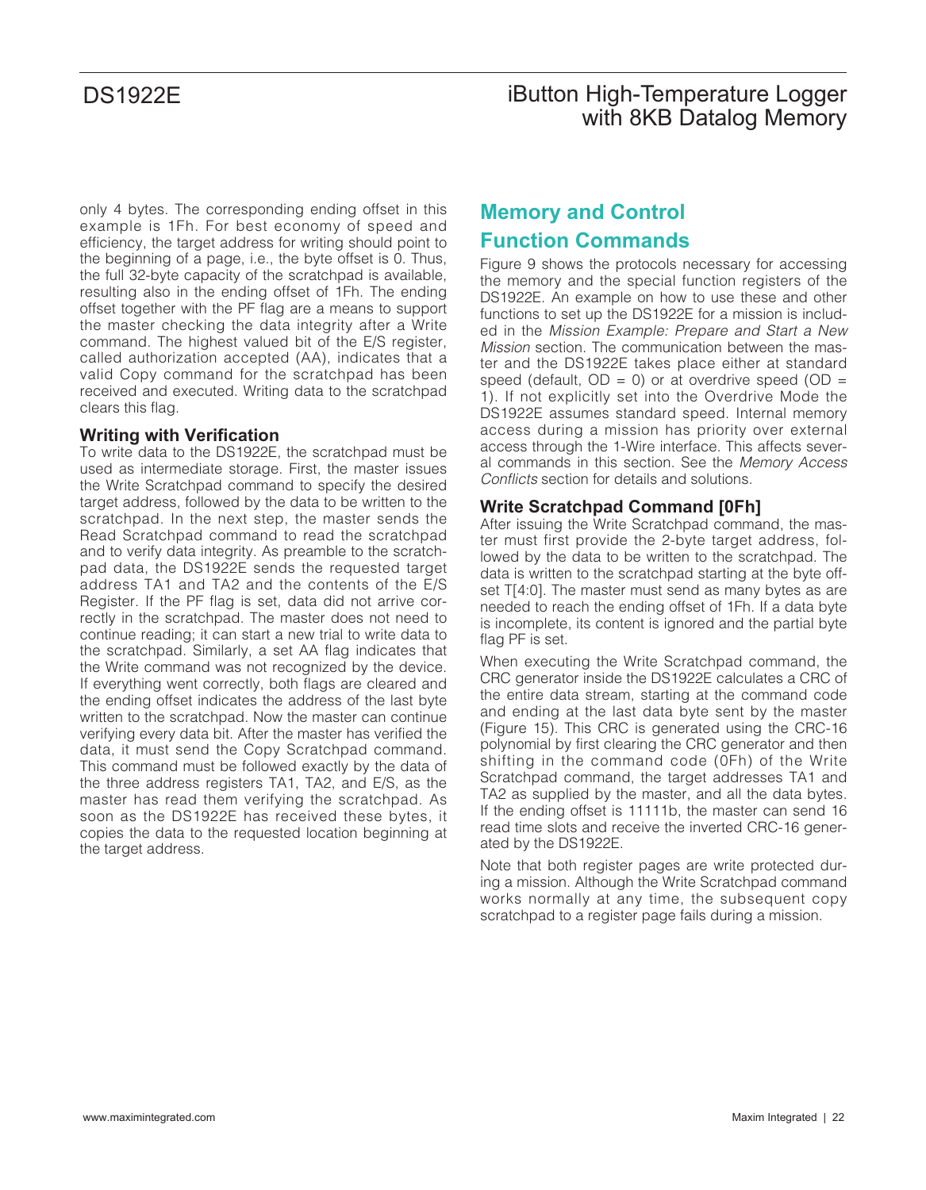only 4 bytes. The corresponding ending offset in this example is 1Fh. For best economy of speed and efficiency, the target address for writing should point to the beginning of a page, i.e., the byte offset is 0. Thus, the full 32-byte capacity of the scratchpad is available, resulting also in the ending offset of 1Fh. The ending offset together with the PF flag are a means to support the master checking the data integrity after a Write command. The highest valued bit of the E/S register, called authorization accepted (AA), indicates that a valid Copy command for the scratchpad has been received and executed. Writing data to the scratchpad clears this flag.

### Writing with Verification

To write data to the DS1922E, the scratchpad must be used as intermediate storage. First, the master issues the Write Scratchpad command to specify the desired target address, followed by the data to be written to the scratchpad. In the next step, the master sends the Read Scratchpad command to read the scratchpad and to verify data integrity. As preamble to the scratchpad data, the DS1922E sends the requested target address TA1 and TA2 and the contents of the E/S Register. If the PF flag is set, data did not arrive correctly in the scratchpad. The master does not need to continue reading; it can start a new trial to write data to the scratchpad. Similarly, a set AA flag indicates that the Write command was not recognized by the device. If everything went correctly, both flags are cleared and the ending offset indicates the address of the last byte written to the scratchpad. Now the master can continue verifying every data bit. After the master has verified the data, it must send the Copy Scratchpad command. This command must be followed exactly by the data of the three address registers TA1, TA2, and E/S, as the master has read them verifying the scratchpad. As soon as the DS1922E has received these bytes, it copies the data to the requested location beginning at the target address.

## Memory and Control Function Commands

Figure 9 shows the protocols necessary for accessing the memory and the special function registers of the DS1922E. An example on how to use these and other functions to set up the DS1922E for a mission is included in the *Mission Example: Prepare and Start a New Mission* section. The communication between the master and the DS1922E takes place either at standard speed (default, OD = 0) or at overdrive speed (OD = 1). If not explicitly set into the Overdrive Mode the DS1922E assumes standard speed. Internal memory access during a mission has priority over external access through the 1-Wire interface. This affects several commands in this section. See the *Memory Access Conflicts* section for details and solutions.

### Write Scratchpad Command [0Fh]

After issuing the Write Scratchpad command, the master must first provide the 2-byte target address, followed by the data to be written to the scratchpad. The data is written to the scratchpad starting at the byte offset T[4:0]. The master must send as many bytes as are needed to reach the ending offset of 1Fh. If a data byte is incomplete, its content is ignored and the partial byte flag PF is set.

When executing the Write Scratchpad command, the CRC generator inside the DS1922E calculates a CRC of the entire data stream, starting at the command code and ending at the last data byte sent by the master (Figure 15). This CRC is generated using the CRC-16 polynomial by first clearing the CRC generator and then shifting in the command code (0Fh) of the Write Scratchpad command, the target addresses TA1 and TA2 as supplied by the master, and all the data bytes. If the ending offset is 11111b, the master can send 16 read time slots and receive the inverted CRC-16 generated by the DS1922E.

Note that both register pages are write protected during a mission. Although the Write Scratchpad command works normally at any time, the subsequent copy scratchpad to a register page fails during a mission.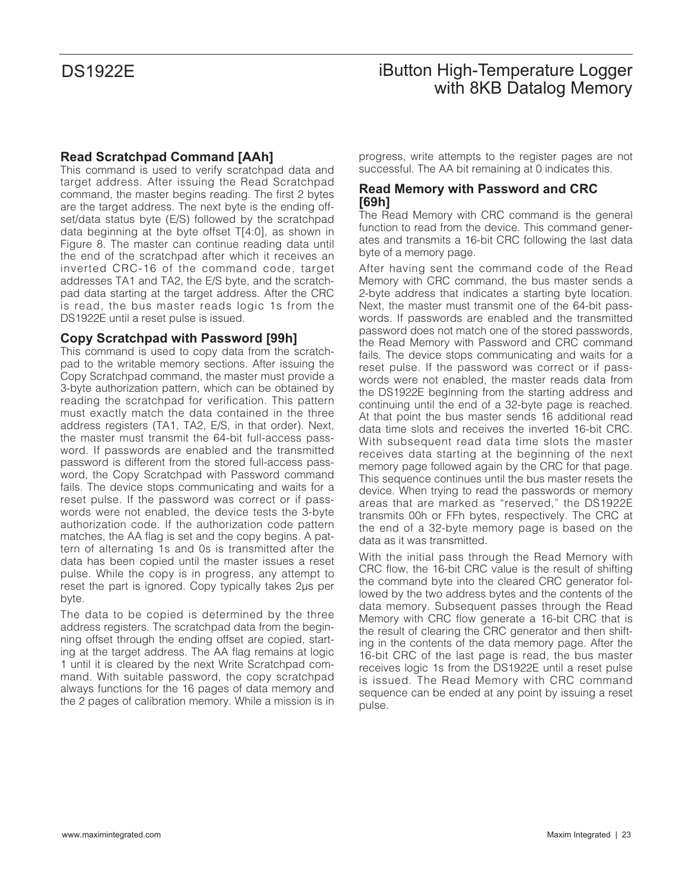### Read Scratchpad Command [AAh]

This command is used to verify scratchpad data and target address. After issuing the Read Scratchpad command, the master begins reading. The first 2 bytes are the target address. The next byte is the ending offset/data status byte (E/S) followed by the scratchpad data beginning at the byte offset T[4:0], as shown in Figure 8. The master can continue reading data until the end of the scratchpad after which it receives an inverted CRC-16 of the command code, target addresses TA1 and TA2, the E/S byte, and the scratchpad data starting at the target address. After the CRC is read, the bus master reads logic 1s from the DS1922E until a reset pulse is issued.

### Copy Scratchpad with Password [99h]

This command is used to copy data from the scratchpad to the writable memory sections. After issuing the Copy Scratchpad command, the master must provide a 3-byte authorization pattern, which can be obtained by reading the scratchpad for verification. This pattern must exactly match the data contained in the three address registers (TA1, TA2, E/S, in that order). Next, the master must transmit the 64-bit full-access password. If passwords are enabled and the transmitted password is different from the stored full-access password, the Copy Scratchpad with Password command fails. The device stops communicating and waits for a reset pulse. If the password was correct or if passwords were not enabled, the device tests the 3-byte authorization code. If the authorization code pattern matches, the AA flag is set and the copy begins. A pattern of alternating 1s and 0s is transmitted after the data has been copied until the master issues a reset pulse. While the copy is in progress, any attempt to reset the part is ignored. Copy typically takes 2µs per byte.

The data to be copied is determined by the three address registers. The scratchpad data from the beginning offset through the ending offset are copied, starting at the target address. The AA flag remains at logic 1 until it is cleared by the next Write Scratchpad command. With suitable password, the copy scratchpad always functions for the 16 pages of data memory and the 2 pages of calibration memory. While a mission is in progress, write attempts to the register pages are not successful. The AA bit remaining at 0 indicates this.

### Read Memory with Password and CRC [69h]

The Read Memory with CRC command is the general function to read from the device. This command generates and transmits a 16-bit CRC following the last data byte of a memory page.

After having sent the command code of the Read Memory with CRC command, the bus master sends a 2-byte address that indicates a starting byte location. Next, the master must transmit one of the 64-bit passwords. If passwords are enabled and the transmitted password does not match one of the stored passwords, the Read Memory with Password and CRC command fails. The device stops communicating and waits for a reset pulse. If the password was correct or if passwords were not enabled, the master reads data from the DS1922E beginning from the starting address and continuing until the end of a 32-byte page is reached. At that point the bus master sends 16 additional read data time slots and receives the inverted 16-bit CRC. With subsequent read data time slots the master receives data starting at the beginning of the next memory page followed again by the CRC for that page. This sequence continues until the bus master resets the device. When trying to read the passwords or memory areas that are marked as "reserved," the DS1922E transmits 00h or FFh bytes, respectively. The CRC at the end of a 32-byte memory page is based on the data as it was transmitted.

With the initial pass through the Read Memory with CRC flow, the 16-bit CRC value is the result of shifting the command byte into the cleared CRC generator followed by the two address bytes and the contents of the data memory. Subsequent passes through the Read Memory with CRC flow generate a 16-bit CRC that is the result of clearing the CRC generator and then shifting in the contents of the data memory page. After the 16-bit CRC of the last page is read, the bus master receives logic 1s from the DS1922E until a reset pulse is issued. The Read Memory with CRC command sequence can be ended at any point by issuing a reset pulse.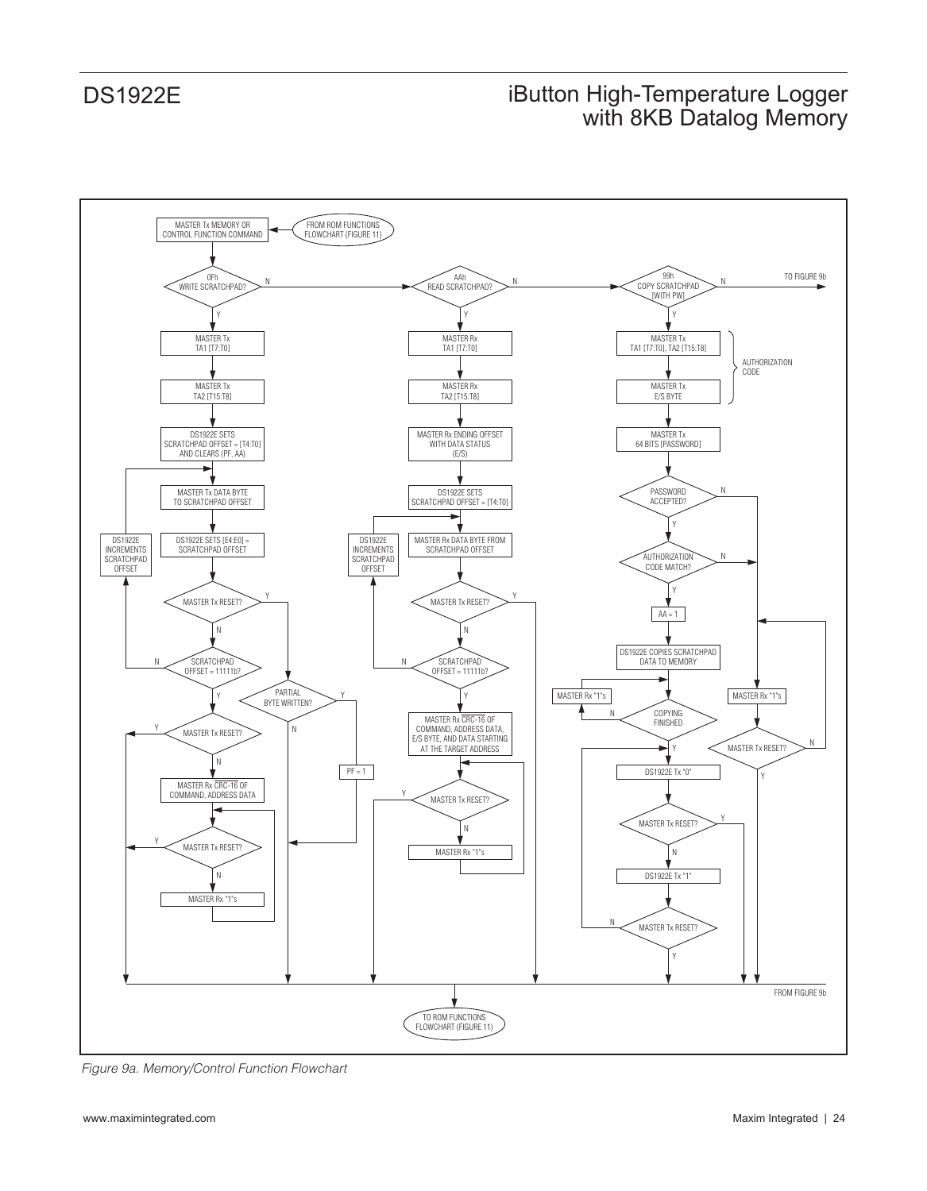MASTER Tx MEMORY OR CONTROL FUNCTION COMMAND

FROM ROM FUNCTIONS FLOWCHART (FIGURE 11)

0Fh WRITE SCRATCHPAD?

MASTER Tx TA1 [T7:T0]

MASTER Tx TA2 [T15:T8]

DS1922E SETS SCRATCHPAD OFFSET = [T4:T0] AND CLEARS (PF, AA)

MASTER Tx DATA BYTE TO SCRATCHPAD OFFSET

DS1922E SETS [E4:E0] = SCRATCHPAD OFFSET

DS1922E INCREMENTS SCRATCHPAD OFFSET

MASTER Tx RESET?

SCRATCHPAD OFFSET = 11111b?

PARTIAL BYTE WRITTEN?

PF = 1

MASTER Tx RESET?

MASTER Rx CRC-16 OF COMMAND, ADDRESS DATA

MASTER Tx RESET?

MASTER Rx "1"s

AAh READ SCRATCHPAD?

MASTER Rx TA1 [T7:T0]

MASTER Rx TA2 [T15:T8]

MASTER Rx ENDING OFFSET WITH DATA STATUS (E/S)

DS1922E SETS SCRATCHPAD OFFSET = [T4:T0]

MASTER Rx DATA BYTE FROM SCRATCHPAD OFFSET

DS1922E INCREMENTS SCRATCHPAD OFFSET

MASTER Tx RESET?

SCRATCHPAD OFFSET = 11111b?

MASTER Rx CRC-16 OF COMMAND, ADDRESS DATA, E/S BYTE, AND DATA STARTING AT THE TARGET ADDRESS

MASTER Tx RESET?

MASTER Rx "1"s

99h COPY SCRATCHPAD [WITH PW]

TO FIGURE 9b

MASTER Tx TA1 [T7:T0], TA2 [T15:T8]

MASTER Tx E/S BYTE

AUTHORIZATION CODE

MASTER Tx 64 BITS [PASSWORD]

PASSWORD ACCEPTED?

AUTHORIZATION CODE MATCH?

AA = 1

DS1922E COPIES SCRATCHPAD DATA TO MEMORY

MASTER Rx "1"s

COPYING FINISHED

MASTER Rx "1"s

MASTER Tx RESET?

DS1922E Tx "0"

MASTER Tx RESET?

DS1922E Tx "1"

MASTER Tx RESET?

FROM FIGURE 9b

TO ROM FUNCTIONS FLOWCHART (FIGURE 11)

*Figure 9a. Memory/Control Function Flowchart*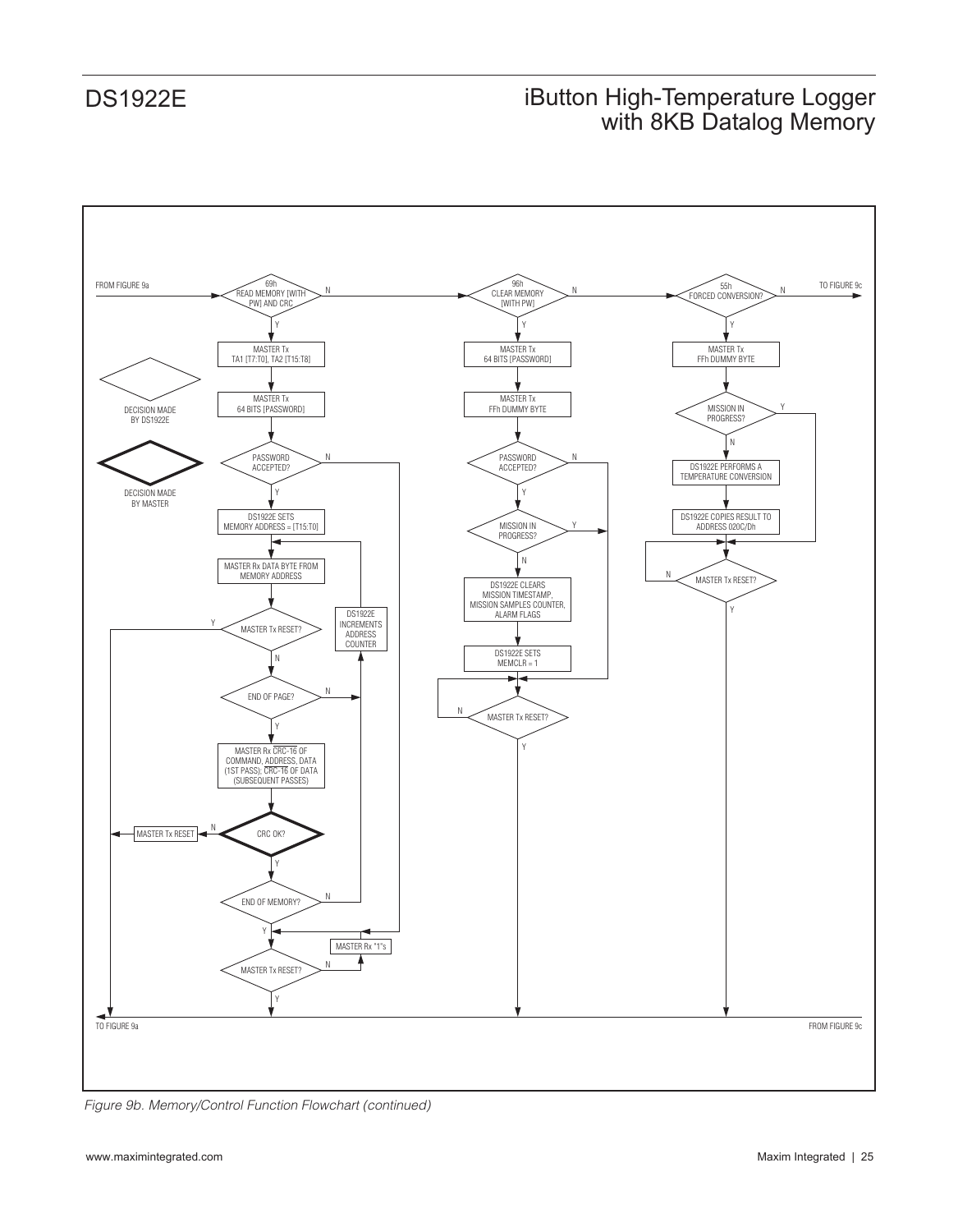FROM FIGURE 9a

69h READ MEMORY [WITH PW] AND CRC

MASTER Tx TA1 [T7:T0], TA2 [T15:T8]

MASTER Tx 64 BITS [PASSWORD]

PASSWORD ACCEPTED?

DS1922E SETS MEMORY ADDRESS = [T15:T0]

MASTER Rx DATA BYTE FROM MEMORY ADDRESS

MASTER Tx RESET?

DS1922E INCREMENTS ADDRESS COUNTER

END OF PAGE?

MASTER Rx CRC-16 OF COMMAND, ADDRESS, DATA (1ST PASS); CRC-16 OF DATA (SUBSEQUENT PASSES)

CRC OK?

MASTER Tx RESET

END OF MEMORY?

MASTER Rx "1"s

MASTER Tx RESET?

DECISION MADE BY DS1922E

DECISION MADE BY MASTER

96h CLEAR MEMORY [WITH PW]

MASTER Tx 64 BITS [PASSWORD]

MASTER Tx FFh DUMMY BYTE

PASSWORD ACCEPTED?

MISSION IN PROGRESS?

DS1922E CLEARS MISSION TIMESTAMP, MISSION SAMPLES COUNTER, ALARM FLAGS

DS1922E SETS MEMCLR = 1

MASTER Tx RESET?

55h FORCED CONVERSION?

TO FIGURE 9c

MASTER Tx FFh DUMMY BYTE

MISSION IN PROGRESS?

DS1922E PERFORMS A TEMPERATURE CONVERSION

DS1922E COPIES RESULT TO ADDRESS 020C/Dh

MASTER Tx RESET?

TO FIGURE 9a

FROM FIGURE 9c

*Figure 9b. Memory/Control Function Flowchart (continued)*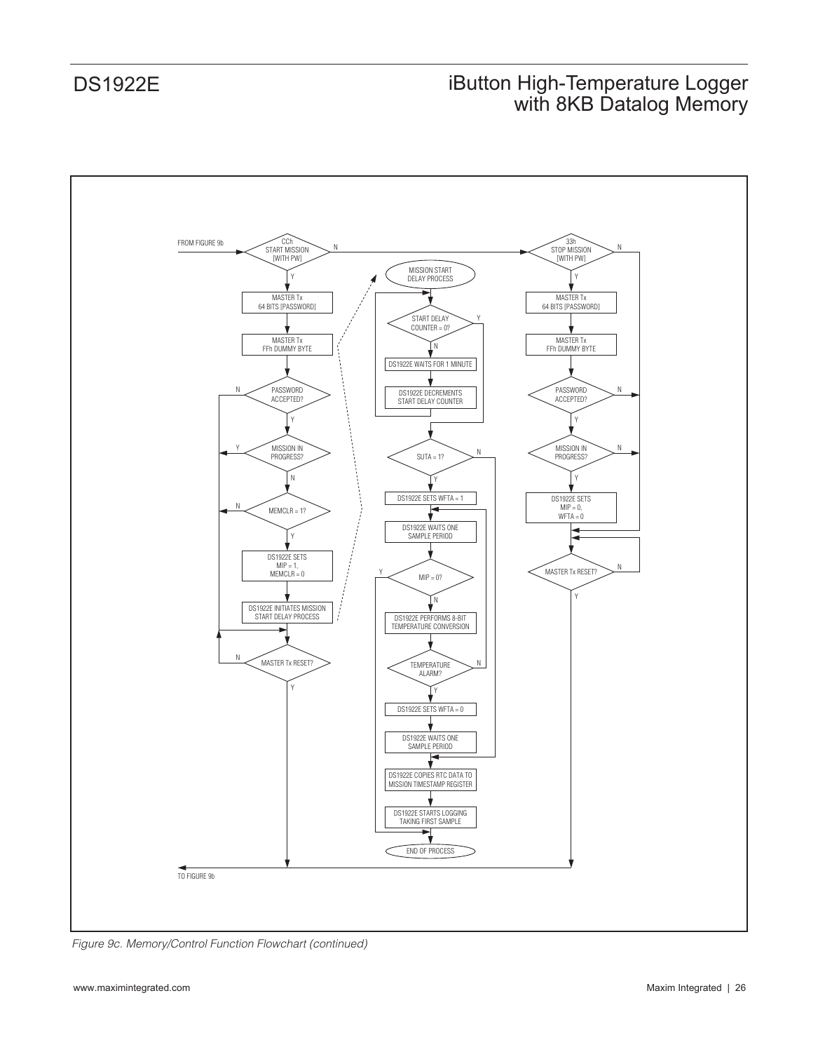FROM FIGURE 9b

CCh
START MISSION
[WITH PW]

N

Y

MASTER Tx
64 BITS [PASSWORD]

MASTER Tx
FFh DUMMY BYTE

PASSWORD
ACCEPTED?

MISSION IN
PROGRESS?

MEMCLR = 1?

DS1922E SETS
MIP = 1,
MEMCLR = 0

DS1922E INITIATES MISSION
START DELAY PROCESS

MASTER Tx RESET?

MISSION START
DELAY PROCESS

START DELAY
COUNTER = 0?

DS1922E WAITS FOR 1 MINUTE

DS1922E DECREMENTS
START DELAY COUNTER

SUTA = 1?

DS1922E SETS WFTA = 1

DS1922E WAITS ONE
SAMPLE PERIOD

MIP = 0?

DS1922E PERFORMS 8-BIT
TEMPERATURE CONVERSION

TEMPERATURE
ALARM?

DS1922E SETS WFTA = 0

DS1922E WAITS ONE
SAMPLE PERIOD

DS1922E COPIES RTC DATA TO
MISSION TIMESTAMP REGISTER

DS1922E STARTS LOGGING
TAKING FIRST SAMPLE

END OF PROCESS

33h
STOP MISSION
[WITH PW]

MASTER Tx
64 BITS [PASSWORD]

MASTER Tx
FFh DUMMY BYTE

PASSWORD
ACCEPTED?

MISSION IN
PROGRESS?

DS1922E SETS
MIP = 0,
WFTA = 0

MASTER Tx RESET?

TO FIGURE 9b

*Figure 9c. Memory/Control Function Flowchart (continued)*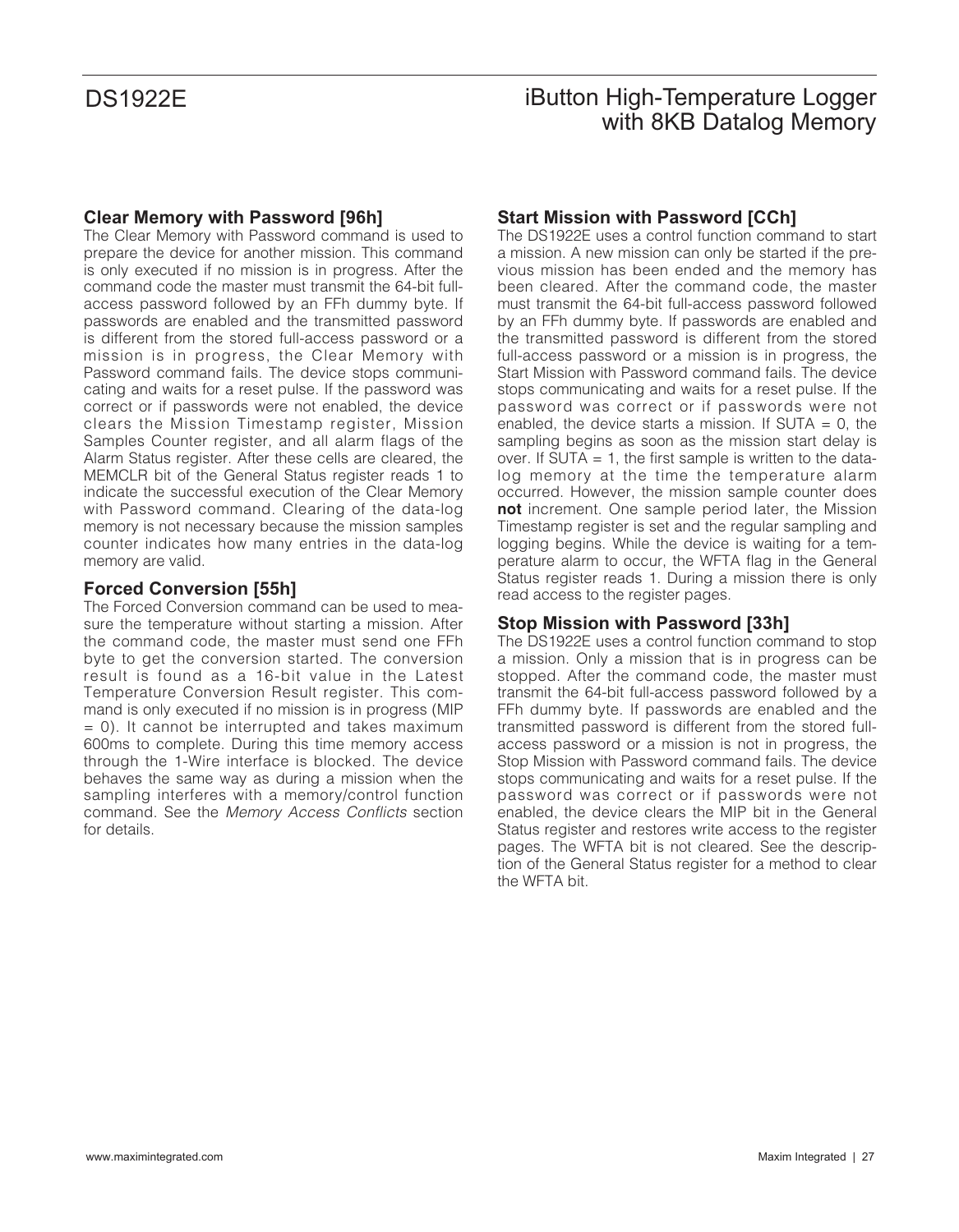### Clear Memory with Password [96h]

The Clear Memory with Password command is used to prepare the device for another mission. This command is only executed if no mission is in progress. After the command code the master must transmit the 64-bit full-access password followed by an FFh dummy byte. If passwords are enabled and the transmitted password is different from the stored full-access password or a mission is in progress, the Clear Memory with Password command fails. The device stops communicating and waits for a reset pulse. If the password was correct or if passwords were not enabled, the device clears the Mission Timestamp register, Mission Samples Counter register, and all alarm flags of the Alarm Status register. After these cells are cleared, the MEMCLR bit of the General Status register reads 1 to indicate the successful execution of the Clear Memory with Password command. Clearing of the data-log memory is not necessary because the mission samples counter indicates how many entries in the data-log memory are valid.

### Forced Conversion [55h]

The Forced Conversion command can be used to measure the temperature without starting a mission. After the command code, the master must send one FFh byte to get the conversion started. The conversion result is found as a 16-bit value in the Latest Temperature Conversion Result register. This command is only executed if no mission is in progress (MIP = 0). It cannot be interrupted and takes maximum 600ms to complete. During this time memory access through the 1-Wire interface is blocked. The device behaves the same way as during a mission when the sampling interferes with a memory/control function command. See the *Memory Access Conflicts* section for details.

### Start Mission with Password [CCh]

The DS1922E uses a control function command to start a mission. A new mission can only be started if the previous mission has been ended and the memory has been cleared. After the command code, the master must transmit the 64-bit full-access password followed by an FFh dummy byte. If passwords are enabled and the transmitted password is different from the stored full-access password or a mission is in progress, the Start Mission with Password command fails. The device stops communicating and waits for a reset pulse. If the password was correct or if passwords were not enabled, the device starts a mission. If SUTA = 0, the sampling begins as soon as the mission start delay is over. If SUTA = 1, the first sample is written to the data-log memory at the time the temperature alarm occurred. However, the mission sample counter does **not** increment. One sample period later, the Mission Timestamp register is set and the regular sampling and logging begins. While the device is waiting for a temperature alarm to occur, the WFTA flag in the General Status register reads 1. During a mission there is only read access to the register pages.

### Stop Mission with Password [33h]

The DS1922E uses a control function command to stop a mission. Only a mission that is in progress can be stopped. After the command code, the master must transmit the 64-bit full-access password followed by a FFh dummy byte. If passwords are enabled and the transmitted password is different from the stored full-access password or a mission is not in progress, the Stop Mission with Password command fails. The device stops communicating and waits for a reset pulse. If the password was correct or if passwords were not enabled, the device clears the MIP bit in the General Status register and restores write access to the register pages. The WFTA bit is not cleared. See the description of the General Status register for a method to clear the WFTA bit.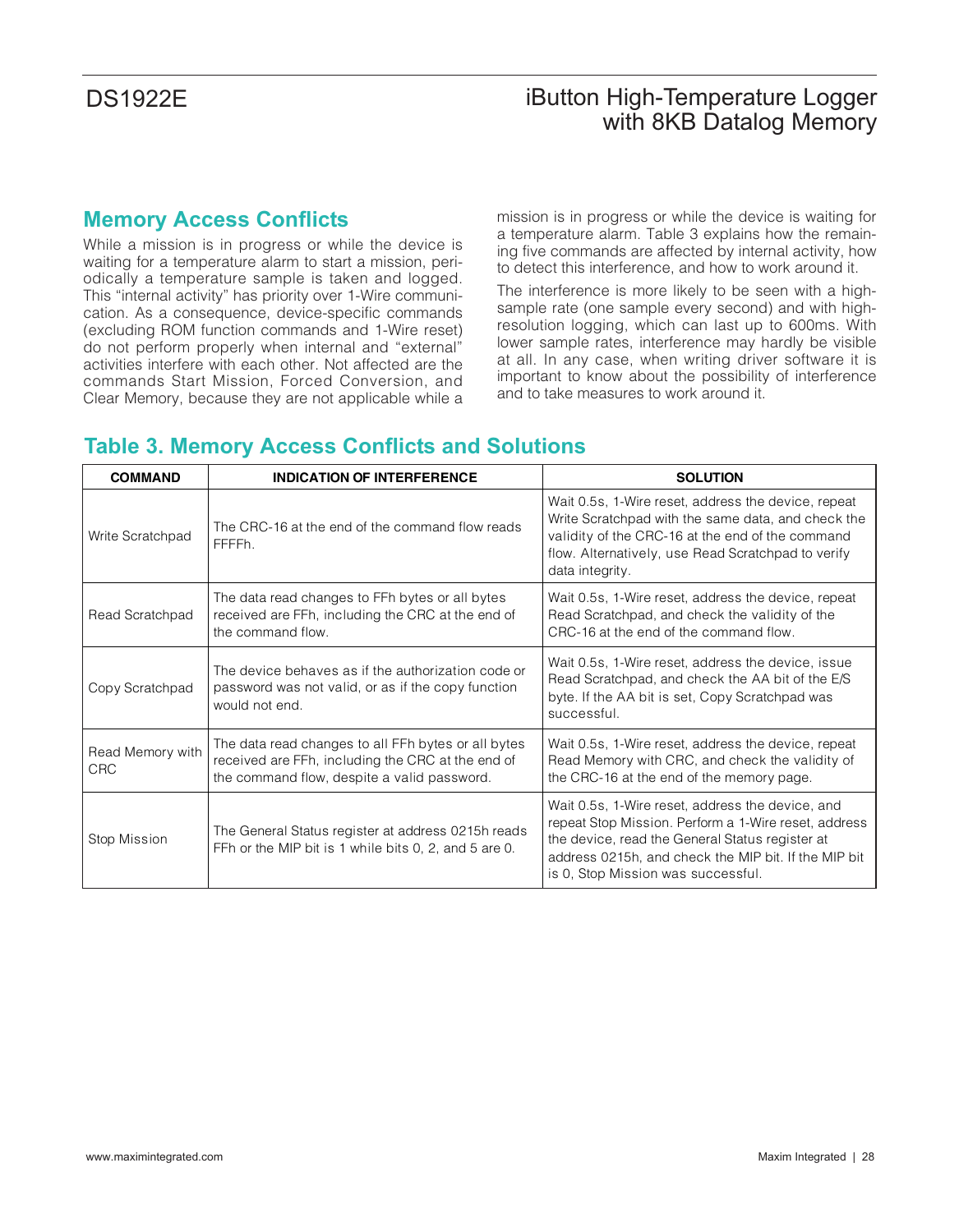## Memory Access Conflicts

While a mission is in progress or while the device is waiting for a temperature alarm to start a mission, periodically a temperature sample is taken and logged. This "internal activity" has priority over 1-Wire communication. As a consequence, device-specific commands (excluding ROM function commands and 1-Wire reset) do not perform properly when internal and "external" activities interfere with each other. Not affected are the commands Start Mission, Forced Conversion, and Clear Memory, because they are not applicable while a mission is in progress or while the device is waiting for a temperature alarm. Table 3 explains how the remaining five commands are affected by internal activity, how to detect this interference, and how to work around it.

The interference is more likely to be seen with a high-sample rate (one sample every second) and with high-resolution logging, which can last up to 600ms. With lower sample rates, interference may hardly be visible at all. In any case, when writing driver software it is important to know about the possibility of interference and to take measures to work around it.

## Table 3. Memory Access Conflicts and Solutions

| COMMAND | INDICATION OF INTERFERENCE | SOLUTION |
|---|---|---|
| Write Scratchpad | The CRC-16 at the end of the command flow reads FFFFh. | Wait 0.5s, 1-Wire reset, address the device, repeat Write Scratchpad with the same data, and check the validity of the CRC-16 at the end of the command flow. Alternatively, use Read Scratchpad to verify data integrity. |
| Read Scratchpad | The data read changes to FFh bytes or all bytes received are FFh, including the CRC at the end of the command flow. | Wait 0.5s, 1-Wire reset, address the device, repeat Read Scratchpad, and check the validity of the CRC-16 at the end of the command flow. |
| Copy Scratchpad | The device behaves as if the authorization code or password was not valid, or as if the copy function would not end. | Wait 0.5s, 1-Wire reset, address the device, issue Read Scratchpad, and check the AA bit of the E/S byte. If the AA bit is set, Copy Scratchpad was successful. |
| Read Memory with CRC | The data read changes to all FFh bytes or all bytes received are FFh, including the CRC at the end of the command flow, despite a valid password. | Wait 0.5s, 1-Wire reset, address the device, repeat Read Memory with CRC, and check the validity of the CRC-16 at the end of the memory page. |
| Stop Mission | The General Status register at address 0215h reads FFh or the MIP bit is 1 while bits 0, 2, and 5 are 0. | Wait 0.5s, 1-Wire reset, address the device, and repeat Stop Mission. Perform a 1-Wire reset, address the device, read the General Status register at address 0215h, and check the MIP bit. If the MIP bit is 0, Stop Mission was successful. |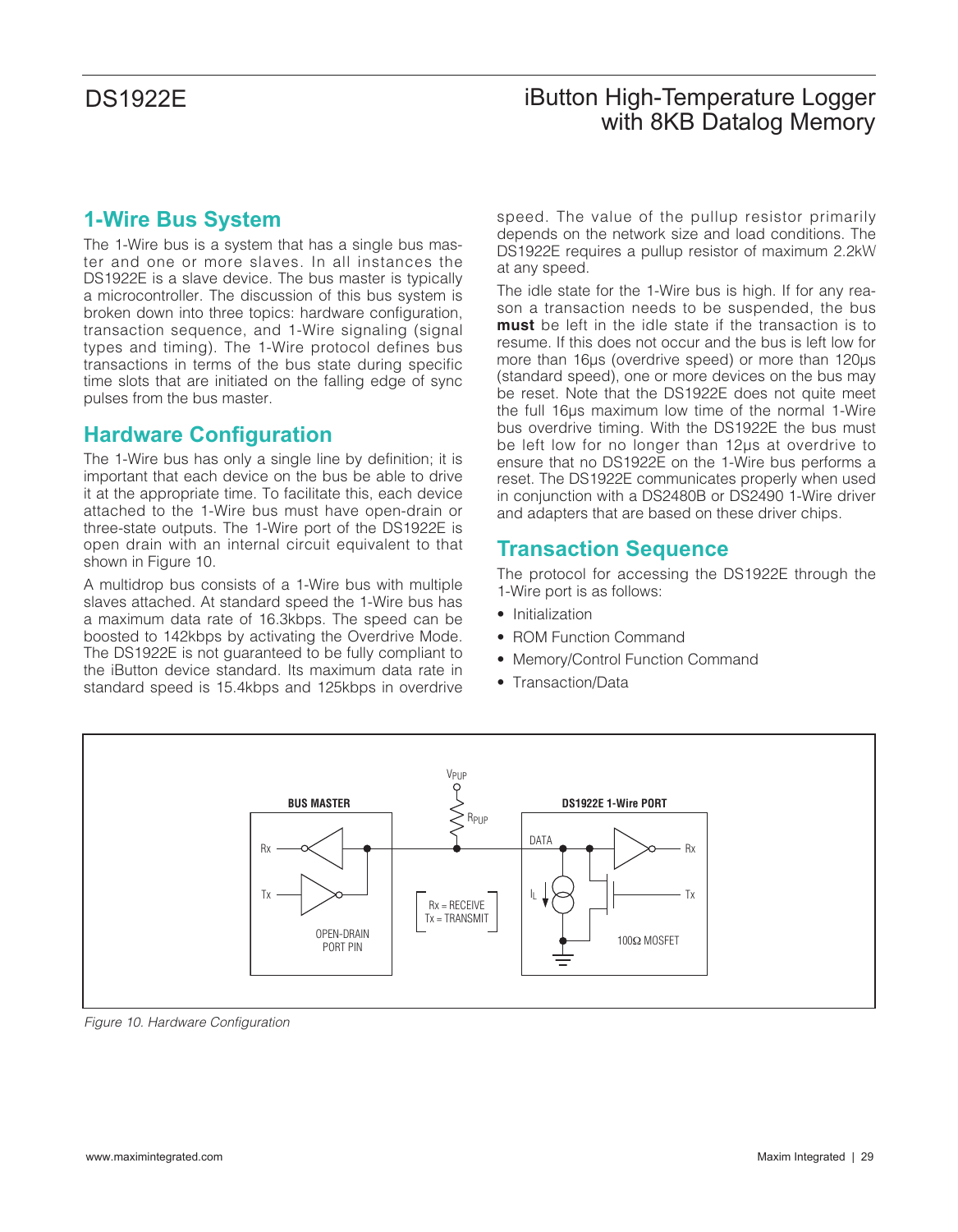## 1-Wire Bus System

The 1-Wire bus is a system that has a single bus master and one or more slaves. In all instances the DS1922E is a slave device. The bus master is typically a microcontroller. The discussion of this bus system is broken down into three topics: hardware configuration, transaction sequence, and 1-Wire signaling (signal types and timing). The 1-Wire protocol defines bus transactions in terms of the bus state during specific time slots that are initiated on the falling edge of sync pulses from the bus master.

## Hardware Configuration

The 1-Wire bus has only a single line by definition; it is important that each device on the bus be able to drive it at the appropriate time. To facilitate this, each device attached to the 1-Wire bus must have open-drain or three-state outputs. The 1-Wire port of the DS1922E is open drain with an internal circuit equivalent to that shown in Figure 10.

A multidrop bus consists of a 1-Wire bus with multiple slaves attached. At standard speed the 1-Wire bus has a maximum data rate of 16.3kbps. The speed can be boosted to 142kbps by activating the Overdrive Mode. The DS1922E is not guaranteed to be fully compliant to the iButton device standard. Its maximum data rate in standard speed is 15.4kbps and 125kbps in overdrive speed. The value of the pullup resistor primarily depends on the network size and load conditions. The DS1922E requires a pullup resistor of maximum 2.2kW at any speed.

The idle state for the 1-Wire bus is high. If for any reason a transaction needs to be suspended, the bus **must** be left in the idle state if the transaction is to resume. If this does not occur and the bus is left low for more than 16µs (overdrive speed) or more than 120µs (standard speed), one or more devices on the bus may be reset. Note that the DS1922E does not quite meet the full 16µs maximum low time of the normal 1-Wire bus overdrive timing. With the DS1922E the bus must be left low for no longer than 12µs at overdrive to ensure that no DS1922E on the 1-Wire bus performs a reset. The DS1922E communicates properly when used in conjunction with a DS2480B or DS2490 1-Wire driver and adapters that are based on these driver chips.

## Transaction Sequence

The protocol for accessing the DS1922E through the 1-Wire port is as follows:

- Initialization
- ROM Function Command
- Memory/Control Function Command
- Transaction/Data

*Figure 10. Hardware Configuration*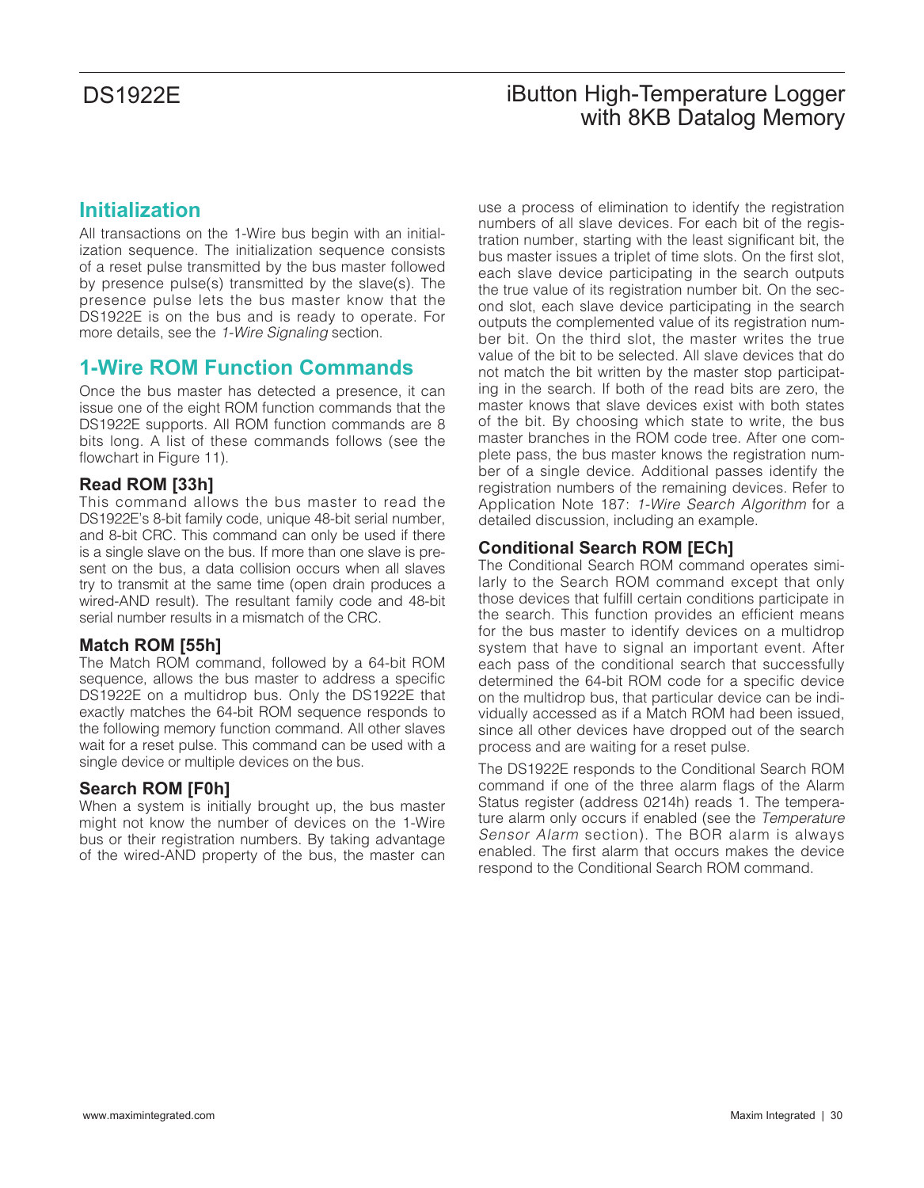## Initialization

All transactions on the 1-Wire bus begin with an initialization sequence. The initialization sequence consists of a reset pulse transmitted by the bus master followed by presence pulse(s) transmitted by the slave(s). The presence pulse lets the bus master know that the DS1922E is on the bus and is ready to operate. For more details, see the *1-Wire Signaling* section.

## 1-Wire ROM Function Commands

Once the bus master has detected a presence, it can issue one of the eight ROM function commands that the DS1922E supports. All ROM function commands are 8 bits long. A list of these commands follows (see the flowchart in Figure 11).

### Read ROM [33h]

This command allows the bus master to read the DS1922E's 8-bit family code, unique 48-bit serial number, and 8-bit CRC. This command can only be used if there is a single slave on the bus. If more than one slave is present on the bus, a data collision occurs when all slaves try to transmit at the same time (open drain produces a wired-AND result). The resultant family code and 48-bit serial number results in a mismatch of the CRC.

### Match ROM [55h]

The Match ROM command, followed by a 64-bit ROM sequence, allows the bus master to address a specific DS1922E on a multidrop bus. Only the DS1922E that exactly matches the 64-bit ROM sequence responds to the following memory function command. All other slaves wait for a reset pulse. This command can be used with a single device or multiple devices on the bus.

### Search ROM [F0h]

When a system is initially brought up, the bus master might not know the number of devices on the 1-Wire bus or their registration numbers. By taking advantage of the wired-AND property of the bus, the master can use a process of elimination to identify the registration numbers of all slave devices. For each bit of the registration number, starting with the least significant bit, the bus master issues a triplet of time slots. On the first slot, each slave device participating in the search outputs the true value of its registration number bit. On the second slot, each slave device participating in the search outputs the complemented value of its registration number bit. On the third slot, the master writes the true value of the bit to be selected. All slave devices that do not match the bit written by the master stop participating in the search. If both of the read bits are zero, the master knows that slave devices exist with both states of the bit. By choosing which state to write, the bus master branches in the ROM code tree. After one complete pass, the bus master knows the registration number of a single device. Additional passes identify the registration numbers of the remaining devices. Refer to Application Note 187: *1-Wire Search Algorithm* for a detailed discussion, including an example.

### Conditional Search ROM [ECh]

The Conditional Search ROM command operates similarly to the Search ROM command except that only those devices that fulfill certain conditions participate in the search. This function provides an efficient means for the bus master to identify devices on a multidrop system that have to signal an important event. After each pass of the conditional search that successfully determined the 64-bit ROM code for a specific device on the multidrop bus, that particular device can be individually accessed as if a Match ROM had been issued, since all other devices have dropped out of the search process and are waiting for a reset pulse.

The DS1922E responds to the Conditional Search ROM command if one of the three alarm flags of the Alarm Status register (address 0214h) reads 1. The temperature alarm only occurs if enabled (see the *Temperature Sensor Alarm* section). The BOR alarm is always enabled. The first alarm that occurs makes the device respond to the Conditional Search ROM command.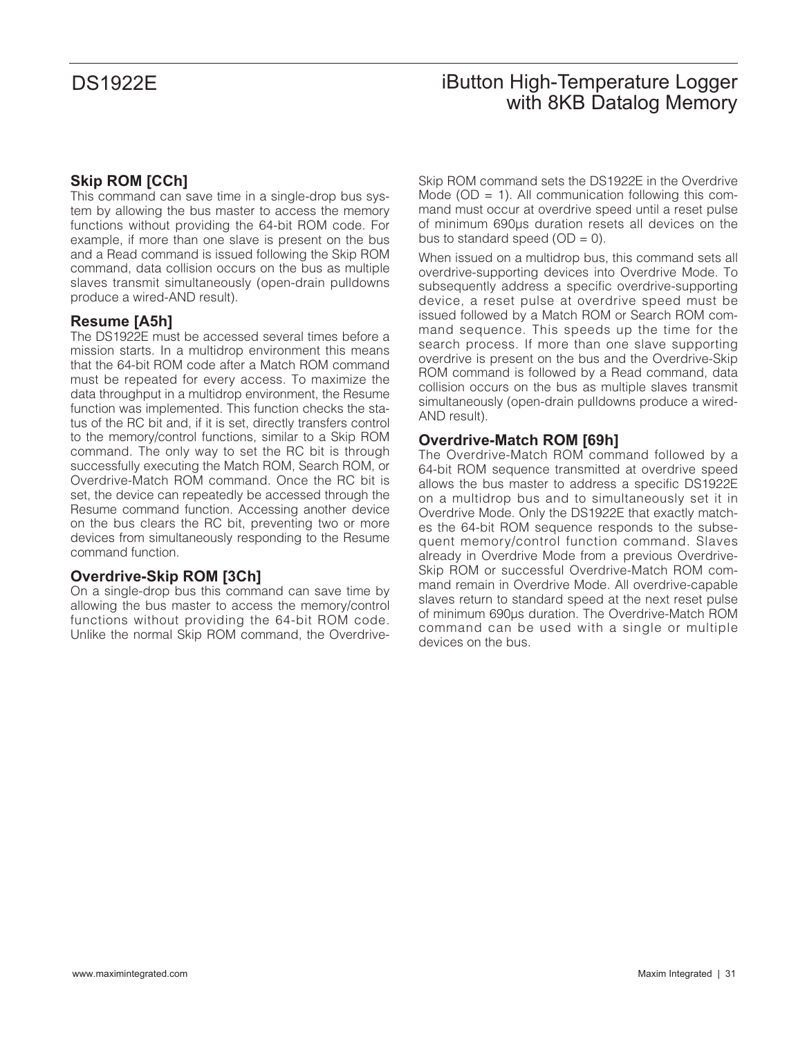### Skip ROM [CCh]

This command can save time in a single-drop bus system by allowing the bus master to access the memory functions without providing the 64-bit ROM code. For example, if more than one slave is present on the bus and a Read command is issued following the Skip ROM command, data collision occurs on the bus as multiple slaves transmit simultaneously (open-drain pulldowns produce a wired-AND result).

### Resume [A5h]

The DS1922E must be accessed several times before a mission starts. In a multidrop environment this means that the 64-bit ROM code after a Match ROM command must be repeated for every access. To maximize the data throughput in a multidrop environment, the Resume function was implemented. This function checks the status of the RC bit and, if it is set, directly transfers control to the memory/control functions, similar to a Skip ROM command. The only way to set the RC bit is through successfully executing the Match ROM, Search ROM, or Overdrive-Match ROM command. Once the RC bit is set, the device can repeatedly be accessed through the Resume command function. Accessing another device on the bus clears the RC bit, preventing two or more devices from simultaneously responding to the Resume command function.

### Overdrive-Skip ROM [3Ch]

On a single-drop bus this command can save time by allowing the bus master to access the memory/control functions without providing the 64-bit ROM code. Unlike the normal Skip ROM command, the Overdrive-Skip ROM command sets the DS1922E in the Overdrive Mode (OD = 1). All communication following this command must occur at overdrive speed until a reset pulse of minimum 690µs duration resets all devices on the bus to standard speed (OD = 0).

When issued on a multidrop bus, this command sets all overdrive-supporting devices into Overdrive Mode. To subsequently address a specific overdrive-supporting device, a reset pulse at overdrive speed must be issued followed by a Match ROM or Search ROM command sequence. This speeds up the time for the search process. If more than one slave supporting overdrive is present on the bus and the Overdrive-Skip ROM command is followed by a Read command, data collision occurs on the bus as multiple slaves transmit simultaneously (open-drain pulldowns produce a wired-AND result).

### Overdrive-Match ROM [69h]

The Overdrive-Match ROM command followed by a 64-bit ROM sequence transmitted at overdrive speed allows the bus master to address a specific DS1922E on a multidrop bus and to simultaneously set it in Overdrive Mode. Only the DS1922E that exactly matches the 64-bit ROM sequence responds to the subsequent memory/control function command. Slaves already in Overdrive Mode from a previous Overdrive-Skip ROM or successful Overdrive-Match ROM command remain in Overdrive Mode. All overdrive-capable slaves return to standard speed at the next reset pulse of minimum 690µs duration. The Overdrive-Match ROM command can be used with a single or multiple devices on the bus.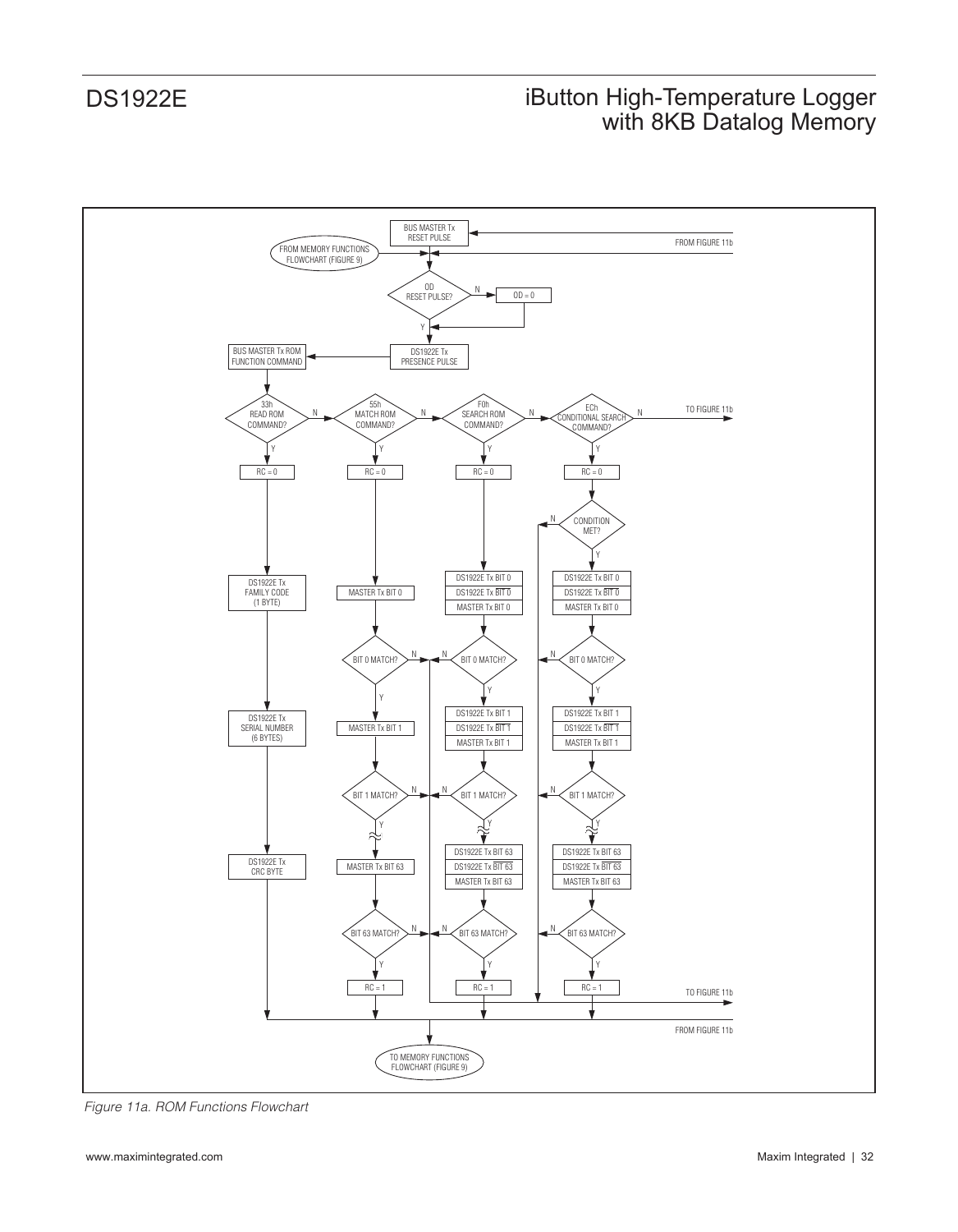BUS MASTER Tx RESET PULSE

FROM FIGURE 11b

FROM MEMORY FUNCTIONS FLOWCHART (FIGURE 9)

OD RESET PULSE?

N

OD = 0

Y

BUS MASTER Tx ROM FUNCTION COMMAND

DS1922E Tx PRESENCE PULSE

33h READ ROM COMMAND?

N

55h MATCH ROM COMMAND?

N

F0h SEARCH ROM COMMAND?

N

ECh CONDITIONAL SEARCH COMMAND?

N

TO FIGURE 11b

Y

Y

Y

Y

RC = 0

RC = 0

RC = 0

RC = 0

N

CONDITION MET?

Y

DS1922E Tx FAMILY CODE (1 BYTE)

MASTER Tx BIT 0

DS1922E Tx BIT 0

DS1922E Tx $\overline{\text{BIT 0}}$

MASTER Tx BIT 0

DS1922E Tx BIT 0

DS1922E Tx $\overline{\text{BIT 0}}$

MASTER Tx BIT 0

BIT 0 MATCH?

N

N

BIT 0 MATCH?

N

BIT 0 MATCH?

Y

Y

Y

DS1922E Tx SERIAL NUMBER (6 BYTES)

MASTER Tx BIT 1

DS1922E Tx BIT 1

DS1922E Tx $\overline{\text{BIT 1}}$

MASTER Tx BIT 1

DS1922E Tx BIT 1

DS1922E Tx $\overline{\text{BIT 1}}$

MASTER Tx BIT 1

BIT 1 MATCH?

N

N

BIT 1 MATCH?

N

BIT 1 MATCH?

Y

Y

Y

DS1922E Tx CRC BYTE

MASTER Tx BIT 63

DS1922E Tx BIT 63

DS1922E Tx $\overline{\text{BIT 63}}$

MASTER Tx BIT 63

DS1922E Tx BIT 63

DS1922E Tx $\overline{\text{BIT 63}}$

MASTER Tx BIT 63

BIT 63 MATCH?

N

N

BIT 63 MATCH?

N

BIT 63 MATCH?

Y

Y

Y

RC = 1

RC = 1

RC = 1

TO FIGURE 11b

FROM FIGURE 11b

TO MEMORY FUNCTIONS FLOWCHART (FIGURE 9)

*Figure 11a. ROM Functions Flowchart*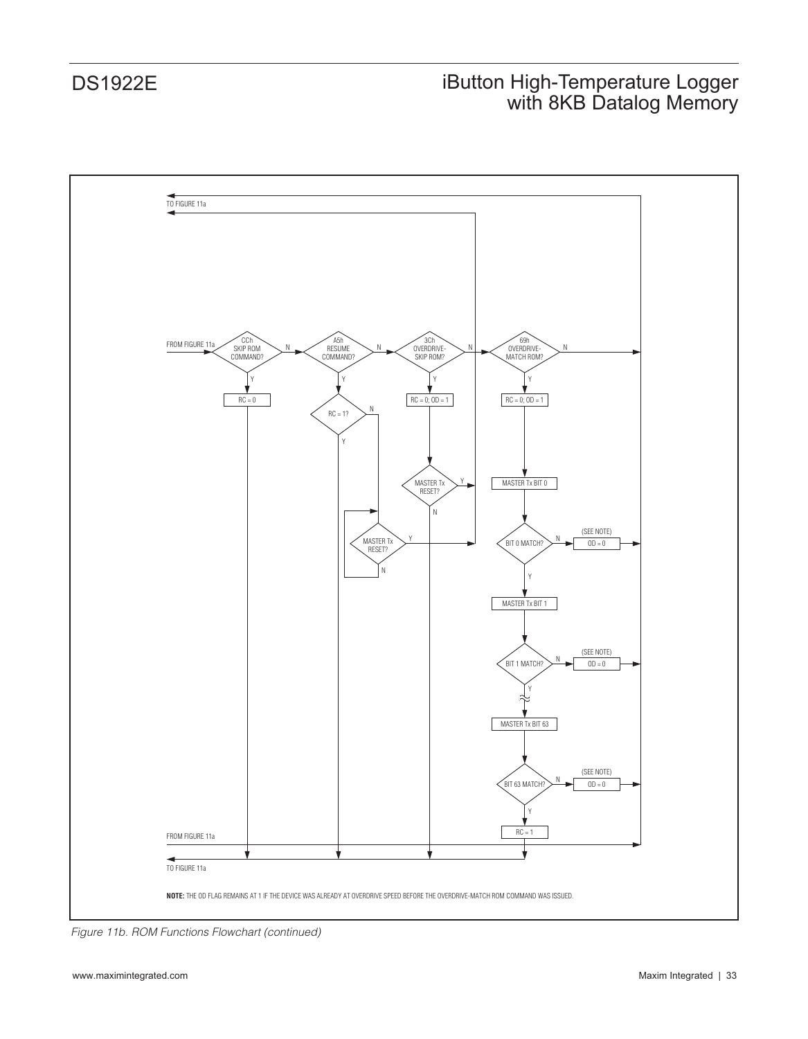TO FIGURE 11a

FROM FIGURE 11a

CCh SKIP ROM COMMAND?

A5h RESUME COMMAND?

3Ch OVERDRIVE-SKIP ROM?

69h OVERDRIVE-MATCH ROM?

RC = 0

RC = 1?

RC = 0; OD = 1

RC = 0; OD = 1

MASTER Tx RESET?

MASTER Tx BIT 0

MASTER Tx RESET?

BIT 0 MATCH?

(SEE NOTE) OD = 0

MASTER Tx BIT 1

BIT 1 MATCH?

(SEE NOTE) OD = 0

MASTER Tx BIT 63

BIT 63 MATCH?

(SEE NOTE) OD = 0

RC = 1

FROM FIGURE 11a

TO FIGURE 11a

**NOTE:** THE OD FLAG REMAINS AT 1 IF THE DEVICE WAS ALREADY AT OVERDRIVE SPEED BEFORE THE OVERDRIVE-MATCH ROM COMMAND WAS ISSUED.

*Figure 11b. ROM Functions Flowchart (continued)*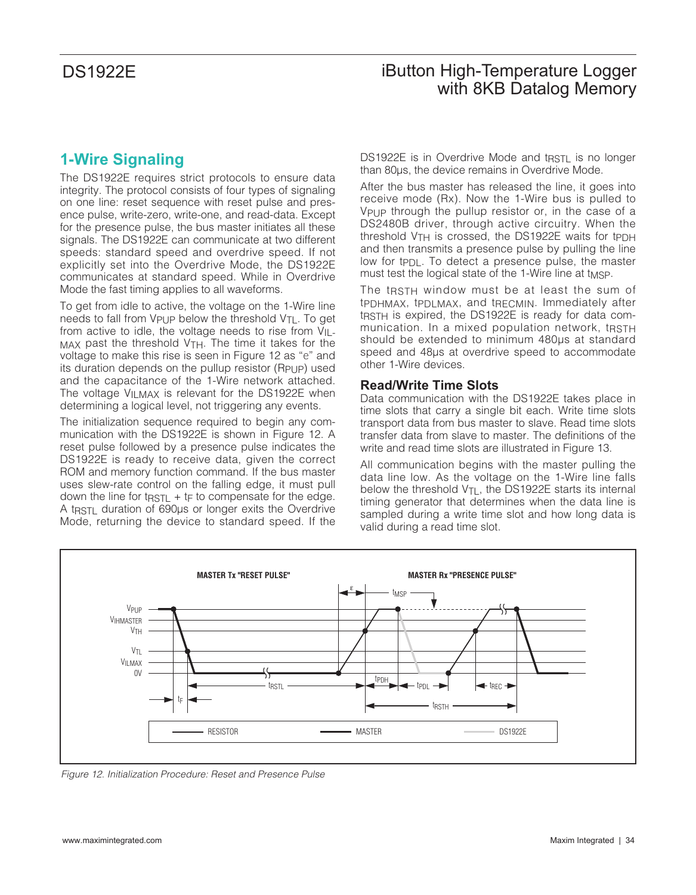## 1-Wire Signaling

The DS1922E requires strict protocols to ensure data integrity. The protocol consists of four types of signaling on one line: reset sequence with reset pulse and presence pulse, write-zero, write-one, and read-data. Except for the presence pulse, the bus master initiates all these signals. The DS1922E can communicate at two different speeds: standard speed and overdrive speed. If not explicitly set into the Overdrive Mode, the DS1922E communicates at standard speed. While in Overdrive Mode the fast timing applies to all waveforms.

To get from idle to active, the voltage on the 1-Wire line needs to fall from $V_{PUP}$ below the threshold $V_{TL}$. To get from active to idle, the voltage needs to rise from $V_{ILMAX}$ past the threshold $V_{TH}$. The time it takes for the voltage to make this rise is seen in Figure 12 as "ε" and its duration depends on the pullup resistor ($R_{PUP}$) used and the capacitance of the 1-Wire network attached. The voltage $V_{ILMAX}$ is relevant for the DS1922E when determining a logical level, not triggering any events.

The initialization sequence required to begin any communication with the DS1922E is shown in Figure 12. A reset pulse followed by a presence pulse indicates the DS1922E is ready to receive data, given the correct ROM and memory function command. If the bus master uses slew-rate control on the falling edge, it must pull down the line for $t_{RSTL} + t_F$ to compensate for the edge. A $t_{RSTL}$ duration of 690µs or longer exits the Overdrive Mode, returning the device to standard speed. If the DS1922E is in Overdrive Mode and $t_{RSTL}$ is no longer than 80µs, the device remains in Overdrive Mode.

After the bus master has released the line, it goes into receive mode (Rx). Now the 1-Wire bus is pulled to $V_{PUP}$ through the pullup resistor or, in the case of a DS2480B driver, through active circuitry. When the threshold $V_{TH}$ is crossed, the DS1922E waits for $t_{PDH}$ and then transmits a presence pulse by pulling the line low for $t_{PDL}$. To detect a presence pulse, the master must test the logical state of the 1-Wire line at $t_{MSP}$.

The $t_{RSTH}$ window must be at least the sum of $t_{PDHMAX}$, $t_{PDLMAX}$, and $t_{RECMIN}$. Immediately after $t_{RSTH}$ is expired, the DS1922E is ready for data communication. In a mixed population network, $t_{RSTH}$ should be extended to minimum 480µs at standard speed and 48µs at overdrive speed to accommodate other 1-Wire devices.

### Read/Write Time Slots

Data communication with the DS1922E takes place in time slots that carry a single bit each. Write time slots transport data from bus master to slave. Read time slots transfer data from slave to master. The definitions of the write and read time slots are illustrated in Figure 13.

All communication begins with the master pulling the data line low. As the voltage on the 1-Wire line falls below the threshold $V_{TL}$, the DS1922E starts its internal timing generator that determines when the data line is sampled during a write time slot and how long data is valid during a read time slot.

*Figure 12. Initialization Procedure: Reset and Presence Pulse*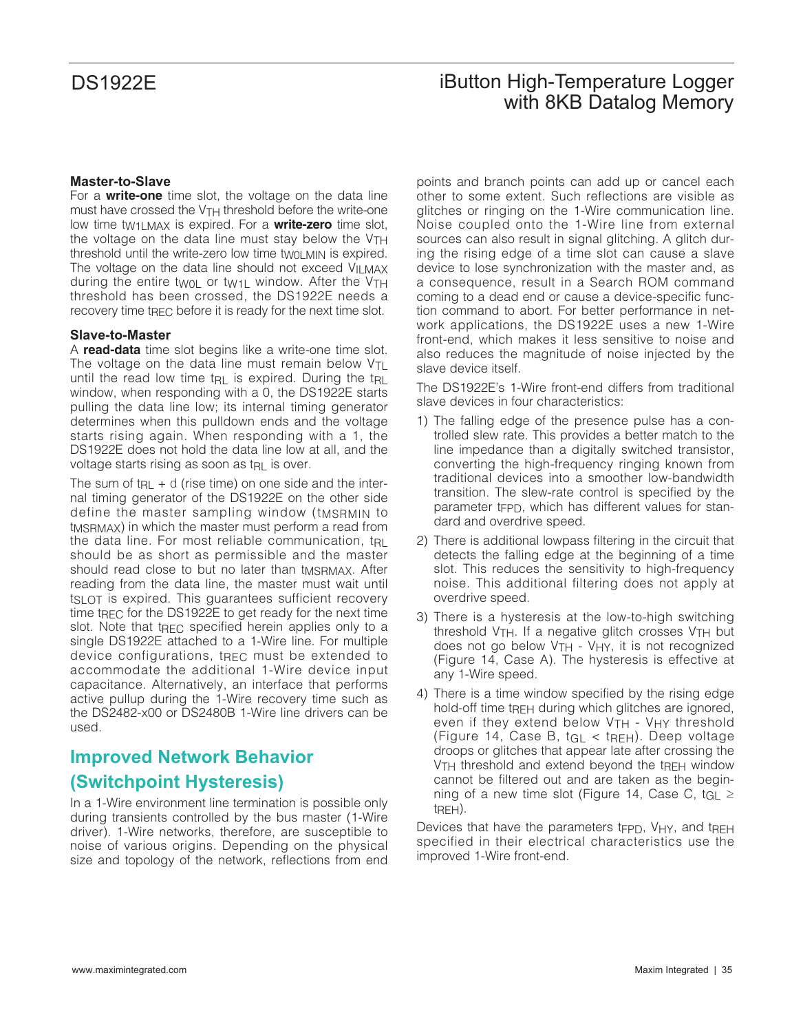#### Master-to-Slave

For a **write-one** time slot, the voltage on the data line must have crossed the $V_{TH}$ threshold before the write-one low time $t_{W1LMAX}$ is expired. For a **write-zero** time slot, the voltage on the data line must stay below the $V_{TH}$ threshold until the write-zero low time $t_{W0LMIN}$ is expired. The voltage on the data line should not exceed $V_{ILMAX}$ during the entire $t_{W0L}$ or $t_{W1L}$ window. After the $V_{TH}$ threshold has been crossed, the DS1922E needs a recovery time $t_{REC}$ before it is ready for the next time slot.

#### Slave-to-Master

A **read-data** time slot begins like a write-one time slot. The voltage on the data line must remain below $V_{TL}$ until the read low time $t_{RL}$ is expired. During the $t_{RL}$ window, when responding with a 0, the DS1922E starts pulling the data line low; its internal timing generator determines when this pulldown ends and the voltage starts rising again. When responding with a 1, the DS1922E does not hold the data line low at all, and the voltage starts rising as soon as $t_{RL}$ is over.

The sum of $t_{RL}$ + $\delta$ (rise time) on one side and the internal timing generator of the DS1922E on the other side define the master sampling window ($t_{MSRMIN}$ to $t_{MSRMAX}$) in which the master must perform a read from the data line. For most reliable communication, $t_{RL}$ should be as short as permissible and the master should read close to but no later than $t_{MSRMAX}$. After reading from the data line, the master must wait until $t_{SLOT}$ is expired. This guarantees sufficient recovery time $t_{REC}$ for the DS1922E to get ready for the next time slot. Note that $t_{REC}$ specified herein applies only to a single DS1922E attached to a 1-Wire line. For multiple device configurations, $t_{REC}$ must be extended to accommodate the additional 1-Wire device input capacitance. Alternatively, an interface that performs active pullup during the 1-Wire recovery time such as the DS2482-x00 or DS2480B 1-Wire line drivers can be used.

## Improved Network Behavior (Switchpoint Hysteresis)

In a 1-Wire environment line termination is possible only during transients controlled by the bus master (1-Wire driver). 1-Wire networks, therefore, are susceptible to noise of various origins. Depending on the physical size and topology of the network, reflections from end points and branch points can add up or cancel each other to some extent. Such reflections are visible as glitches or ringing on the 1-Wire communication line. Noise coupled onto the 1-Wire line from external sources can also result in signal glitching. A glitch during the rising edge of a time slot can cause a slave device to lose synchronization with the master and, as a consequence, result in a Search ROM command coming to a dead end or cause a device-specific function command to abort. For better performance in network applications, the DS1922E uses a new 1-Wire front-end, which makes it less sensitive to noise and also reduces the magnitude of noise injected by the slave device itself.

The DS1922E's 1-Wire front-end differs from traditional slave devices in four characteristics:

1) The falling edge of the presence pulse has a controlled slew rate. This provides a better match to the line impedance than a digitally switched transistor, converting the high-frequency ringing known from traditional devices into a smoother low-bandwidth transition. The slew-rate control is specified by the parameter $t_{FPD}$, which has different values for standard and overdrive speed.
2) There is additional lowpass filtering in the circuit that detects the falling edge at the beginning of a time slot. This reduces the sensitivity to high-frequency noise. This additional filtering does not apply at overdrive speed.
3) There is a hysteresis at the low-to-high switching threshold $V_{TH}$. If a negative glitch crosses $V_{TH}$ but does not go below $V_{TH}$ - $V_{HY}$, it is not recognized (Figure 14, Case A). The hysteresis is effective at any 1-Wire speed.
4) There is a time window specified by the rising edge hold-off time $t_{REH}$ during which glitches are ignored, even if they extend below $V_{TH}$ - $V_{HY}$ threshold (Figure 14, Case B, $t_{GL} < t_{REH}$). Deep voltage droops or glitches that appear late after crossing the $V_{TH}$ threshold and extend beyond the $t_{REH}$ window cannot be filtered out and are taken as the beginning of a new time slot (Figure 14, Case C, $t_{GL} \geq t_{REH}$).

Devices that have the parameters $t_{FPD}$, $V_{HY}$, and $t_{REH}$ specified in their electrical characteristics use the improved 1-Wire front-end.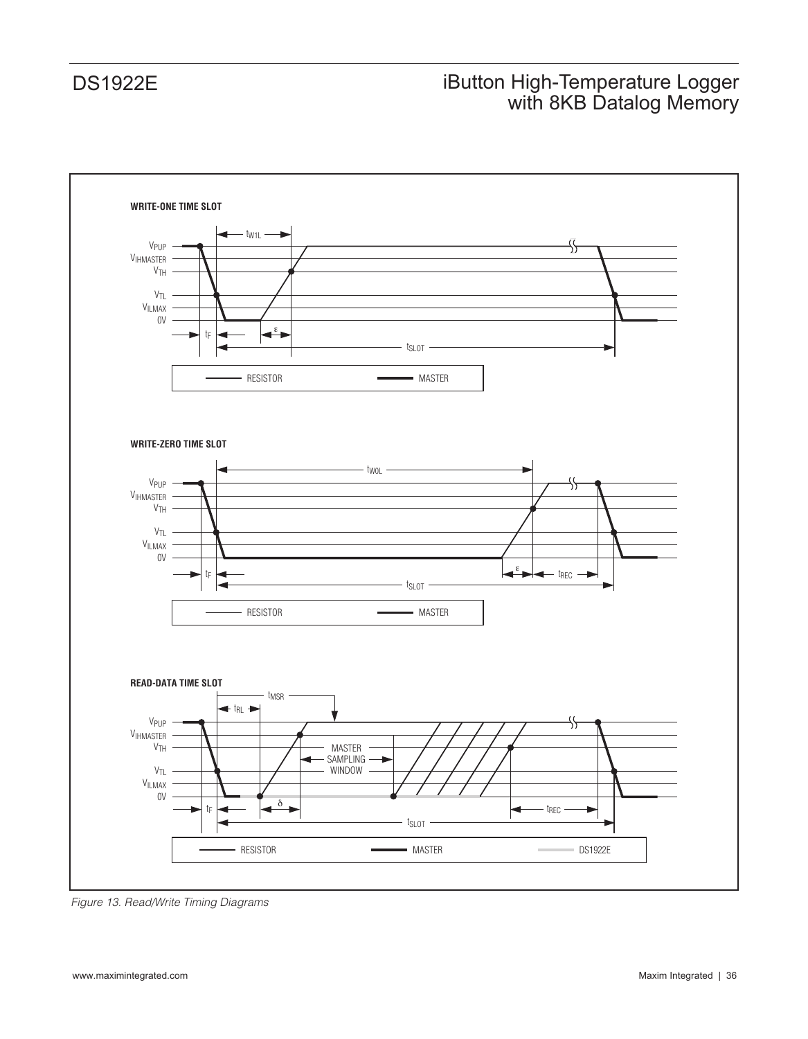**WRITE-ONE TIME SLOT**

$V_{PUP}$, $V_{IHMASTER}$, $V_{TH}$, $V_{TL}$, $V_{ILMAX}$, 0V

$t_{W1L}$, $t_F$, $\varepsilon$, $t_{SLOT}$

RESISTOR — MASTER

**WRITE-ZERO TIME SLOT**

$V_{PUP}$, $V_{IHMASTER}$, $V_{TH}$, $V_{TL}$, $V_{ILMAX}$, 0V

$t_{W0L}$, $t_F$, $\varepsilon$, $t_{REC}$, $t_{SLOT}$

RESISTOR — MASTER

**READ-DATA TIME SLOT**

$V_{PUP}$, $V_{IHMASTER}$, $V_{TH}$, $V_{TL}$, $V_{ILMAX}$, 0V

$t_{MSR}$, $t_{RL}$, MASTER SAMPLING WINDOW, $t_F$, $\delta$, $t_{REC}$, $t_{SLOT}$

RESISTOR — MASTER — DS1922E

*Figure 13. Read/Write Timing Diagrams*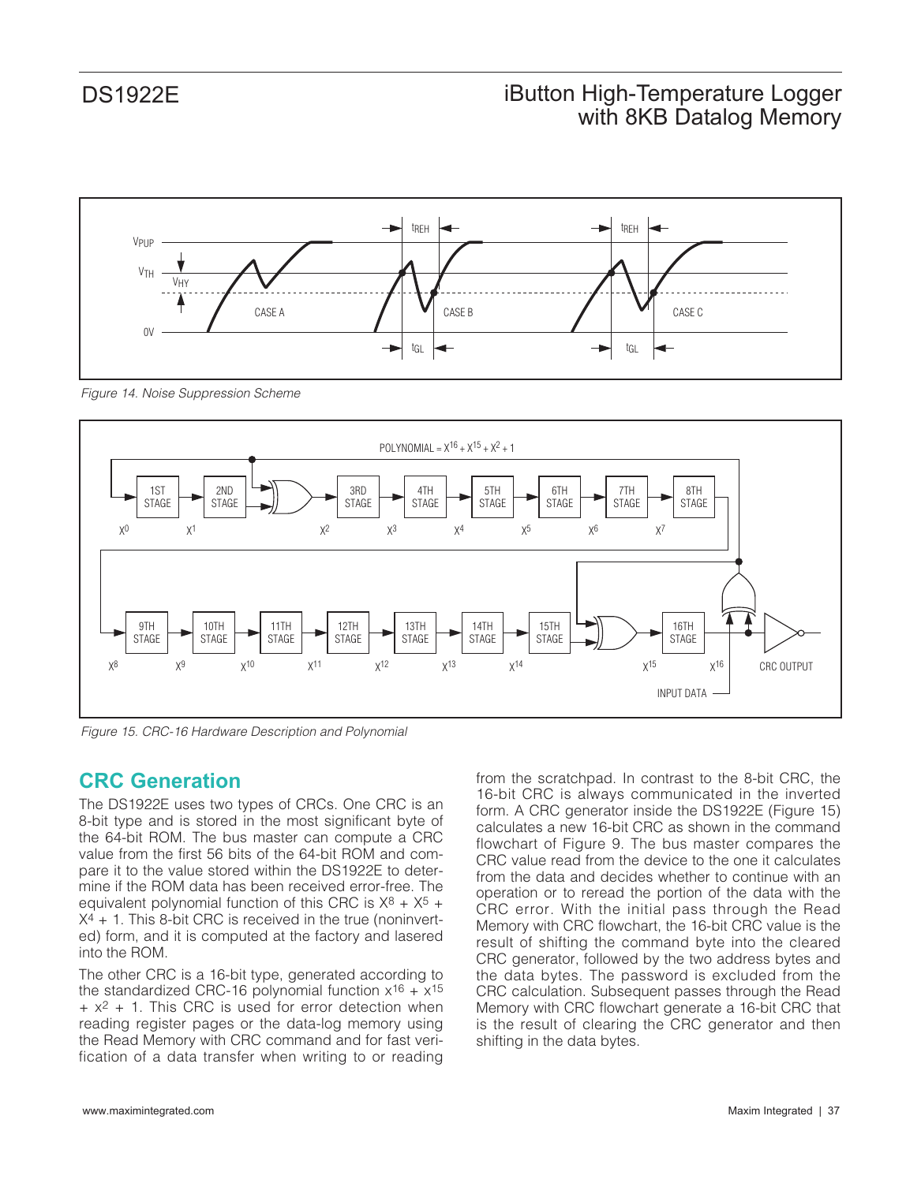Figure 14. Noise Suppression Scheme

Figure 15. CRC-16 Hardware Description and Polynomial

## CRC Generation

The DS1922E uses two types of CRCs. One CRC is an 8-bit type and is stored in the most significant byte of the 64-bit ROM. The bus master can compute a CRC value from the first 56 bits of the 64-bit ROM and compare it to the value stored within the DS1922E to determine if the ROM data has been received error-free. The equivalent polynomial function of this CRC is $X^8 + X^5 + X^4 + 1$. This 8-bit CRC is received in the true (noninverted) form, and it is computed at the factory and lasered into the ROM.

The other CRC is a 16-bit type, generated according to the standardized CRC-16 polynomial function $x^{16} + x^{15} + x^2 + 1$. This CRC is used for error detection when reading register pages or the data-log memory using the Read Memory with CRC command and for fast verification of a data transfer when writing to or reading from the scratchpad. In contrast to the 8-bit CRC, the 16-bit CRC is always communicated in the inverted form. A CRC generator inside the DS1922E (Figure 15) calculates a new 16-bit CRC as shown in the command flowchart of Figure 9. The bus master compares the CRC value read from the device to the one it calculates from the data and decides whether to continue with an operation or to reread the portion of the data with the CRC error. With the initial pass through the Read Memory with CRC flowchart, the 16-bit CRC value is the result of shifting the command byte into the cleared CRC generator, followed by the two address bytes and the data bytes. The password is excluded from the CRC calculation. Subsequent passes through the Read Memory with CRC flowchart generate a 16-bit CRC that is the result of clearing the CRC generator and then shifting in the data bytes.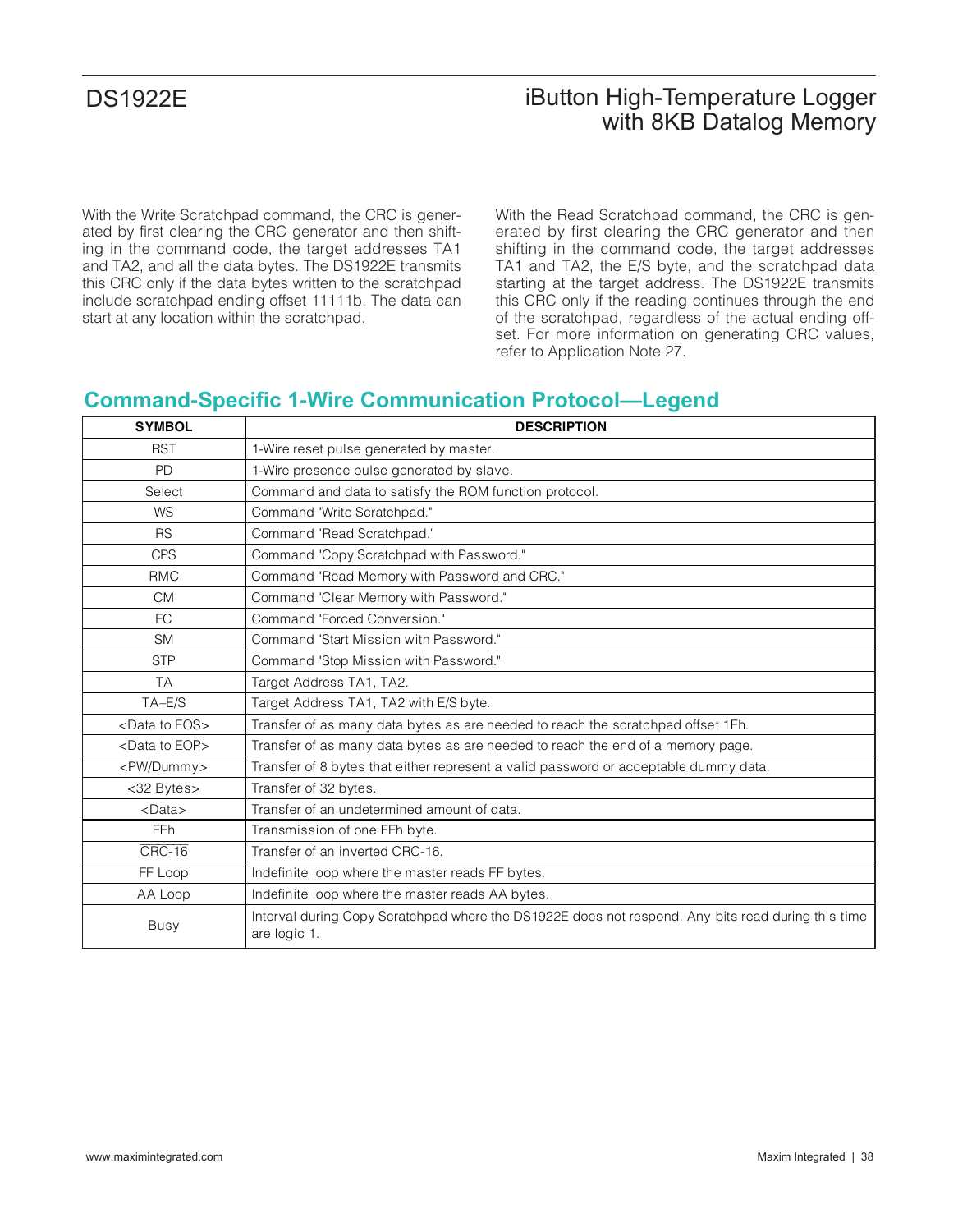With the Write Scratchpad command, the CRC is generated by first clearing the CRC generator and then shifting in the command code, the target addresses TA1 and TA2, and all the data bytes. The DS1922E transmits this CRC only if the data bytes written to the scratchpad include scratchpad ending offset 11111b. The data can start at any location within the scratchpad.

With the Read Scratchpad command, the CRC is generated by first clearing the CRC generator and then shifting in the command code, the target addresses TA1 and TA2, the E/S byte, and the scratchpad data starting at the target address. The DS1922E transmits this CRC only if the reading continues through the end of the scratchpad, regardless of the actual ending offset. For more information on generating CRC values, refer to Application Note 27.

## Command-Specific 1-Wire Communication Protocol—Legend

| SYMBOL | DESCRIPTION |
|---|---|
| RST | 1-Wire reset pulse generated by master. |
| PD | 1-Wire presence pulse generated by slave. |
| Select | Command and data to satisfy the ROM function protocol. |
| WS | Command "Write Scratchpad." |
| RS | Command "Read Scratchpad." |
| CPS | Command "Copy Scratchpad with Password." |
| RMC | Command "Read Memory with Password and CRC." |
| CM | Command "Clear Memory with Password." |
| FC | Command "Forced Conversion." |
| SM | Command "Start Mission with Password." |
| STP | Command "Stop Mission with Password." |
| TA | Target Address TA1, TA2. |
| TA–E/S | Target Address TA1, TA2 with E/S byte. |
| <Data to EOS> | Transfer of as many data bytes as are needed to reach the scratchpad offset 1Fh. |
| <Data to EOP> | Transfer of as many data bytes as are needed to reach the end of a memory page. |
| <PW/Dummy> | Transfer of 8 bytes that either represent a valid password or acceptable dummy data. |
| <32 Bytes> | Transfer of 32 bytes. |
| <Data> | Transfer of an undetermined amount of data. |
| FFh | Transmission of one FFh byte. |
| $\overline{\text{CRC-16}}$ | Transfer of an inverted CRC-16. |
| FF Loop | Indefinite loop where the master reads FF bytes. |
| AA Loop | Indefinite loop where the master reads AA bytes. |
| Busy | Interval during Copy Scratchpad where the DS1922E does not respond. Any bits read during this time are logic 1. |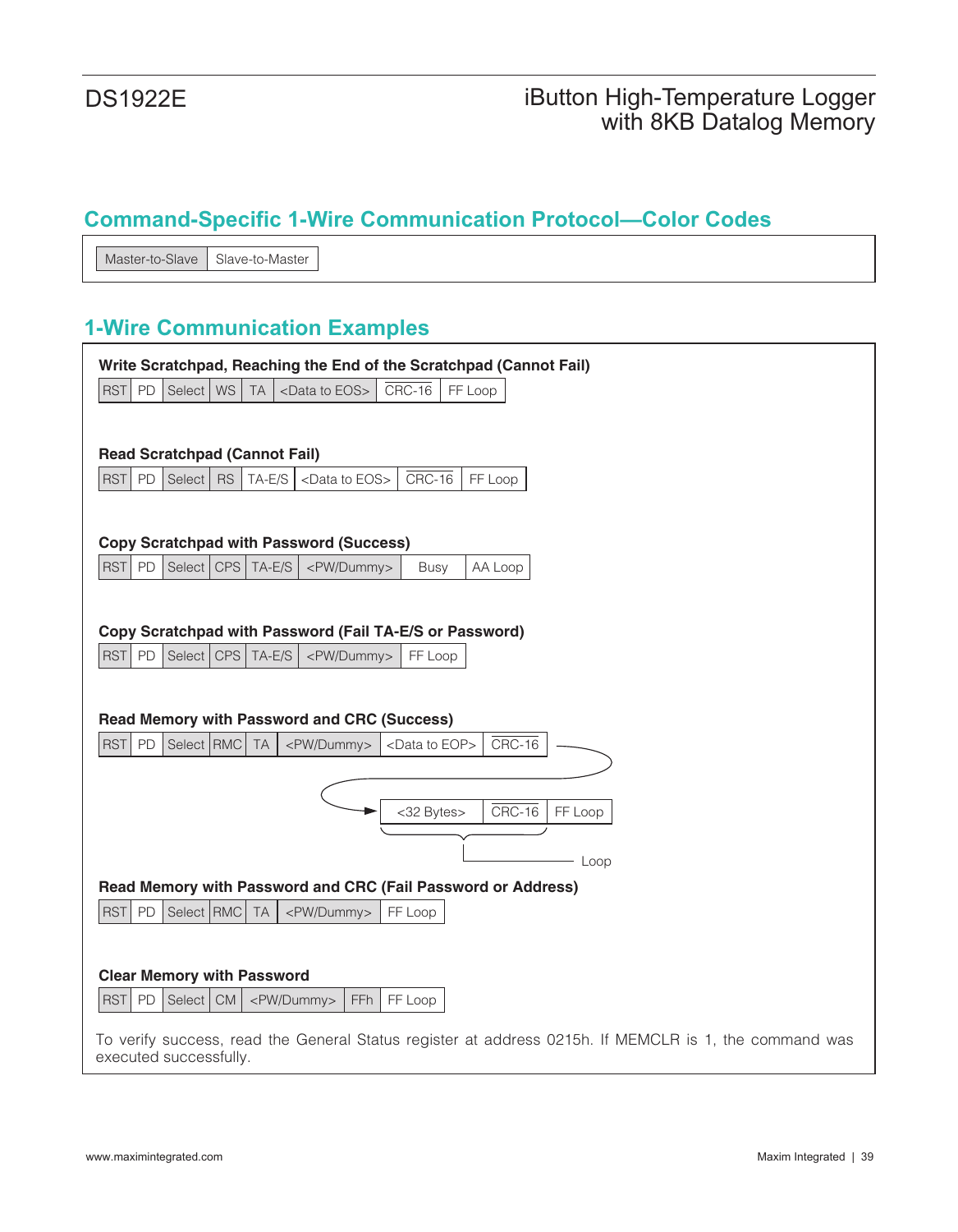## Command-Specific 1-Wire Communication Protocol—Color Codes

| Master-to-Slave | Slave-to-Master |
|---|---|

## 1-Wire Communication Examples

**Write Scratchpad, Reaching the End of the Scratchpad (Cannot Fail)**

| RST | PD | Select | WS | TA | <Data to EOS> | $\overline{\text{CRC-16}}$ | FF Loop |
|---|---|---|---|---|---|---|---|

**Read Scratchpad (Cannot Fail)**

| RST | PD | Select | RS | TA-E/S | <Data to EOS> | $\overline{\text{CRC-16}}$ | FF Loop |
|---|---|---|---|---|---|---|---|

**Copy Scratchpad with Password (Success)**

| RST | PD | Select | CPS | TA-E/S | <PW/Dummy> | Busy | AA Loop |
|---|---|---|---|---|---|---|---|

**Copy Scratchpad with Password (Fail TA-E/S or Password)**

| RST | PD | Select | CPS | TA-E/S | <PW/Dummy> | FF Loop |
|---|---|---|---|---|---|---|

**Read Memory with Password and CRC (Success)**

| RST | PD | Select | RMC | TA | <PW/Dummy> | <Data to EOP> | $\overline{\text{CRC-16}}$ |
|---|---|---|---|---|---|---|---|

→

| <32 Bytes> | $\overline{\text{CRC-16}}$ | FF Loop |
|---|---|---|

(<32 Bytes> and $\overline{\text{CRC-16}}$: Loop)

**Read Memory with Password and CRC (Fail Password or Address)**

| RST | PD | Select | RMC | TA | <PW/Dummy> | FF Loop |
|---|---|---|---|---|---|---|

**Clear Memory with Password**

| RST | PD | Select | CM | <PW/Dummy> | FFh | FF Loop |
|---|---|---|---|---|---|---|

To verify success, read the General Status register at address 0215h. If MEMCLR is 1, the command was executed successfully.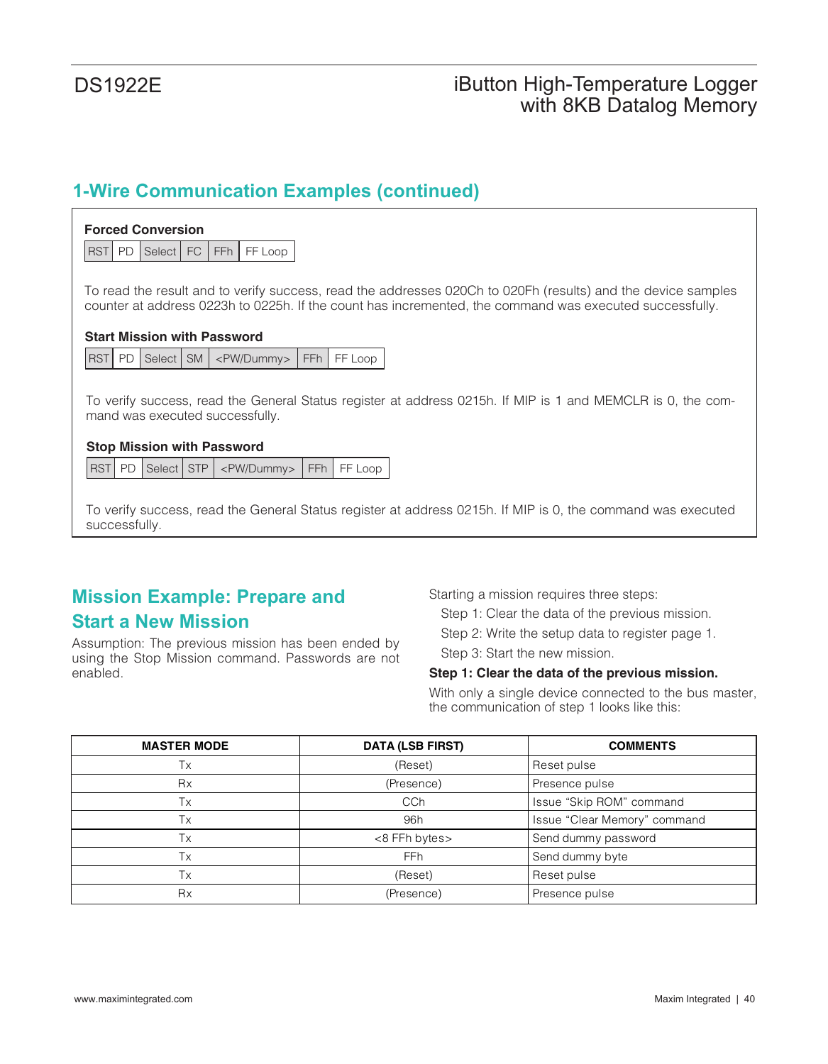## 1-Wire Communication Examples (continued)

**Forced Conversion**

| RST | PD | Select | FC | FFh | FF Loop |
|---|---|---|---|---|---|

To read the result and to verify success, read the addresses 020Ch to 020Fh (results) and the device samples counter at address 0223h to 0225h. If the count has incremented, the command was executed successfully.

**Start Mission with Password**

| RST | PD | Select | SM | <PW/Dummy> | FFh | FF Loop |
|---|---|---|---|---|---|---|

To verify success, read the General Status register at address 0215h. If MIP is 1 and MEMCLR is 0, the command was executed successfully.

**Stop Mission with Password**

| RST | PD | Select | STP | <PW/Dummy> | FFh | FF Loop |
|---|---|---|---|---|---|---|

To verify success, read the General Status register at address 0215h. If MIP is 0, the command was executed successfully.

## Mission Example: Prepare and Start a New Mission

Assumption: The previous mission has been ended by using the Stop Mission command. Passwords are not enabled.

Starting a mission requires three steps:

Step 1: Clear the data of the previous mission.

Step 2: Write the setup data to register page 1.

Step 3: Start the new mission.

**Step 1: Clear the data of the previous mission.**

With only a single device connected to the bus master, the communication of step 1 looks like this:

| MASTER MODE | DATA (LSB FIRST) | COMMENTS |
|---|---|---|
| Tx | (Reset) | Reset pulse |
| Rx | (Presence) | Presence pulse |
| Tx | CCh | Issue “Skip ROM” command |
| Tx | 96h | Issue “Clear Memory” command |
| Tx | <8 FFh bytes> | Send dummy password |
| Tx | FFh | Send dummy byte |
| Tx | (Reset) | Reset pulse |
| Rx | (Presence) | Presence pulse |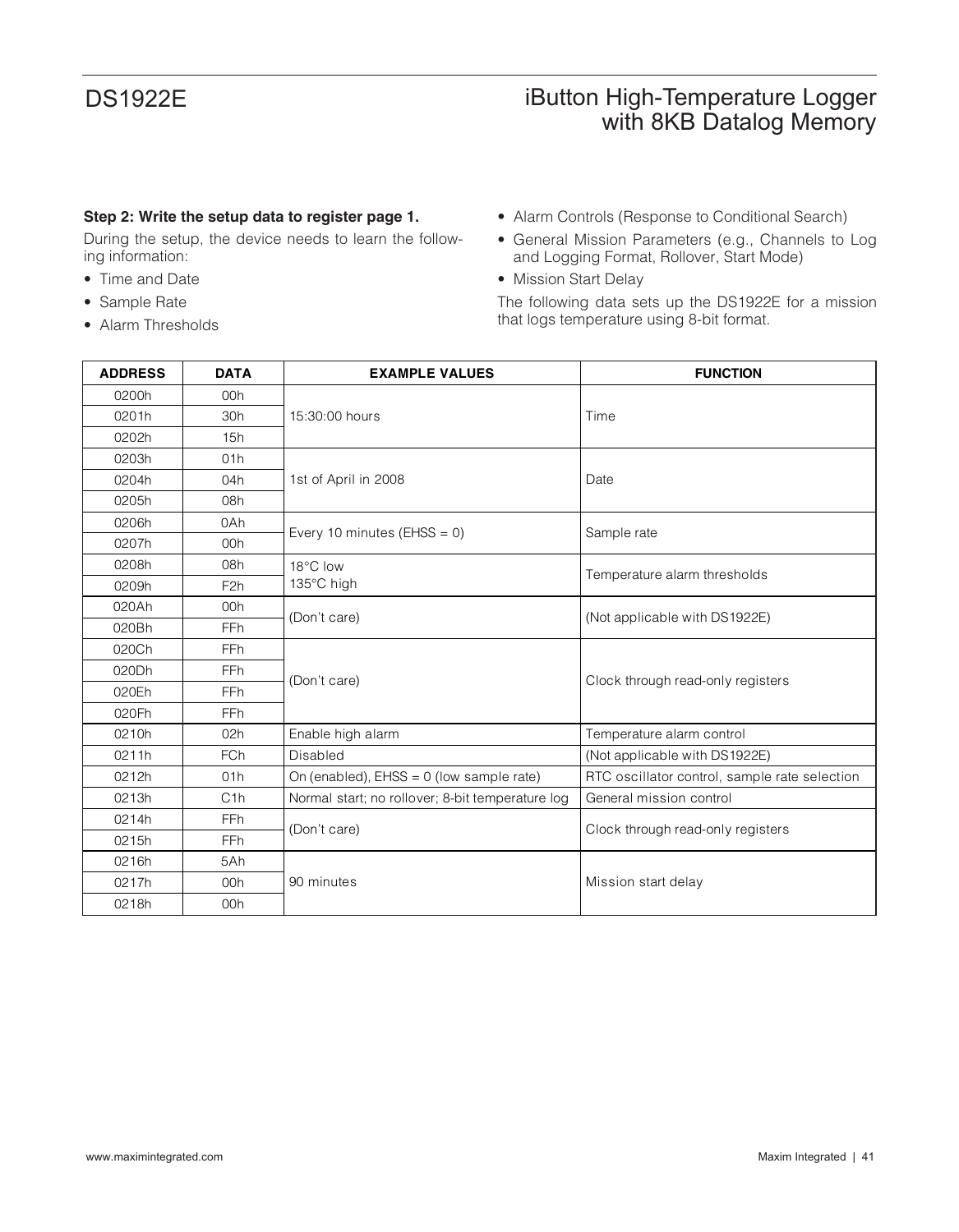**Step 2: Write the setup data to register page 1.**

During the setup, the device needs to learn the following information:

- Time and Date
- Sample Rate
- Alarm Thresholds
- Alarm Controls (Response to Conditional Search)
- General Mission Parameters (e.g., Channels to Log and Logging Format, Rollover, Start Mode)
- Mission Start Delay

The following data sets up the DS1922E for a mission that logs temperature using 8-bit format.

| ADDRESS | DATA | EXAMPLE VALUES | FUNCTION |
|---|---|---|---|
| 0200h | 00h | 15:30:00 hours | Time |
| 0201h | 30h | | |
| 0202h | 15h | | |
| 0203h | 01h | 1st of April in 2008 | Date |
| 0204h | 04h | | |
| 0205h | 08h | | |
| 0206h | 0Ah | Every 10 minutes (EHSS = 0) | Sample rate |
| 0207h | 00h | | |
| 0208h | 08h | 18°C low | Temperature alarm thresholds |
| 0209h | F2h | 135°C high | |
| 020Ah | 00h | (Don't care) | (Not applicable with DS1922E) |
| 020Bh | FFh | | |
| 020Ch | FFh | (Don't care) | Clock through read-only registers |
| 020Dh | FFh | | |
| 020Eh | FFh | | |
| 020Fh | FFh | | |
| 0210h | 02h | Enable high alarm | Temperature alarm control |
| 0211h | FCh | Disabled | (Not applicable with DS1922E) |
| 0212h | 01h | On (enabled), EHSS = 0 (low sample rate) | RTC oscillator control, sample rate selection |
| 0213h | C1h | Normal start; no rollover; 8-bit temperature log | General mission control |
| 0214h | FFh | (Don't care) | Clock through read-only registers |
| 0215h | FFh | | |
| 0216h | 5Ah | 90 minutes | Mission start delay |
| 0217h | 00h | | |
| 0218h | 00h | | |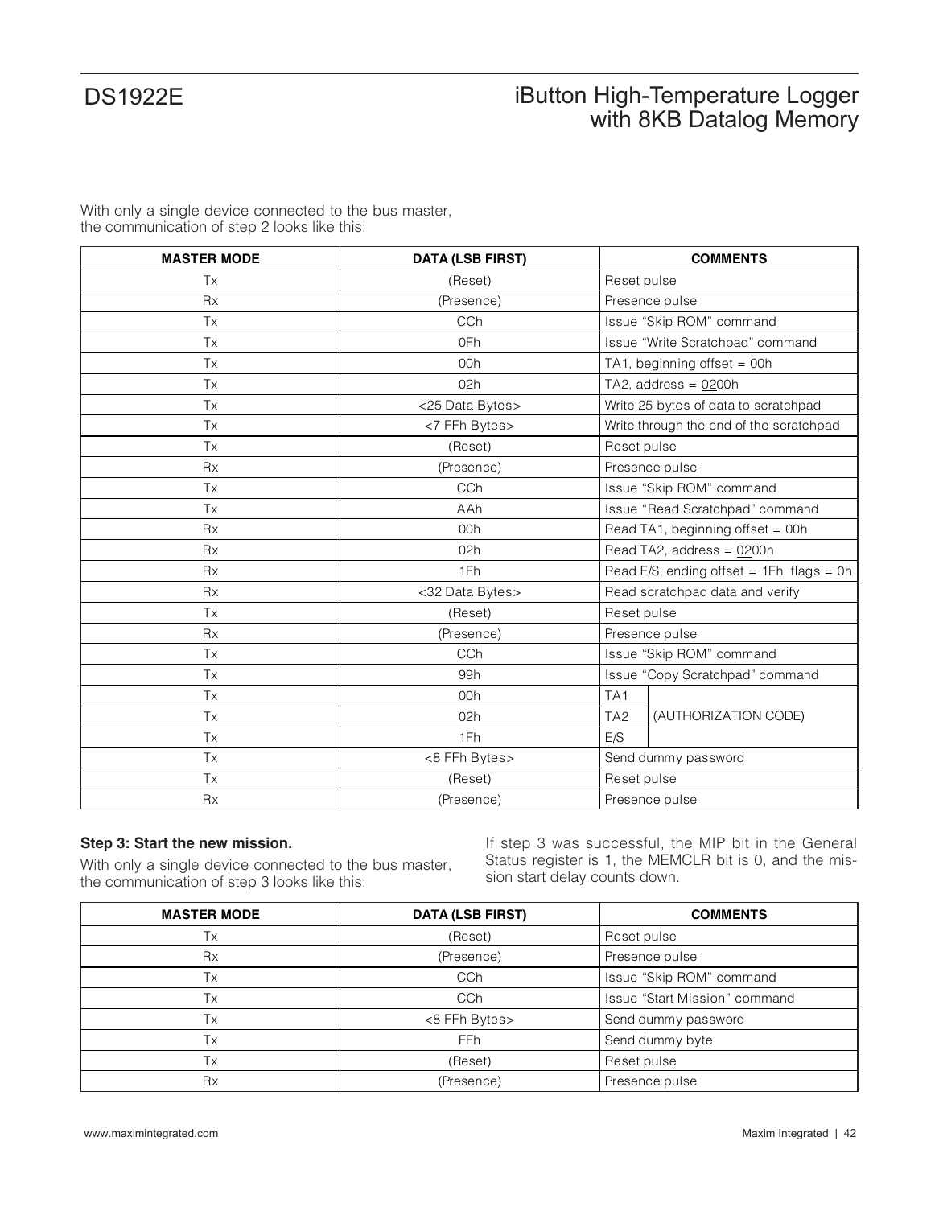With only a single device connected to the bus master, the communication of step 2 looks like this:

| MASTER MODE | DATA (LSB FIRST) | COMMENTS | |
|---|---|---|---|
| Tx | (Reset) | Reset pulse | |
| Rx | (Presence) | Presence pulse | |
| Tx | CCh | Issue “Skip ROM” command | |
| Tx | 0Fh | Issue “Write Scratchpad” command | |
| Tx | 00h | TA1, beginning offset = 00h | |
| Tx | 02h | TA2, address = 0200h | |
| Tx | <25 Data Bytes> | Write 25 bytes of data to scratchpad | |
| Tx | <7 FFh Bytes> | Write through the end of the scratchpad | |
| Tx | (Reset) | Reset pulse | |
| Rx | (Presence) | Presence pulse | |
| Tx | CCh | Issue “Skip ROM” command | |
| Tx | AAh | Issue “Read Scratchpad” command | |
| Rx | 00h | Read TA1, beginning offset = 00h | |
| Rx | 02h | Read TA2, address = 0200h | |
| Rx | 1Fh | Read E/S, ending offset = 1Fh, flags = 0h | |
| Rx | <32 Data Bytes> | Read scratchpad data and verify | |
| Tx | (Reset) | Reset pulse | |
| Rx | (Presence) | Presence pulse | |
| Tx | CCh | Issue “Skip ROM” command | |
| Tx | 99h | Issue “Copy Scratchpad” command | |
| Tx | 00h | TA1 | (AUTHORIZATION CODE) |
| Tx | 02h | TA2 | |
| Tx | 1Fh | E/S | |
| Tx | <8 FFh Bytes> | Send dummy password | |
| Tx | (Reset) | Reset pulse | |
| Rx | (Presence) | Presence pulse | |

**Step 3: Start the new mission.**

With only a single device connected to the bus master, the communication of step 3 looks like this:

If step 3 was successful, the MIP bit in the General Status register is 1, the MEMCLR bit is 0, and the mission start delay counts down.

| MASTER MODE | DATA (LSB FIRST) | COMMENTS |
|---|---|---|
| Tx | (Reset) | Reset pulse |
| Rx | (Presence) | Presence pulse |
| Tx | CCh | Issue “Skip ROM” command |
| Tx | CCh | Issue “Start Mission” command |
| Tx | <8 FFh Bytes> | Send dummy password |
| Tx | FFh | Send dummy byte |
| Tx | (Reset) | Reset pulse |
| Rx | (Presence) | Presence pulse |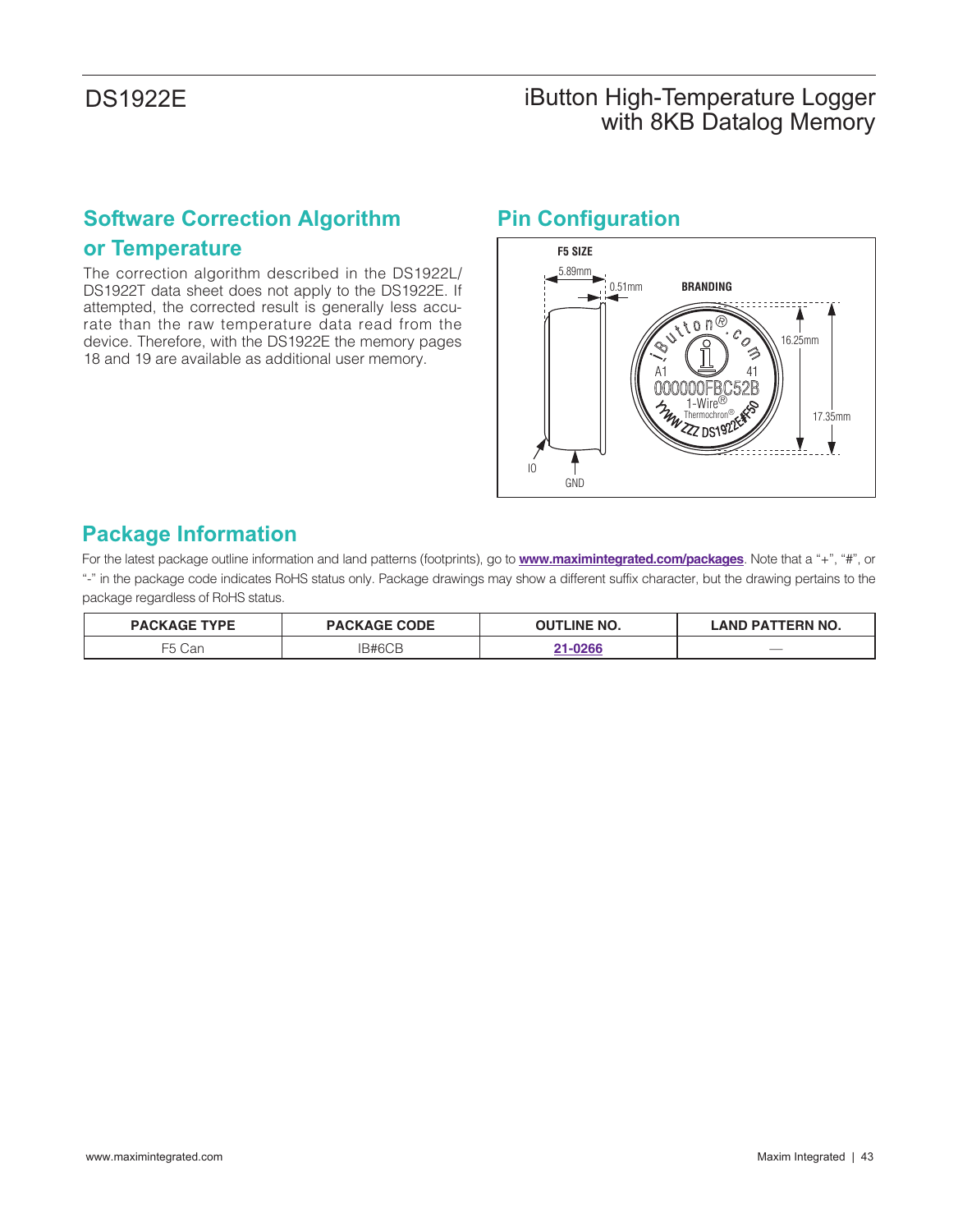## Software Correction Algorithm or Temperature

The correction algorithm described in the DS1922L/DS1922T data sheet does not apply to the DS1922E. If attempted, the corrected result is generally less accurate than the raw temperature data read from the device. Therefore, with the DS1922E the memory pages 18 and 19 are available as additional user memory.

## Pin Configuration

F5 SIZE

5.89mm

0.51mm

BRANDING

16.25mm

17.35mm

IO

GND

## Package Information

For the latest package outline information and land patterns (footprints), go to **www.maximintegrated.com/packages**. Note that a "+", "#", or "-" in the package code indicates RoHS status only. Package drawings may show a different suffix character, but the drawing pertains to the package regardless of RoHS status.

| PACKAGE TYPE | PACKAGE CODE | OUTLINE NO. | LAND PATTERN NO. |
|---|---|---|---|
| F5 Can | IB#6CB | 21-0266 | — |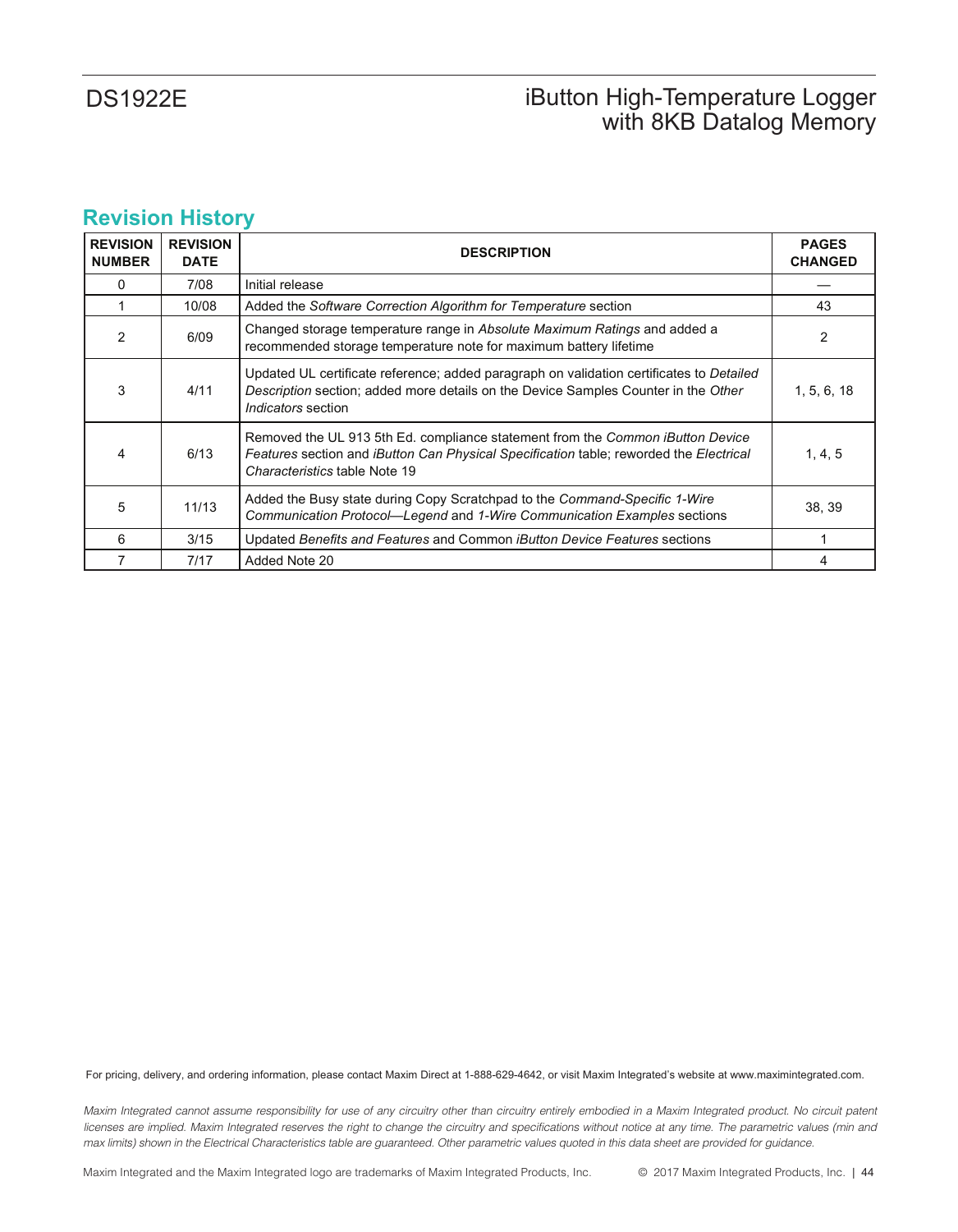## Revision History

| REVISION NUMBER | REVISION DATE | DESCRIPTION | PAGES CHANGED |
|---|---|---|---|
| 0 | 7/08 | Initial release | — |
| 1 | 10/08 | Added the *Software Correction Algorithm for Temperature* section | 43 |
| 2 | 6/09 | Changed storage temperature range in *Absolute Maximum Ratings* and added a recommended storage temperature note for maximum battery lifetime | 2 |
| 3 | 4/11 | Updated UL certificate reference; added paragraph on validation certificates to *Detailed Description* section; added more details on the Device Samples Counter in the *Other Indicators* section | 1, 5, 6, 18 |
| 4 | 6/13 | Removed the UL 913 5th Ed. compliance statement from the *Common iButton Device Features* section and *iButton Can Physical Specification* table; reworded the *Electrical Characteristics* table Note 19 | 1, 4, 5 |
| 5 | 11/13 | Added the Busy state during Copy Scratchpad to the *Command-Specific 1-Wire Communication Protocol—Legend* and *1-Wire Communication Examples* sections | 38, 39 |
| 6 | 3/15 | Updated *Benefits and Features* and Common *iButton Device Features* sections | 1 |
| 7 | 7/17 | Added Note 20 | 4 |

For pricing, delivery, and ordering information, please contact Maxim Direct at 1-888-629-4642, or visit Maxim Integrated's website at www.maximintegrated.com.

*Maxim Integrated cannot assume responsibility for use of any circuitry other than circuitry entirely embodied in a Maxim Integrated product. No circuit patent licenses are implied. Maxim Integrated reserves the right to change the circuitry and specifications without notice at any time. The parametric values (min and max limits) shown in the Electrical Characteristics table are guaranteed. Other parametric values quoted in this data sheet are provided for guidance.*

Maxim Integrated and the Maxim Integrated logo are trademarks of Maxim Integrated Products, Inc. © 2017 Maxim Integrated Products, Inc.